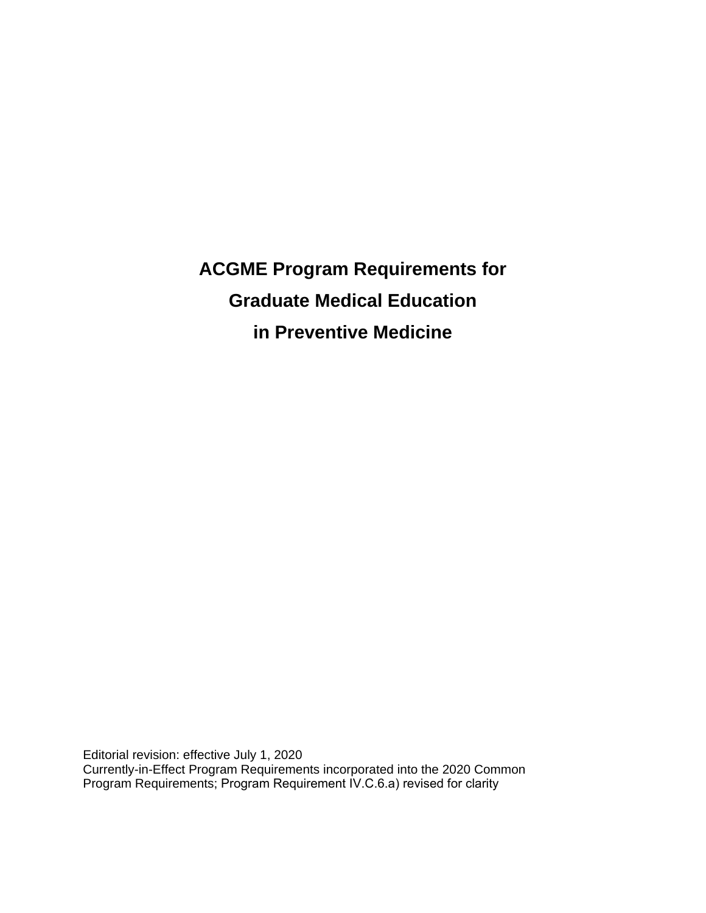# ACGME Program Requirements for Graduate Medical Education in Preventive Medicine

Editorial revision: effective July 1, 2020
Currently-in-Effect Program Requirements incorporated into the 2020 Common Program Requirements; Program Requirement IV.C.6.a) revised for clarity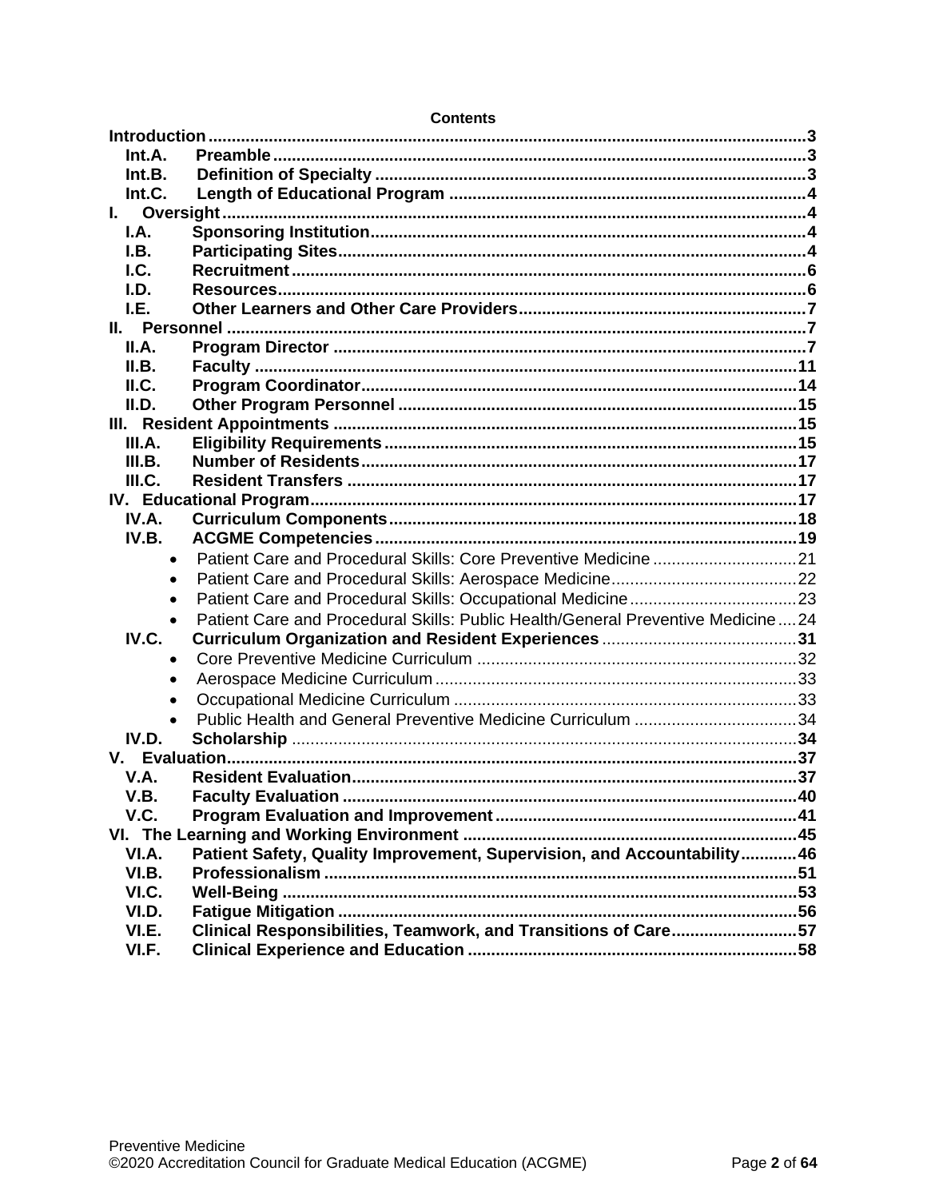**Contents**

**Introduction** ..................................................................................................................... 3
- **Int.A. Preamble** ....................................................................................................... 3
- **Int.B. Definition of Specialty** .................................................................................. 3
- **Int.C. Length of Educational Program** ................................................................... 4

**I. Oversight** ..................................................................................................................... 4
- **I.A. Sponsoring Institution** ....................................................................................... 4
- **I.B. Participating Sites** .............................................................................................. 4
- **I.C. Recruitment** ....................................................................................................... 6
- **I.D. Resources** .......................................................................................................... 6
- **I.E. Other Learners and Other Care Providers** ......................................................... 7

**II. Personnel** .................................................................................................................... 7
- **II.A. Program Director** ............................................................................................... 7
- **II.B. Faculty** ............................................................................................................. 11
- **II.C. Program Coordinator** ....................................................................................... 14
- **II.D. Other Program Personnel** ................................................................................ 15

**III. Resident Appointments** ............................................................................................ 15
- **III.A. Eligibility Requirements** ................................................................................... 15
- **III.B. Number of Residents** ....................................................................................... 17
- **III.C. Resident Transfers** .......................................................................................... 17

**IV. Educational Program** ................................................................................................ 17
- **IV.A. Curriculum Components** .................................................................................. 18
- **IV.B. ACGME Competencies** .................................................................................... 19
  - Patient Care and Procedural Skills: Core Preventive Medicine ............................... 21
  - Patient Care and Procedural Skills: Aerospace Medicine ........................................ 22
  - Patient Care and Procedural Skills: Occupational Medicine .................................... 23
  - Patient Care and Procedural Skills: Public Health/General Preventive Medicine .... 24
- **IV.C. Curriculum Organization and Resident Experiences** ........................................ 31
  - Core Preventive Medicine Curriculum ..................................................................... 32
  - Aerospace Medicine Curriculum .............................................................................. 33
  - Occupational Medicine Curriculum .......................................................................... 33
  - Public Health and General Preventive Medicine Curriculum ................................... 34
- **IV.D. Scholarship** ...................................................................................................... 34

**V. Evaluation** .................................................................................................................. 37
- **V.A. Resident Evaluation** ........................................................................................... 37
- **V.B. Faculty Evaluation** ............................................................................................. 40
- **V.C. Program Evaluation and Improvement** ............................................................. 41

**VI. The Learning and Working Environment** .................................................................. 45
- **VI.A. Patient Safety, Quality Improvement, Supervision, and Accountability** ............ 46
- **VI.B. Professionalism** ................................................................................................ 51
- **VI.C. Well-Being** ......................................................................................................... 53
- **VI.D. Fatigue Mitigation** ............................................................................................. 56
- **VI.E. Clinical Responsibilities, Teamwork, and Transitions of Care** .......................... 57
- **VI.F. Clinical Experience and Education** .................................................................. 58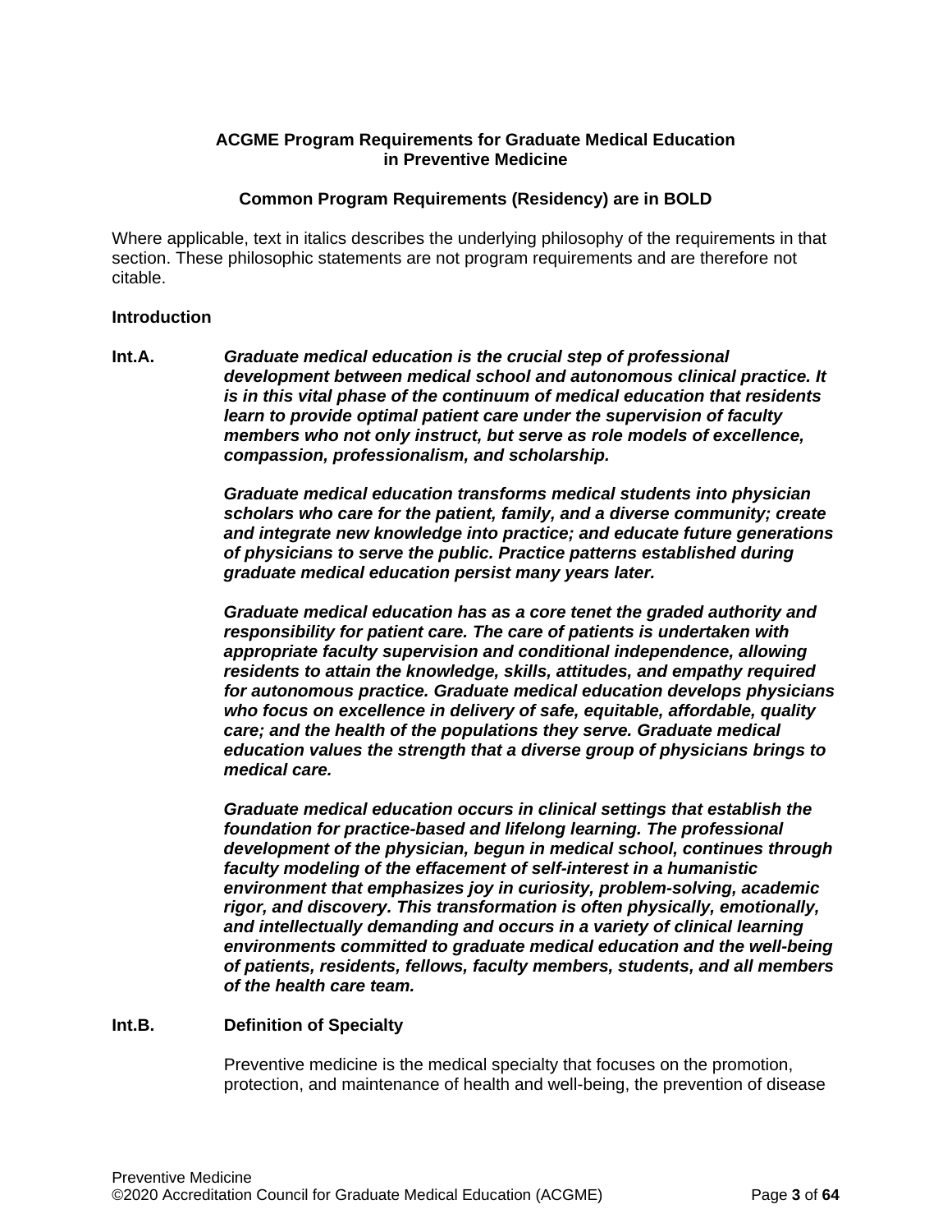**ACGME Program Requirements for Graduate Medical Education in Preventive Medicine**

**Common Program Requirements (Residency) are in BOLD**

Where applicable, text in italics describes the underlying philosophy of the requirements in that section. These philosophic statements are not program requirements and are therefore not citable.

**Introduction**

**Int.A.** ***Graduate medical education is the crucial step of professional development between medical school and autonomous clinical practice. It is in this vital phase of the continuum of medical education that residents learn to provide optimal patient care under the supervision of faculty members who not only instruct, but serve as role models of excellence, compassion, professionalism, and scholarship.***

***Graduate medical education transforms medical students into physician scholars who care for the patient, family, and a diverse community; create and integrate new knowledge into practice; and educate future generations of physicians to serve the public. Practice patterns established during graduate medical education persist many years later.***

***Graduate medical education has as a core tenet the graded authority and responsibility for patient care. The care of patients is undertaken with appropriate faculty supervision and conditional independence, allowing residents to attain the knowledge, skills, attitudes, and empathy required for autonomous practice. Graduate medical education develops physicians who focus on excellence in delivery of safe, equitable, affordable, quality care; and the health of the populations they serve. Graduate medical education values the strength that a diverse group of physicians brings to medical care.***

***Graduate medical education occurs in clinical settings that establish the foundation for practice-based and lifelong learning. The professional development of the physician, begun in medical school, continues through faculty modeling of the effacement of self-interest in a humanistic environment that emphasizes joy in curiosity, problem-solving, academic rigor, and discovery. This transformation is often physically, emotionally, and intellectually demanding and occurs in a variety of clinical learning environments committed to graduate medical education and the well-being of patients, residents, fellows, faculty members, students, and all members of the health care team.***

**Int.B.** **Definition of Specialty**

Preventive medicine is the medical specialty that focuses on the promotion, protection, and maintenance of health and well-being, the prevention of disease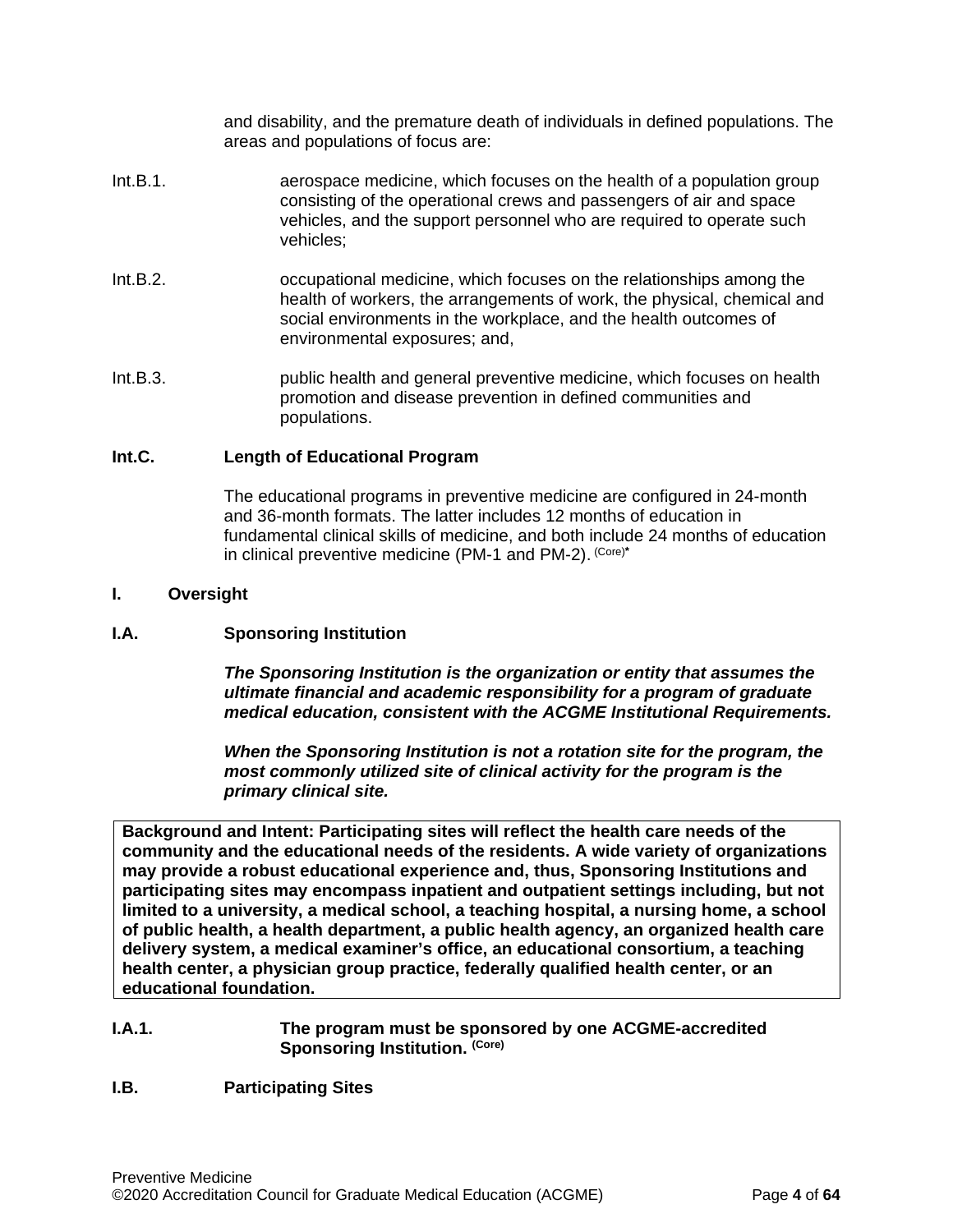and disability, and the premature death of individuals in defined populations. The areas and populations of focus are:

Int.B.1. aerospace medicine, which focuses on the health of a population group consisting of the operational crews and passengers of air and space vehicles, and the support personnel who are required to operate such vehicles;

Int.B.2. occupational medicine, which focuses on the relationships among the health of workers, the arrangements of work, the physical, chemical and social environments in the workplace, and the health outcomes of environmental exposures; and,

Int.B.3. public health and general preventive medicine, which focuses on health promotion and disease prevention in defined communities and populations.

**Int.C. Length of Educational Program**

The educational programs in preventive medicine are configured in 24-month and 36-month formats. The latter includes 12 months of education in fundamental clinical skills of medicine, and both include 24 months of education in clinical preventive medicine (PM-1 and PM-2). (Core)*

## I. Oversight

### I.A. Sponsoring Institution

***The Sponsoring Institution is the organization or entity that assumes the ultimate financial and academic responsibility for a program of graduate medical education, consistent with the ACGME Institutional Requirements.***

***When the Sponsoring Institution is not a rotation site for the program, the most commonly utilized site of clinical activity for the program is the primary clinical site.***

**Background and Intent: Participating sites will reflect the health care needs of the community and the educational needs of the residents. A wide variety of organizations may provide a robust educational experience and, thus, Sponsoring Institutions and participating sites may encompass inpatient and outpatient settings including, but not limited to a university, a medical school, a teaching hospital, a nursing home, a school of public health, a health department, a public health agency, an organized health care delivery system, a medical examiner's office, an educational consortium, a teaching health center, a physician group practice, federally qualified health center, or an educational foundation.**

**I.A.1. The program must be sponsored by one ACGME-accredited Sponsoring Institution. (Core)**

### I.B. Participating Sites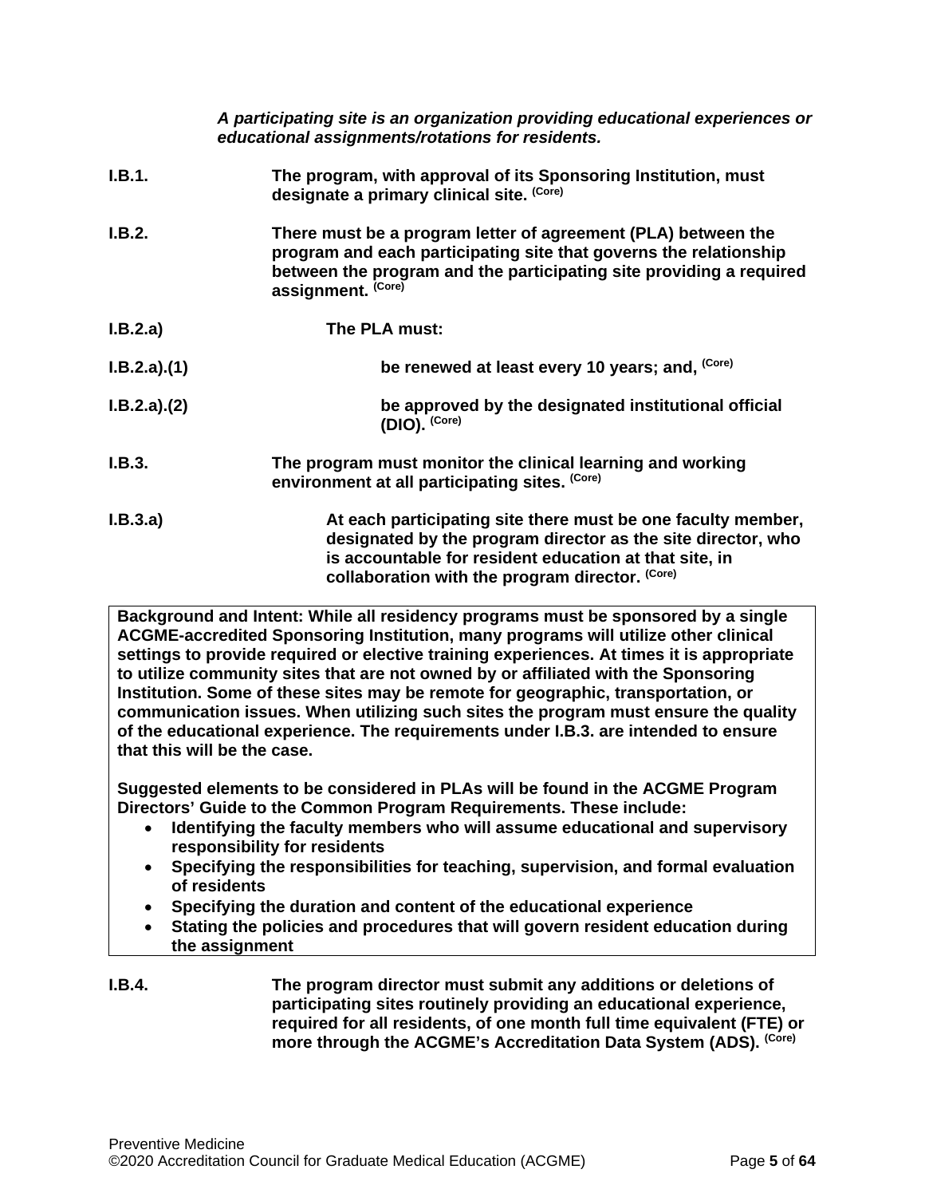*A participating site is an organization providing educational experiences or educational assignments/rotations for residents.*

**I.B.1.** **The program, with approval of its Sponsoring Institution, must designate a primary clinical site.** **(Core)**

**I.B.2.** **There must be a program letter of agreement (PLA) between the program and each participating site that governs the relationship between the program and the participating site providing a required assignment.** **(Core)**

**I.B.2.a)** **The PLA must:**

**I.B.2.a).(1)** **be renewed at least every 10 years; and,** **(Core)**

**I.B.2.a).(2)** **be approved by the designated institutional official (DIO).** **(Core)**

**I.B.3.** **The program must monitor the clinical learning and working environment at all participating sites.** **(Core)**

**I.B.3.a)** **At each participating site there must be one faculty member, designated by the program director as the site director, who is accountable for resident education at that site, in collaboration with the program director.** **(Core)**

> **Background and Intent: While all residency programs must be sponsored by a single ACGME-accredited Sponsoring Institution, many programs will utilize other clinical settings to provide required or elective training experiences. At times it is appropriate to utilize community sites that are not owned by or affiliated with the Sponsoring Institution. Some of these sites may be remote for geographic, transportation, or communication issues. When utilizing such sites the program must ensure the quality of the educational experience. The requirements under I.B.3. are intended to ensure that this will be the case.**
>
> **Suggested elements to be considered in PLAs will be found in the ACGME Program Directors' Guide to the Common Program Requirements. These include:**
> - **Identifying the faculty members who will assume educational and supervisory responsibility for residents**
> - **Specifying the responsibilities for teaching, supervision, and formal evaluation of residents**
> - **Specifying the duration and content of the educational experience**
> - **Stating the policies and procedures that will govern resident education during the assignment**

**I.B.4.** **The program director must submit any additions or deletions of participating sites routinely providing an educational experience, required for all residents, of one month full time equivalent (FTE) or more through the ACGME's Accreditation Data System (ADS).** **(Core)**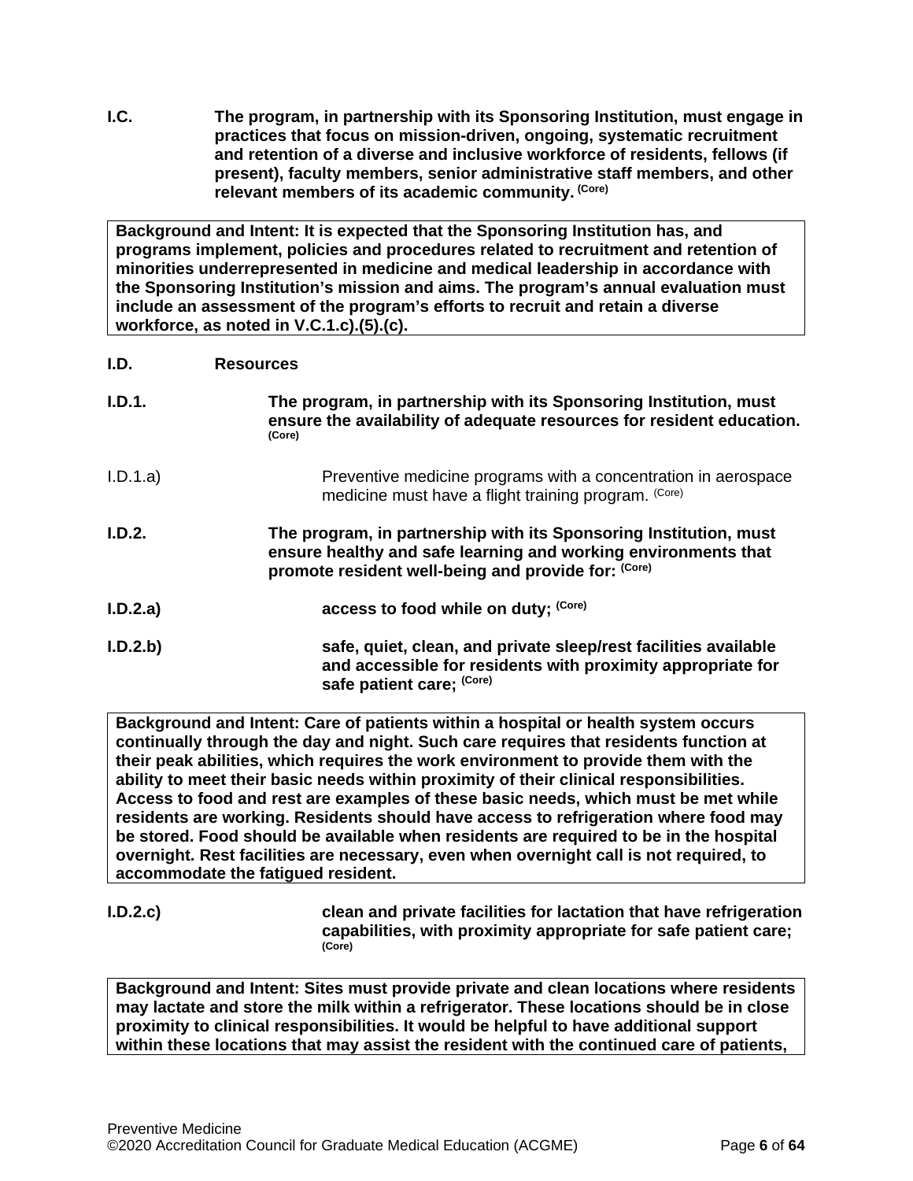**I.C.** **The program, in partnership with its Sponsoring Institution, must engage in practices that focus on mission-driven, ongoing, systematic recruitment and retention of a diverse and inclusive workforce of residents, fellows (if present), faculty members, senior administrative staff members, and other relevant members of its academic community. (Core)**

> **Background and Intent: It is expected that the Sponsoring Institution has, and programs implement, policies and procedures related to recruitment and retention of minorities underrepresented in medicine and medical leadership in accordance with the Sponsoring Institution's mission and aims. The program's annual evaluation must include an assessment of the program's efforts to recruit and retain a diverse workforce, as noted in V.C.1.c).(5).(c).**

**I.D.** **Resources**

**I.D.1.** **The program, in partnership with its Sponsoring Institution, must ensure the availability of adequate resources for resident education. (Core)**

I.D.1.a) Preventive medicine programs with a concentration in aerospace medicine must have a flight training program. (Core)

**I.D.2.** **The program, in partnership with its Sponsoring Institution, must ensure healthy and safe learning and working environments that promote resident well-being and provide for: (Core)**

**I.D.2.a)** **access to food while on duty; (Core)**

**I.D.2.b)** **safe, quiet, clean, and private sleep/rest facilities available and accessible for residents with proximity appropriate for safe patient care; (Core)**

> **Background and Intent: Care of patients within a hospital or health system occurs continually through the day and night. Such care requires that residents function at their peak abilities, which requires the work environment to provide them with the ability to meet their basic needs within proximity of their clinical responsibilities. Access to food and rest are examples of these basic needs, which must be met while residents are working. Residents should have access to refrigeration where food may be stored. Food should be available when residents are required to be in the hospital overnight. Rest facilities are necessary, even when overnight call is not required, to accommodate the fatigued resident.**

**I.D.2.c)** **clean and private facilities for lactation that have refrigeration capabilities, with proximity appropriate for safe patient care; (Core)**

> **Background and Intent: Sites must provide private and clean locations where residents may lactate and store the milk within a refrigerator. These locations should be in close proximity to clinical responsibilities. It would be helpful to have additional support within these locations that may assist the resident with the continued care of patients,**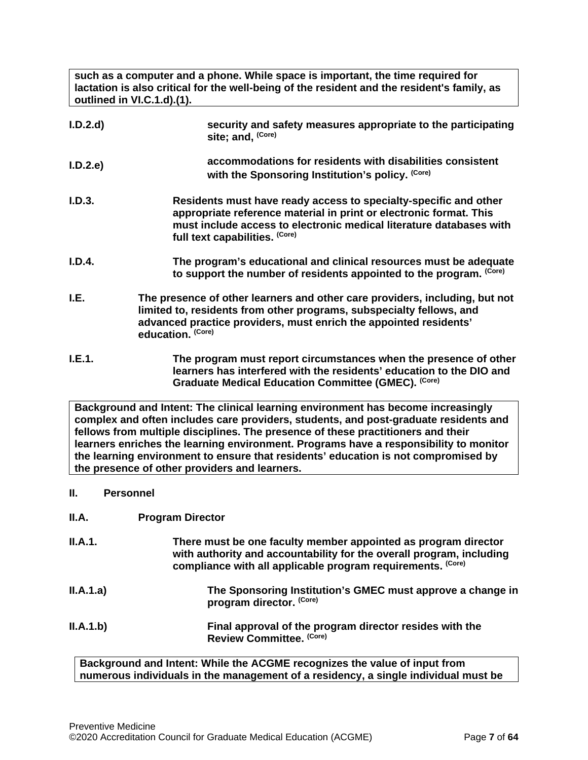**such as a computer and a phone. While space is important, the time required for lactation is also critical for the well-being of the resident and the resident's family, as outlined in VI.C.1.d).(1).**

**I.D.2.d)** **security and safety measures appropriate to the participating site; and,** **(Core)**

**I.D.2.e)** **accommodations for residents with disabilities consistent with the Sponsoring Institution's policy.** **(Core)**

**I.D.3.** **Residents must have ready access to specialty-specific and other appropriate reference material in print or electronic format. This must include access to electronic medical literature databases with full text capabilities.** **(Core)**

**I.D.4.** **The program's educational and clinical resources must be adequate to support the number of residents appointed to the program.** **(Core)**

**I.E.** **The presence of other learners and other care providers, including, but not limited to, residents from other programs, subspecialty fellows, and advanced practice providers, must enrich the appointed residents' education.** **(Core)**

**I.E.1.** **The program must report circumstances when the presence of other learners has interfered with the residents' education to the DIO and Graduate Medical Education Committee (GMEC).** **(Core)**

**Background and Intent: The clinical learning environment has become increasingly complex and often includes care providers, students, and post-graduate residents and fellows from multiple disciplines. The presence of these practitioners and their learners enriches the learning environment. Programs have a responsibility to monitor the learning environment to ensure that residents' education is not compromised by the presence of other providers and learners.**

## II. Personnel

### II.A. Program Director

**II.A.1.** **There must be one faculty member appointed as program director with authority and accountability for the overall program, including compliance with all applicable program requirements.** **(Core)**

**II.A.1.a)** **The Sponsoring Institution's GMEC must approve a change in program director.** **(Core)**

**II.A.1.b)** **Final approval of the program director resides with the Review Committee.** **(Core)**

**Background and Intent: While the ACGME recognizes the value of input from numerous individuals in the management of a residency, a single individual must be**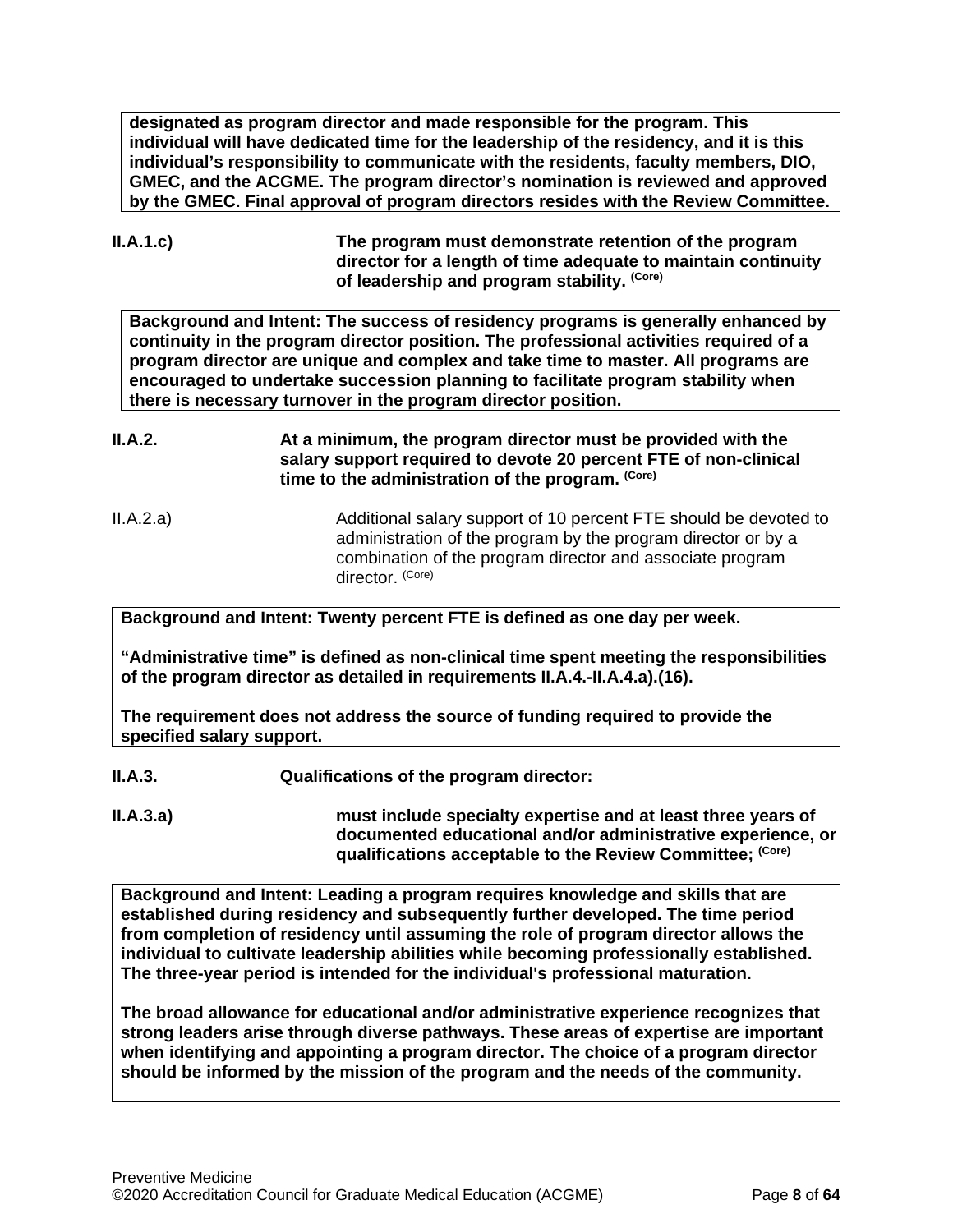**designated as program director and made responsible for the program. This individual will have dedicated time for the leadership of the residency, and it is this individual's responsibility to communicate with the residents, faculty members, DIO, GMEC, and the ACGME. The program director's nomination is reviewed and approved by the GMEC. Final approval of program directors resides with the Review Committee.**

**II.A.1.c)** **The program must demonstrate retention of the program director for a length of time adequate to maintain continuity of leadership and program stability.** **(Core)**

**Background and Intent: The success of residency programs is generally enhanced by continuity in the program director position. The professional activities required of a program director are unique and complex and take time to master. All programs are encouraged to undertake succession planning to facilitate program stability when there is necessary turnover in the program director position.**

**II.A.2.** **At a minimum, the program director must be provided with the salary support required to devote 20 percent FTE of non-clinical time to the administration of the program.** **(Core)**

II.A.2.a) Additional salary support of 10 percent FTE should be devoted to administration of the program by the program director or by a combination of the program director and associate program director. (Core)

**Background and Intent: Twenty percent FTE is defined as one day per week.**

**"Administrative time" is defined as non-clinical time spent meeting the responsibilities of the program director as detailed in requirements II.A.4.-II.A.4.a).(16).**

**The requirement does not address the source of funding required to provide the specified salary support.**

**II.A.3.** **Qualifications of the program director:**

**II.A.3.a)** **must include specialty expertise and at least three years of documented educational and/or administrative experience, or qualifications acceptable to the Review Committee;** **(Core)**

**Background and Intent: Leading a program requires knowledge and skills that are established during residency and subsequently further developed. The time period from completion of residency until assuming the role of program director allows the individual to cultivate leadership abilities while becoming professionally established. The three-year period is intended for the individual's professional maturation.**

**The broad allowance for educational and/or administrative experience recognizes that strong leaders arise through diverse pathways. These areas of expertise are important when identifying and appointing a program director. The choice of a program director should be informed by the mission of the program and the needs of the community.**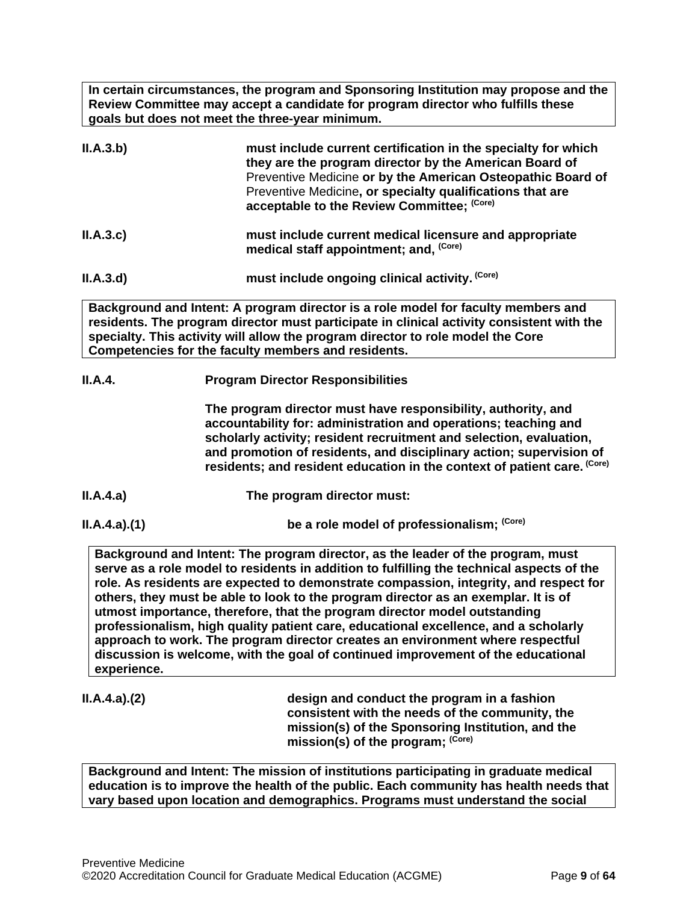**In certain circumstances, the program and Sponsoring Institution may propose and the Review Committee may accept a candidate for program director who fulfills these goals but does not meet the three-year minimum.**

**II.A.3.b)** **must include current certification in the specialty for which they are the program director by the American Board of** Preventive Medicine **or by the American Osteopathic Board of** Preventive Medicine**, or specialty qualifications that are acceptable to the Review Committee;** **(Core)**

**II.A.3.c)** **must include current medical licensure and appropriate medical staff appointment; and,** **(Core)**

**II.A.3.d)** **must include ongoing clinical activity.** **(Core)**

**Background and Intent: A program director is a role model for faculty members and residents. The program director must participate in clinical activity consistent with the specialty. This activity will allow the program director to role model the Core Competencies for the faculty members and residents.**

**II.A.4.** **Program Director Responsibilities**

**The program director must have responsibility, authority, and accountability for: administration and operations; teaching and scholarly activity; resident recruitment and selection, evaluation, and promotion of residents, and disciplinary action; supervision of residents; and resident education in the context of patient care.** **(Core)**

**II.A.4.a)** **The program director must:**

**II.A.4.a).(1)** **be a role model of professionalism;** **(Core)**

**Background and Intent: The program director, as the leader of the program, must serve as a role model to residents in addition to fulfilling the technical aspects of the role. As residents are expected to demonstrate compassion, integrity, and respect for others, they must be able to look to the program director as an exemplar. It is of utmost importance, therefore, that the program director model outstanding professionalism, high quality patient care, educational excellence, and a scholarly approach to work. The program director creates an environment where respectful discussion is welcome, with the goal of continued improvement of the educational experience.**

**II.A.4.a).(2)** **design and conduct the program in a fashion consistent with the needs of the community, the mission(s) of the Sponsoring Institution, and the mission(s) of the program;** **(Core)**

**Background and Intent: The mission of institutions participating in graduate medical education is to improve the health of the public. Each community has health needs that vary based upon location and demographics. Programs must understand the social**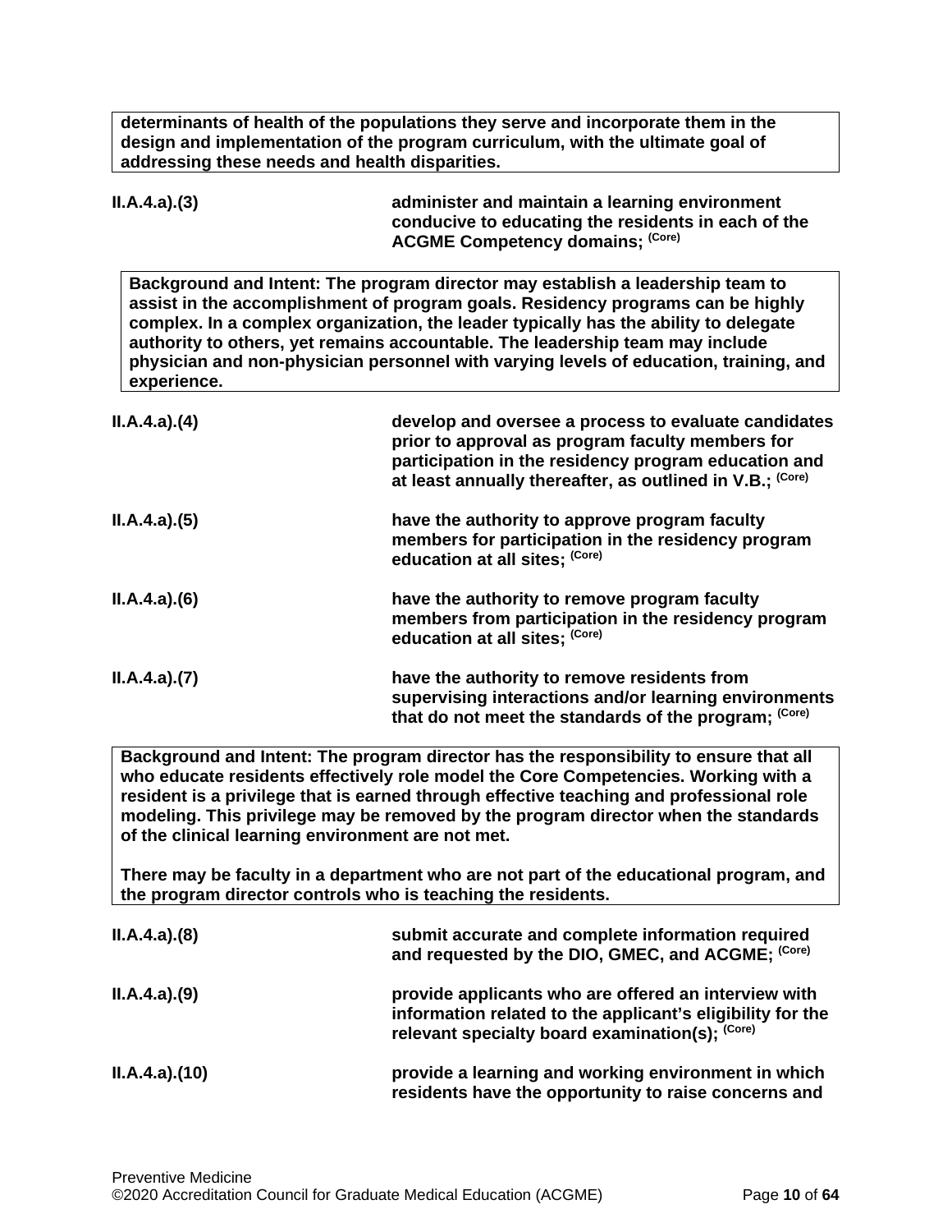**determinants of health of the populations they serve and incorporate them in the design and implementation of the program curriculum, with the ultimate goal of addressing these needs and health disparities.**

**II.A.4.a).(3)** **administer and maintain a learning environment conducive to educating the residents in each of the ACGME Competency domains; (Core)**

**Background and Intent: The program director may establish a leadership team to assist in the accomplishment of program goals. Residency programs can be highly complex. In a complex organization, the leader typically has the ability to delegate authority to others, yet remains accountable. The leadership team may include physician and non-physician personnel with varying levels of education, training, and experience.**

**II.A.4.a).(4)** **develop and oversee a process to evaluate candidates prior to approval as program faculty members for participation in the residency program education and at least annually thereafter, as outlined in V.B.; (Core)**

**II.A.4.a).(5)** **have the authority to approve program faculty members for participation in the residency program education at all sites; (Core)**

**II.A.4.a).(6)** **have the authority to remove program faculty members from participation in the residency program education at all sites; (Core)**

**II.A.4.a).(7)** **have the authority to remove residents from supervising interactions and/or learning environments that do not meet the standards of the program; (Core)**

**Background and Intent: The program director has the responsibility to ensure that all who educate residents effectively role model the Core Competencies. Working with a resident is a privilege that is earned through effective teaching and professional role modeling. This privilege may be removed by the program director when the standards of the clinical learning environment are not met.**

**There may be faculty in a department who are not part of the educational program, and the program director controls who is teaching the residents.**

**II.A.4.a).(8)** **submit accurate and complete information required and requested by the DIO, GMEC, and ACGME; (Core)**

**II.A.4.a).(9)** **provide applicants who are offered an interview with information related to the applicant's eligibility for the relevant specialty board examination(s); (Core)**

**II.A.4.a).(10)** **provide a learning and working environment in which residents have the opportunity to raise concerns and**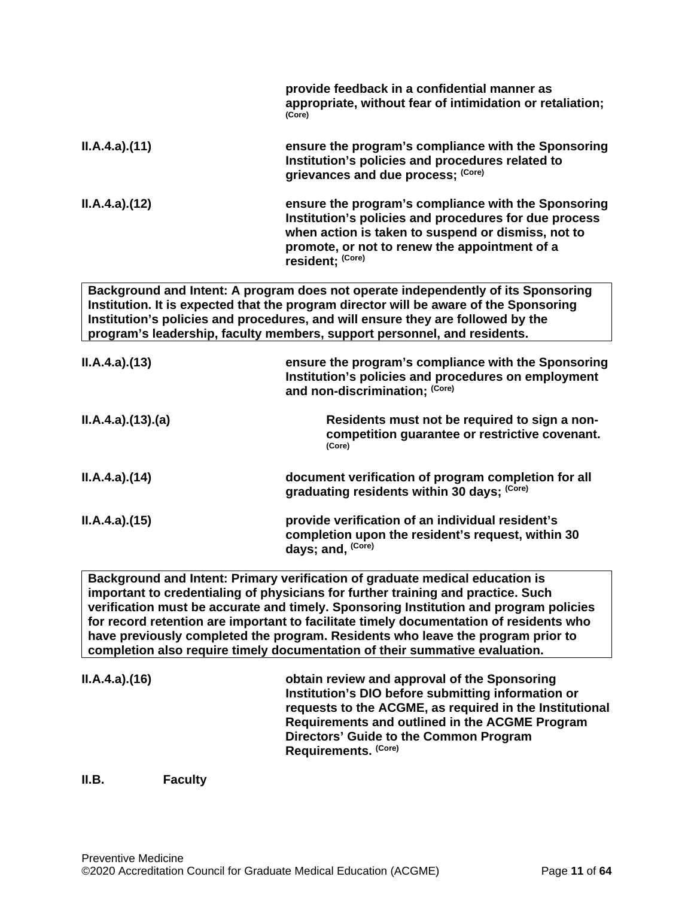**provide feedback in a confidential manner as appropriate, without fear of intimidation or retaliation;** (Core)

**II.A.4.a).(11)** **ensure the program's compliance with the Sponsoring Institution's policies and procedures related to grievances and due process;** (Core)

**II.A.4.a).(12)** **ensure the program's compliance with the Sponsoring Institution's policies and procedures for due process when action is taken to suspend or dismiss, not to promote, or not to renew the appointment of a resident;** (Core)

> **Background and Intent: A program does not operate independently of its Sponsoring Institution. It is expected that the program director will be aware of the Sponsoring Institution's policies and procedures, and will ensure they are followed by the program's leadership, faculty members, support personnel, and residents.**

**II.A.4.a).(13)** **ensure the program's compliance with the Sponsoring Institution's policies and procedures on employment and non-discrimination;** (Core)

**II.A.4.a).(13).(a)** **Residents must not be required to sign a non-competition guarantee or restrictive covenant.** (Core)

**II.A.4.a).(14)** **document verification of program completion for all graduating residents within 30 days;** (Core)

**II.A.4.a).(15)** **provide verification of an individual resident's completion upon the resident's request, within 30 days; and,** (Core)

> **Background and Intent: Primary verification of graduate medical education is important to credentialing of physicians for further training and practice. Such verification must be accurate and timely. Sponsoring Institution and program policies for record retention are important to facilitate timely documentation of residents who have previously completed the program. Residents who leave the program prior to completion also require timely documentation of their summative evaluation.**

**II.A.4.a).(16)** **obtain review and approval of the Sponsoring Institution's DIO before submitting information or requests to the ACGME, as required in the Institutional Requirements and outlined in the ACGME Program Directors' Guide to the Common Program Requirements.** (Core)

## II.B. Faculty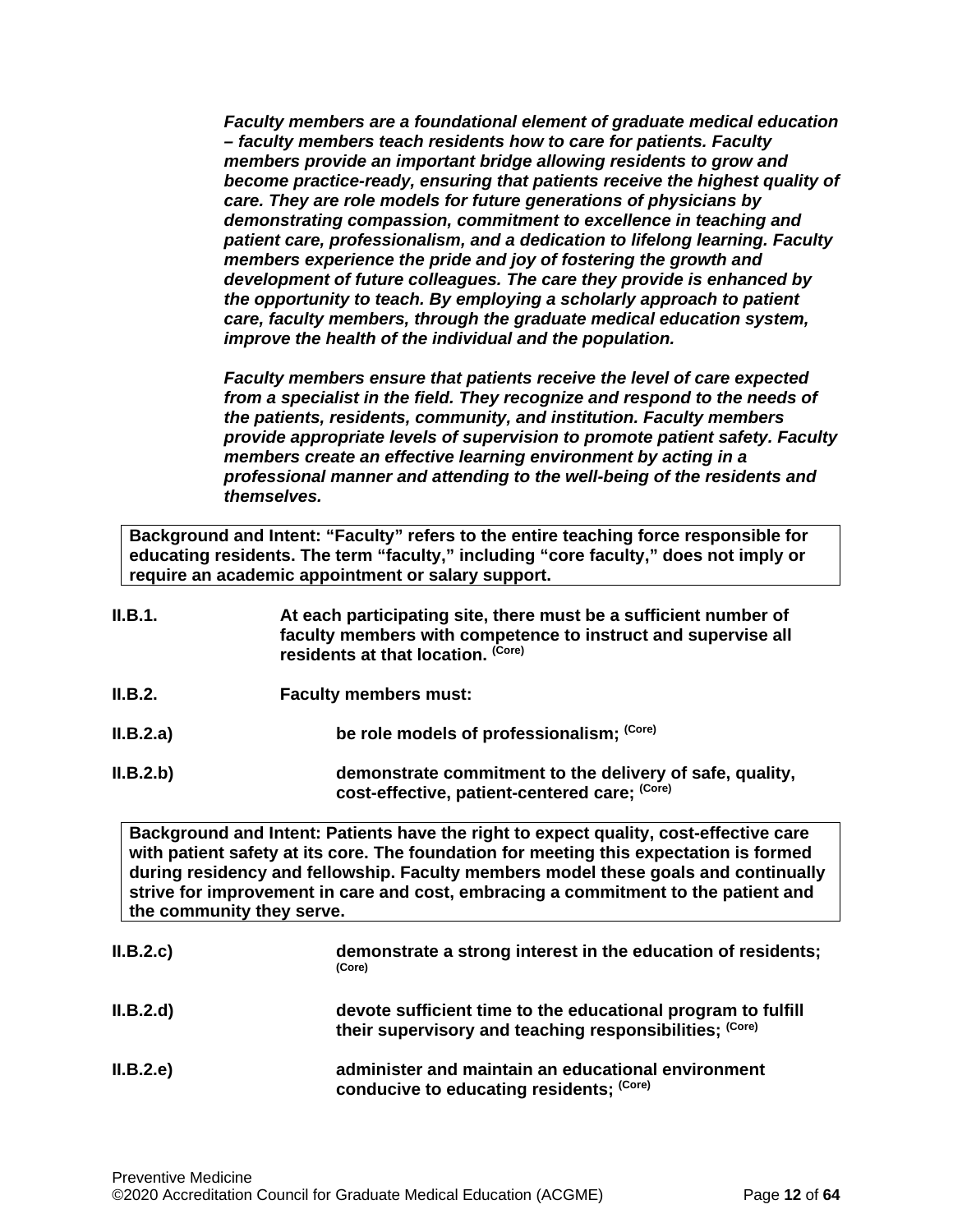***Faculty members are a foundational element of graduate medical education – faculty members teach residents how to care for patients. Faculty members provide an important bridge allowing residents to grow and become practice-ready, ensuring that patients receive the highest quality of care. They are role models for future generations of physicians by demonstrating compassion, commitment to excellence in teaching and patient care, professionalism, and a dedication to lifelong learning. Faculty members experience the pride and joy of fostering the growth and development of future colleagues. The care they provide is enhanced by the opportunity to teach. By employing a scholarly approach to patient care, faculty members, through the graduate medical education system, improve the health of the individual and the population.***

***Faculty members ensure that patients receive the level of care expected from a specialist in the field. They recognize and respond to the needs of the patients, residents, community, and institution. Faculty members provide appropriate levels of supervision to promote patient safety. Faculty members create an effective learning environment by acting in a professional manner and attending to the well-being of the residents and themselves.***

| **Background and Intent: “Faculty” refers to the entire teaching force responsible for educating residents. The term “faculty,” including “core faculty,” does not imply or require an academic appointment or salary support.** |
|---|

**II.B.1.** **At each participating site, there must be a sufficient number of faculty members with competence to instruct and supervise all residents at that location.** (Core)

**II.B.2.** **Faculty members must:**

**II.B.2.a)** **be role models of professionalism;** (Core)

**II.B.2.b)** **demonstrate commitment to the delivery of safe, quality, cost-effective, patient-centered care;** (Core)

| **Background and Intent: Patients have the right to expect quality, cost-effective care with patient safety at its core. The foundation for meeting this expectation is formed during residency and fellowship. Faculty members model these goals and continually strive for improvement in care and cost, embracing a commitment to the patient and the community they serve.** |
|---|

**II.B.2.c)** **demonstrate a strong interest in the education of residents;** (Core)

**II.B.2.d)** **devote sufficient time to the educational program to fulfill their supervisory and teaching responsibilities;** (Core)

**II.B.2.e)** **administer and maintain an educational environment conducive to educating residents;** (Core)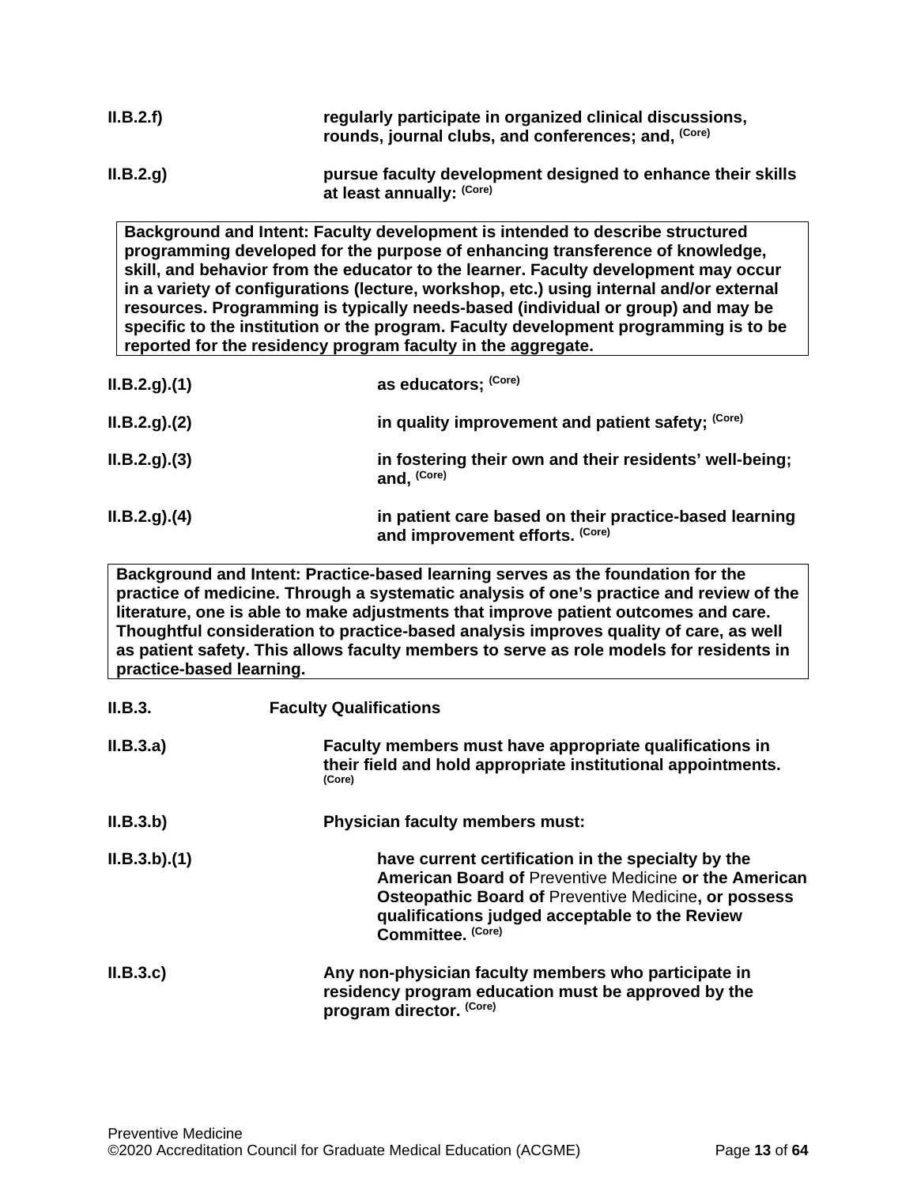**II.B.2.f)** **regularly participate in organized clinical discussions, rounds, journal clubs, and conferences; and,** **(Core)**

**II.B.2.g)** **pursue faculty development designed to enhance their skills at least annually:** **(Core)**

> **Background and Intent: Faculty development is intended to describe structured programming developed for the purpose of enhancing transference of knowledge, skill, and behavior from the educator to the learner. Faculty development may occur in a variety of configurations (lecture, workshop, etc.) using internal and/or external resources. Programming is typically needs-based (individual or group) and may be specific to the institution or the program. Faculty development programming is to be reported for the residency program faculty in the aggregate.**

**II.B.2.g).(1)** **as educators;** **(Core)**

**II.B.2.g).(2)** **in quality improvement and patient safety;** **(Core)**

**II.B.2.g).(3)** **in fostering their own and their residents' well-being; and,** **(Core)**

**II.B.2.g).(4)** **in patient care based on their practice-based learning and improvement efforts.** **(Core)**

> **Background and Intent: Practice-based learning serves as the foundation for the practice of medicine. Through a systematic analysis of one's practice and review of the literature, one is able to make adjustments that improve patient outcomes and care. Thoughtful consideration to practice-based analysis improves quality of care, as well as patient safety. This allows faculty members to serve as role models for residents in practice-based learning.**

**II.B.3.** **Faculty Qualifications**

**II.B.3.a)** **Faculty members must have appropriate qualifications in their field and hold appropriate institutional appointments.** **(Core)**

**II.B.3.b)** **Physician faculty members must:**

**II.B.3.b).(1)** **have current certification in the specialty by the American Board of** Preventive Medicine **or the American Osteopathic Board of** Preventive Medicine**, or possess qualifications judged acceptable to the Review Committee.** **(Core)**

**II.B.3.c)** **Any non-physician faculty members who participate in residency program education must be approved by the program director.** **(Core)**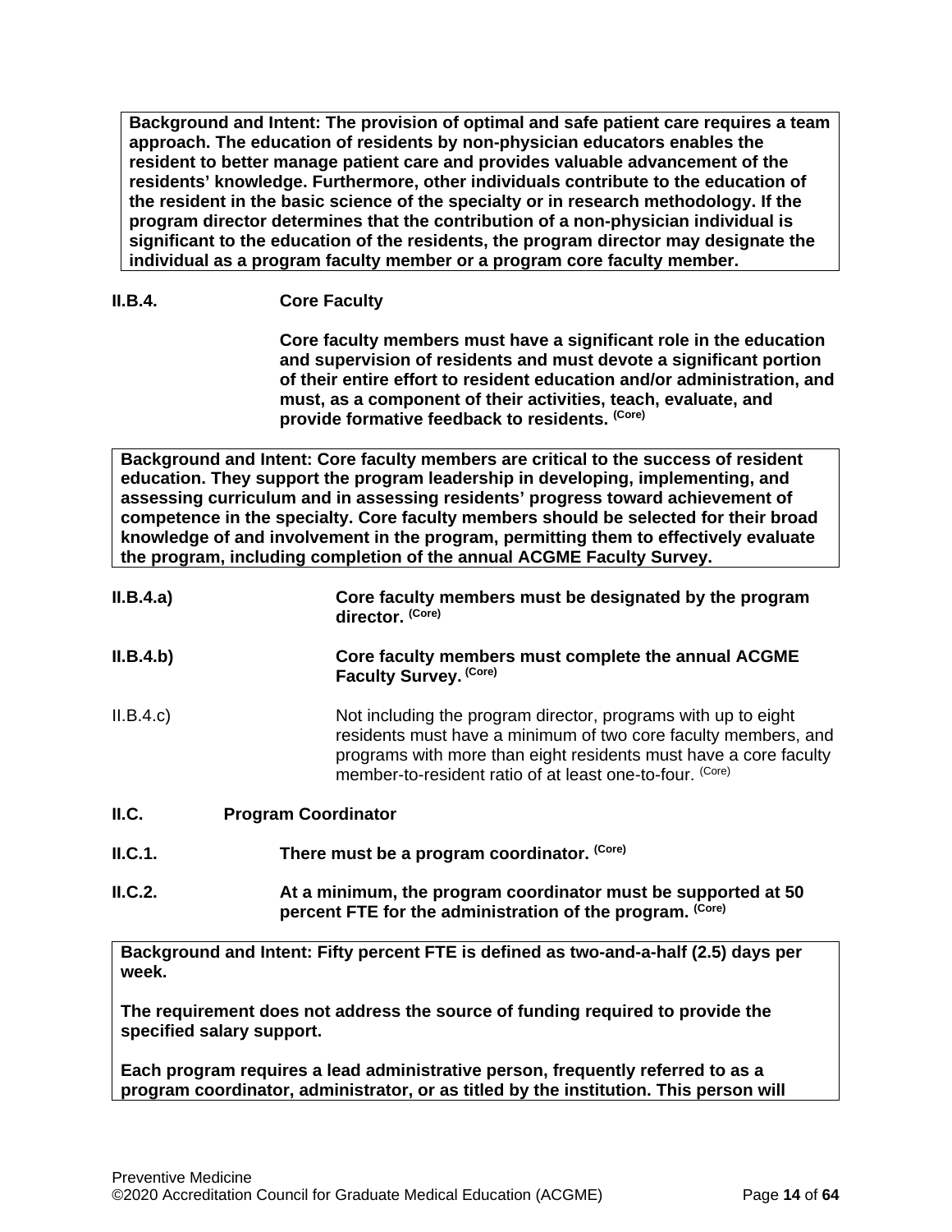**Background and Intent: The provision of optimal and safe patient care requires a team approach. The education of residents by non-physician educators enables the resident to better manage patient care and provides valuable advancement of the residents' knowledge. Furthermore, other individuals contribute to the education of the resident in the basic science of the specialty or in research methodology. If the program director determines that the contribution of a non-physician individual is significant to the education of the residents, the program director may designate the individual as a program faculty member or a program core faculty member.**

**II.B.4. Core Faculty**

**Core faculty members must have a significant role in the education and supervision of residents and must devote a significant portion of their entire effort to resident education and/or administration, and must, as a component of their activities, teach, evaluate, and provide formative feedback to residents.** (Core)

**Background and Intent: Core faculty members are critical to the success of resident education. They support the program leadership in developing, implementing, and assessing curriculum and in assessing residents' progress toward achievement of competence in the specialty. Core faculty members should be selected for their broad knowledge of and involvement in the program, permitting them to effectively evaluate the program, including completion of the annual ACGME Faculty Survey.**

**II.B.4.a) Core faculty members must be designated by the program director.** (Core)

**II.B.4.b) Core faculty members must complete the annual ACGME Faculty Survey.** (Core)

II.B.4.c) Not including the program director, programs with up to eight residents must have a minimum of two core faculty members, and programs with more than eight residents must have a core faculty member-to-resident ratio of at least one-to-four. (Core)

**II.C. Program Coordinator**

**II.C.1. There must be a program coordinator.** (Core)

**II.C.2. At a minimum, the program coordinator must be supported at 50 percent FTE for the administration of the program.** (Core)

**Background and Intent: Fifty percent FTE is defined as two-and-a-half (2.5) days per week.**

**The requirement does not address the source of funding required to provide the specified salary support.**

**Each program requires a lead administrative person, frequently referred to as a program coordinator, administrator, or as titled by the institution. This person will**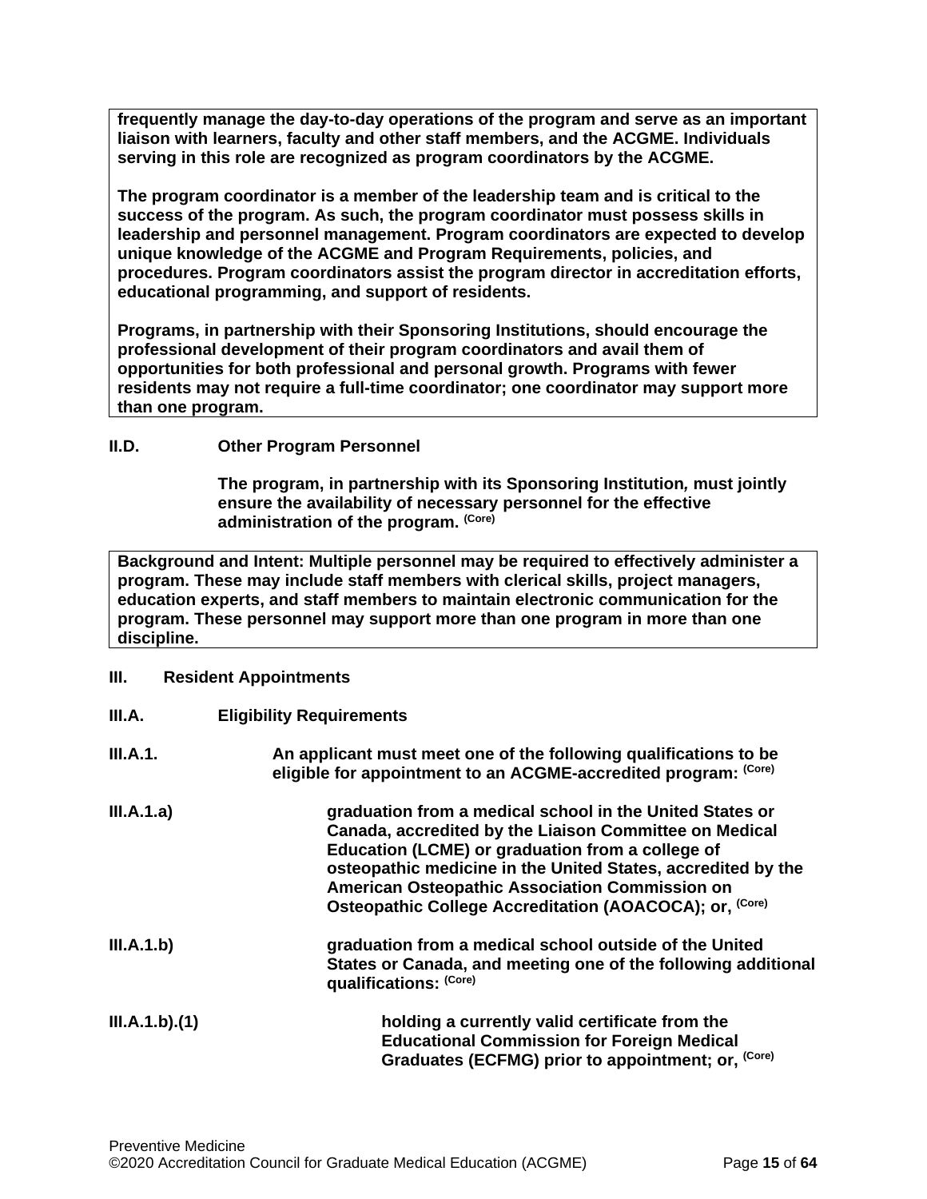**frequently manage the day-to-day operations of the program and serve as an important liaison with learners, faculty and other staff members, and the ACGME. Individuals serving in this role are recognized as program coordinators by the ACGME.**

**The program coordinator is a member of the leadership team and is critical to the success of the program. As such, the program coordinator must possess skills in leadership and personnel management. Program coordinators are expected to develop unique knowledge of the ACGME and Program Requirements, policies, and procedures. Program coordinators assist the program director in accreditation efforts, educational programming, and support of residents.**

**Programs, in partnership with their Sponsoring Institutions, should encourage the professional development of their program coordinators and avail them of opportunities for both professional and personal growth. Programs with fewer residents may not require a full-time coordinator; one coordinator may support more than one program.**

**II.D. Other Program Personnel**

**The program, in partnership with its Sponsoring Institution, must jointly ensure the availability of necessary personnel for the effective administration of the program.** (Core)

**Background and Intent: Multiple personnel may be required to effectively administer a program. These may include staff members with clerical skills, project managers, education experts, and staff members to maintain electronic communication for the program. These personnel may support more than one program in more than one discipline.**

**III. Resident Appointments**

**III.A. Eligibility Requirements**

**III.A.1. An applicant must meet one of the following qualifications to be eligible for appointment to an ACGME-accredited program:** (Core)

**III.A.1.a) graduation from a medical school in the United States or Canada, accredited by the Liaison Committee on Medical Education (LCME) or graduation from a college of osteopathic medicine in the United States, accredited by the American Osteopathic Association Commission on Osteopathic College Accreditation (AOACOCA); or,** (Core)

**III.A.1.b) graduation from a medical school outside of the United States or Canada, and meeting one of the following additional qualifications:** (Core)

**III.A.1.b).(1) holding a currently valid certificate from the Educational Commission for Foreign Medical Graduates (ECFMG) prior to appointment; or,** (Core)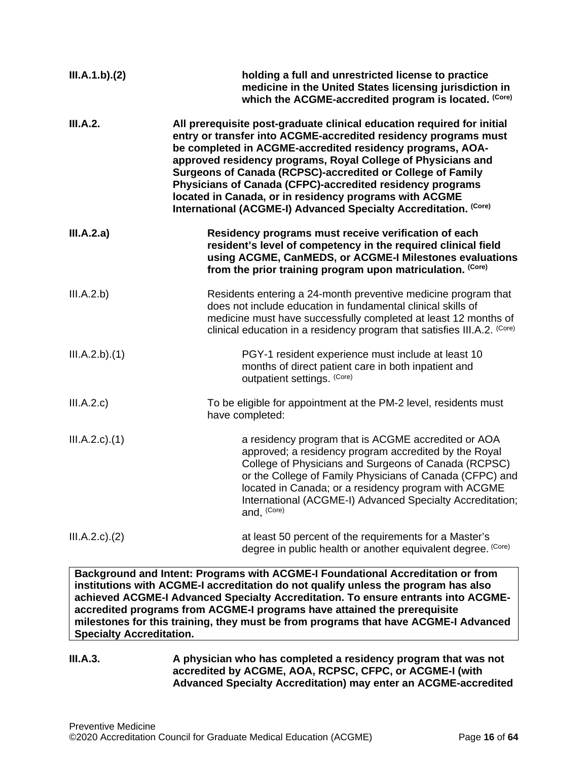**III.A.1.b).(2)** **holding a full and unrestricted license to practice medicine in the United States licensing jurisdiction in which the ACGME-accredited program is located.** **(Core)**

**III.A.2.** **All prerequisite post-graduate clinical education required for initial entry or transfer into ACGME-accredited residency programs must be completed in ACGME-accredited residency programs, AOA-approved residency programs, Royal College of Physicians and Surgeons of Canada (RCPSC)-accredited or College of Family Physicians of Canada (CFPC)-accredited residency programs located in Canada, or in residency programs with ACGME International (ACGME-I) Advanced Specialty Accreditation.** **(Core)**

**III.A.2.a)** **Residency programs must receive verification of each resident's level of competency in the required clinical field using ACGME, CanMEDS, or ACGME-I Milestones evaluations from the prior training program upon matriculation.** **(Core)**

III.A.2.b) Residents entering a 24-month preventive medicine program that does not include education in fundamental clinical skills of medicine must have successfully completed at least 12 months of clinical education in a residency program that satisfies III.A.2. (Core)

III.A.2.b).(1) PGY-1 resident experience must include at least 10 months of direct patient care in both inpatient and outpatient settings. (Core)

III.A.2.c) To be eligible for appointment at the PM-2 level, residents must have completed:

III.A.2.c).(1) a residency program that is ACGME accredited or AOA approved; a residency program accredited by the Royal College of Physicians and Surgeons of Canada (RCPSC) or the College of Family Physicians of Canada (CFPC) and located in Canada; or a residency program with ACGME International (ACGME-I) Advanced Specialty Accreditation; and, (Core)

III.A.2.c).(2) at least 50 percent of the requirements for a Master's degree in public health or another equivalent degree. (Core)

**Background and Intent: Programs with ACGME-I Foundational Accreditation or from institutions with ACGME-I accreditation do not qualify unless the program has also achieved ACGME-I Advanced Specialty Accreditation. To ensure entrants into ACGME-accredited programs from ACGME-I programs have attained the prerequisite milestones for this training, they must be from programs that have ACGME-I Advanced Specialty Accreditation.**

**III.A.3.** **A physician who has completed a residency program that was not accredited by ACGME, AOA, RCPSC, CFPC, or ACGME-I (with Advanced Specialty Accreditation) may enter an ACGME-accredited**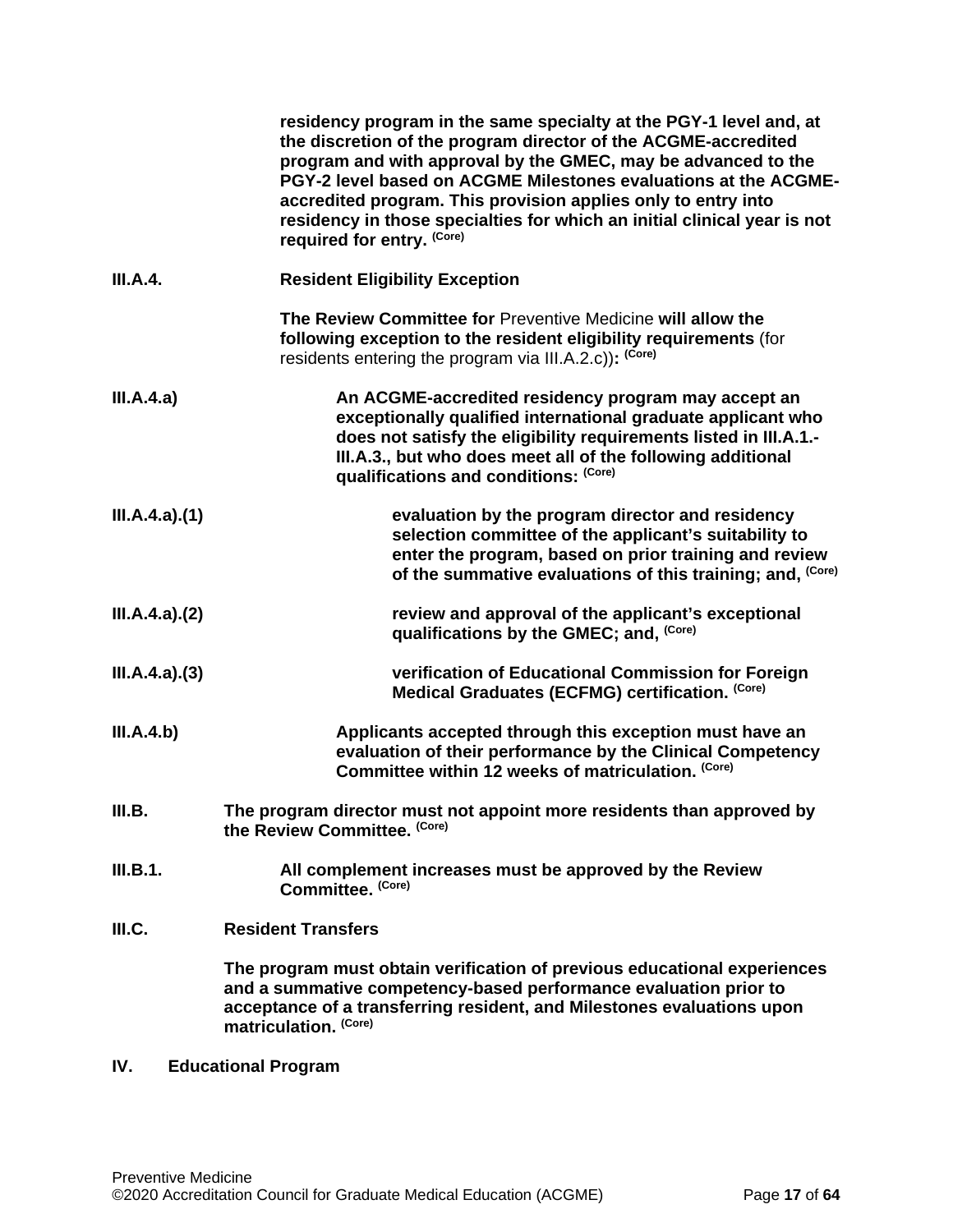**residency program in the same specialty at the PGY-1 level and, at the discretion of the program director of the ACGME-accredited program and with approval by the GMEC, may be advanced to the PGY-2 level based on ACGME Milestones evaluations at the ACGME-accredited program. This provision applies only to entry into residency in those specialties for which an initial clinical year is not required for entry.** (Core)

**III.A.4. Resident Eligibility Exception**

**The Review Committee for** Preventive Medicine **will allow the following exception to the resident eligibility requirements** (for residents entering the program via III.A.2.c))**:** (Core)

**III.A.4.a) An ACGME-accredited residency program may accept an exceptionally qualified international graduate applicant who does not satisfy the eligibility requirements listed in III.A.1.-III.A.3., but who does meet all of the following additional qualifications and conditions:** (Core)

**III.A.4.a).(1) evaluation by the program director and residency selection committee of the applicant's suitability to enter the program, based on prior training and review of the summative evaluations of this training; and,** (Core)

**III.A.4.a).(2) review and approval of the applicant's exceptional qualifications by the GMEC; and,** (Core)

**III.A.4.a).(3) verification of Educational Commission for Foreign Medical Graduates (ECFMG) certification.** (Core)

**III.A.4.b) Applicants accepted through this exception must have an evaluation of their performance by the Clinical Competency Committee within 12 weeks of matriculation.** (Core)

**III.B. The program director must not appoint more residents than approved by the Review Committee.** (Core)

**III.B.1. All complement increases must be approved by the Review Committee.** (Core)

**III.C. Resident Transfers**

**The program must obtain verification of previous educational experiences and a summative competency-based performance evaluation prior to acceptance of a transferring resident, and Milestones evaluations upon matriculation.** (Core)

## IV. Educational Program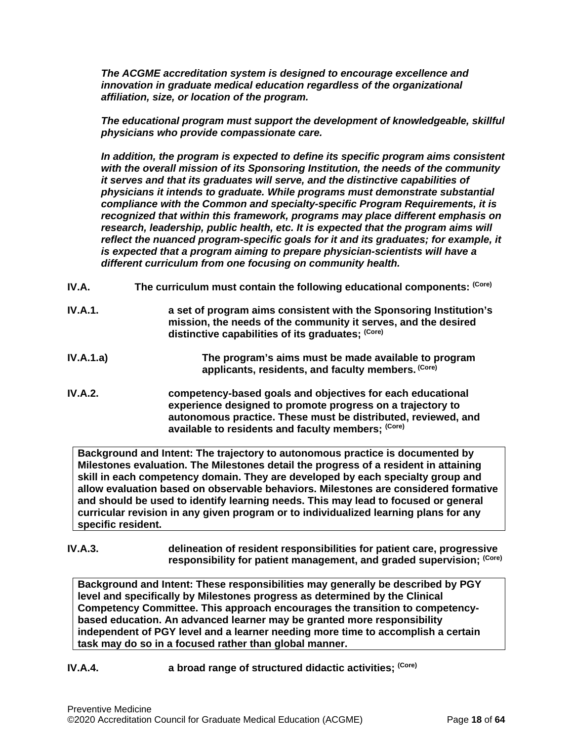***The ACGME accreditation system is designed to encourage excellence and innovation in graduate medical education regardless of the organizational affiliation, size, or location of the program.***

***The educational program must support the development of knowledgeable, skillful physicians who provide compassionate care.***

***In addition, the program is expected to define its specific program aims consistent with the overall mission of its Sponsoring Institution, the needs of the community it serves and that its graduates will serve, and the distinctive capabilities of physicians it intends to graduate. While programs must demonstrate substantial compliance with the Common and specialty-specific Program Requirements, it is recognized that within this framework, programs may place different emphasis on research, leadership, public health, etc. It is expected that the program aims will reflect the nuanced program-specific goals for it and its graduates; for example, it is expected that a program aiming to prepare physician-scientists will have a different curriculum from one focusing on community health.***

**IV.A. The curriculum must contain the following educational components:** **(Core)**

**IV.A.1. a set of program aims consistent with the Sponsoring Institution's mission, the needs of the community it serves, and the desired distinctive capabilities of its graduates;** **(Core)**

**IV.A.1.a) The program's aims must be made available to program applicants, residents, and faculty members.** **(Core)**

**IV.A.2. competency-based goals and objectives for each educational experience designed to promote progress on a trajectory to autonomous practice. These must be distributed, reviewed, and available to residents and faculty members;** **(Core)**

> **Background and Intent: The trajectory to autonomous practice is documented by Milestones evaluation. The Milestones detail the progress of a resident in attaining skill in each competency domain. They are developed by each specialty group and allow evaluation based on observable behaviors. Milestones are considered formative and should be used to identify learning needs. This may lead to focused or general curricular revision in any given program or to individualized learning plans for any specific resident.**

**IV.A.3. delineation of resident responsibilities for patient care, progressive responsibility for patient management, and graded supervision;** **(Core)**

> **Background and Intent: These responsibilities may generally be described by PGY level and specifically by Milestones progress as determined by the Clinical Competency Committee. This approach encourages the transition to competency-based education. An advanced learner may be granted more responsibility independent of PGY level and a learner needing more time to accomplish a certain task may do so in a focused rather than global manner.**

**IV.A.4. a broad range of structured didactic activities;** **(Core)**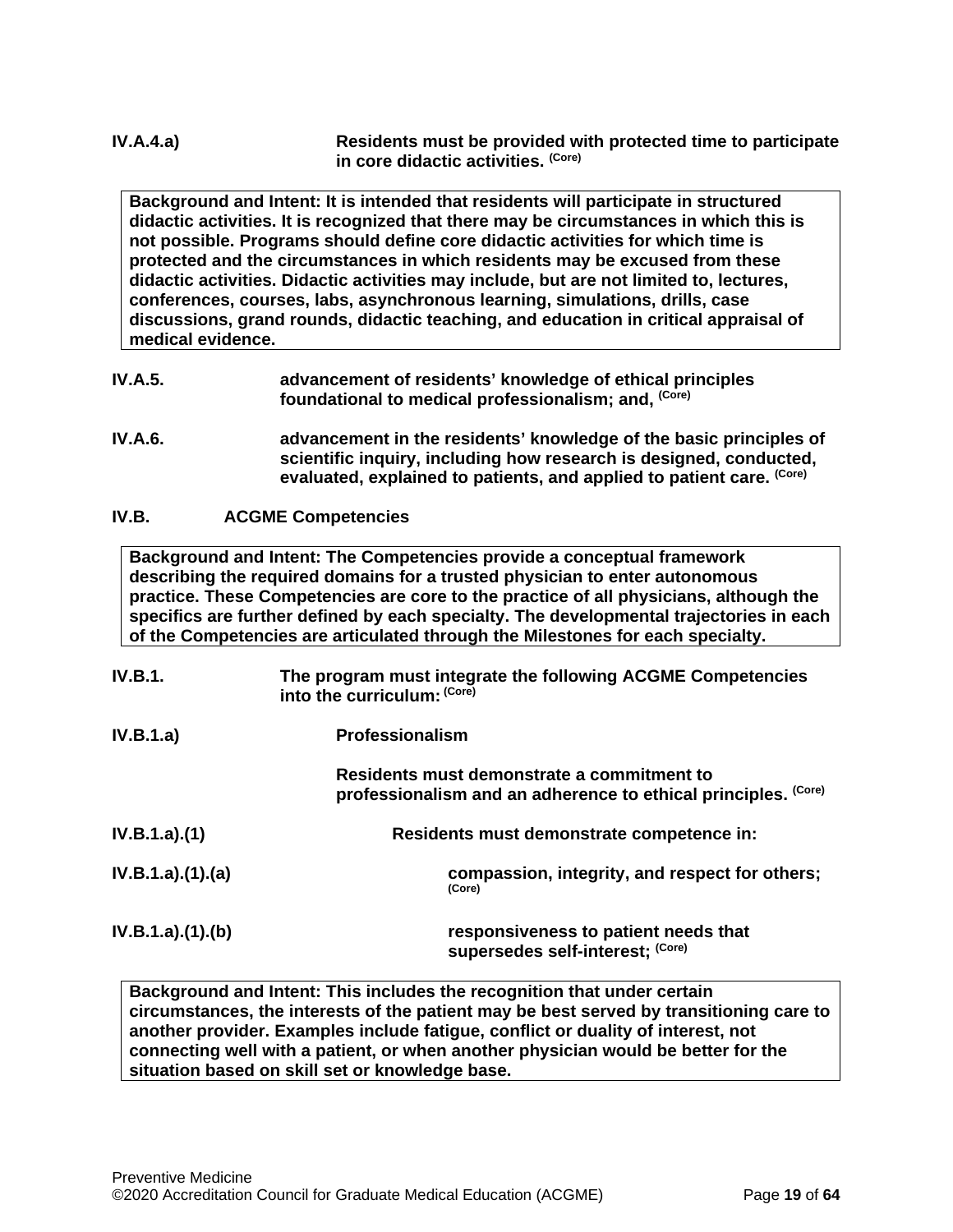**IV.A.4.a)** **Residents must be provided with protected time to participate in core didactic activities.** **(Core)**

> **Background and Intent: It is intended that residents will participate in structured didactic activities. It is recognized that there may be circumstances in which this is not possible. Programs should define core didactic activities for which time is protected and the circumstances in which residents may be excused from these didactic activities. Didactic activities may include, but are not limited to, lectures, conferences, courses, labs, asynchronous learning, simulations, drills, case discussions, grand rounds, didactic teaching, and education in critical appraisal of medical evidence.**

**IV.A.5.** **advancement of residents' knowledge of ethical principles foundational to medical professionalism; and,** **(Core)**

**IV.A.6.** **advancement in the residents' knowledge of the basic principles of scientific inquiry, including how research is designed, conducted, evaluated, explained to patients, and applied to patient care.** **(Core)**

**IV.B.** **ACGME Competencies**

> **Background and Intent: The Competencies provide a conceptual framework describing the required domains for a trusted physician to enter autonomous practice. These Competencies are core to the practice of all physicians, although the specifics are further defined by each specialty. The developmental trajectories in each of the Competencies are articulated through the Milestones for each specialty.**

**IV.B.1.** **The program must integrate the following ACGME Competencies into the curriculum:** **(Core)**

**IV.B.1.a)** **Professionalism**

**Residents must demonstrate a commitment to professionalism and an adherence to ethical principles.** **(Core)**

**IV.B.1.a).(1)** **Residents must demonstrate competence in:**

**IV.B.1.a).(1).(a)** **compassion, integrity, and respect for others;** **(Core)**

**IV.B.1.a).(1).(b)** **responsiveness to patient needs that supersedes self-interest;** **(Core)**

> **Background and Intent: This includes the recognition that under certain circumstances, the interests of the patient may be best served by transitioning care to another provider. Examples include fatigue, conflict or duality of interest, not connecting well with a patient, or when another physician would be better for the situation based on skill set or knowledge base.**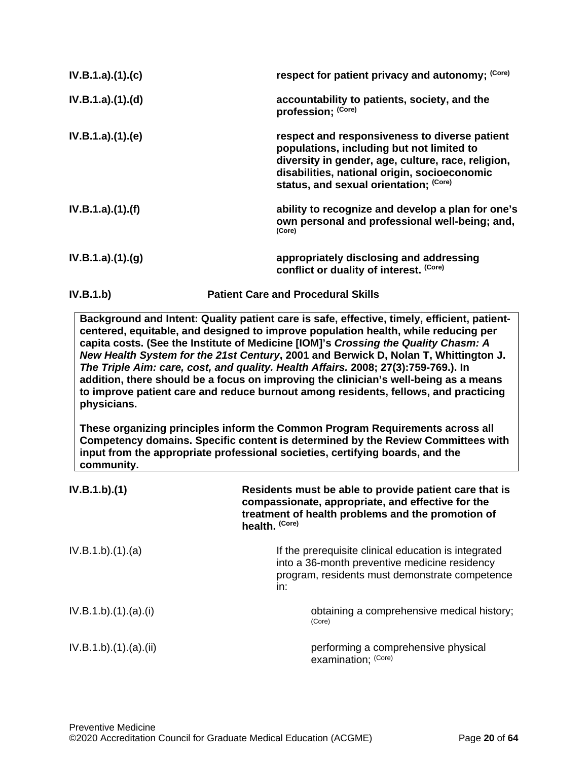| | |
|---|---|
| **IV.B.1.a).(1).(c)** | **respect for patient privacy and autonomy;** (Core) |
| **IV.B.1.a).(1).(d)** | **accountability to patients, society, and the profession;** (Core) |
| **IV.B.1.a).(1).(e)** | **respect and responsiveness to diverse patient populations, including but not limited to diversity in gender, age, culture, race, religion, disabilities, national origin, socioeconomic status, and sexual orientation;** (Core) |
| **IV.B.1.a).(1).(f)** | **ability to recognize and develop a plan for one's own personal and professional well-being; and,** (Core) |
| **IV.B.1.a).(1).(g)** | **appropriately disclosing and addressing conflict or duality of interest.** (Core) |

**IV.B.1.b) Patient Care and Procedural Skills**

> **Background and Intent: Quality patient care is safe, effective, timely, efficient, patient-centered, equitable, and designed to improve population health, while reducing per capita costs. (See the Institute of Medicine [IOM]'s *Crossing the Quality Chasm: A New Health System for the 21st Century*, 2001 and Berwick D, Nolan T, Whittington J. *The Triple Aim: care, cost, and quality. Health Affairs.* 2008; 27(3):759-769.). In addition, there should be a focus on improving the clinician's well-being as a means to improve patient care and reduce burnout among residents, fellows, and practicing physicians.**
>
> **These organizing principles inform the Common Program Requirements across all Competency domains. Specific content is determined by the Review Committees with input from the appropriate professional societies, certifying boards, and the community.**

| | |
|---|---|
| **IV.B.1.b).(1)** | **Residents must be able to provide patient care that is compassionate, appropriate, and effective for the treatment of health problems and the promotion of health.** (Core) |
| IV.B.1.b).(1).(a) | If the prerequisite clinical education is integrated into a 36-month preventive medicine residency program, residents must demonstrate competence in: |
| IV.B.1.b).(1).(a).(i) | obtaining a comprehensive medical history; (Core) |
| IV.B.1.b).(1).(a).(ii) | performing a comprehensive physical examination; (Core) |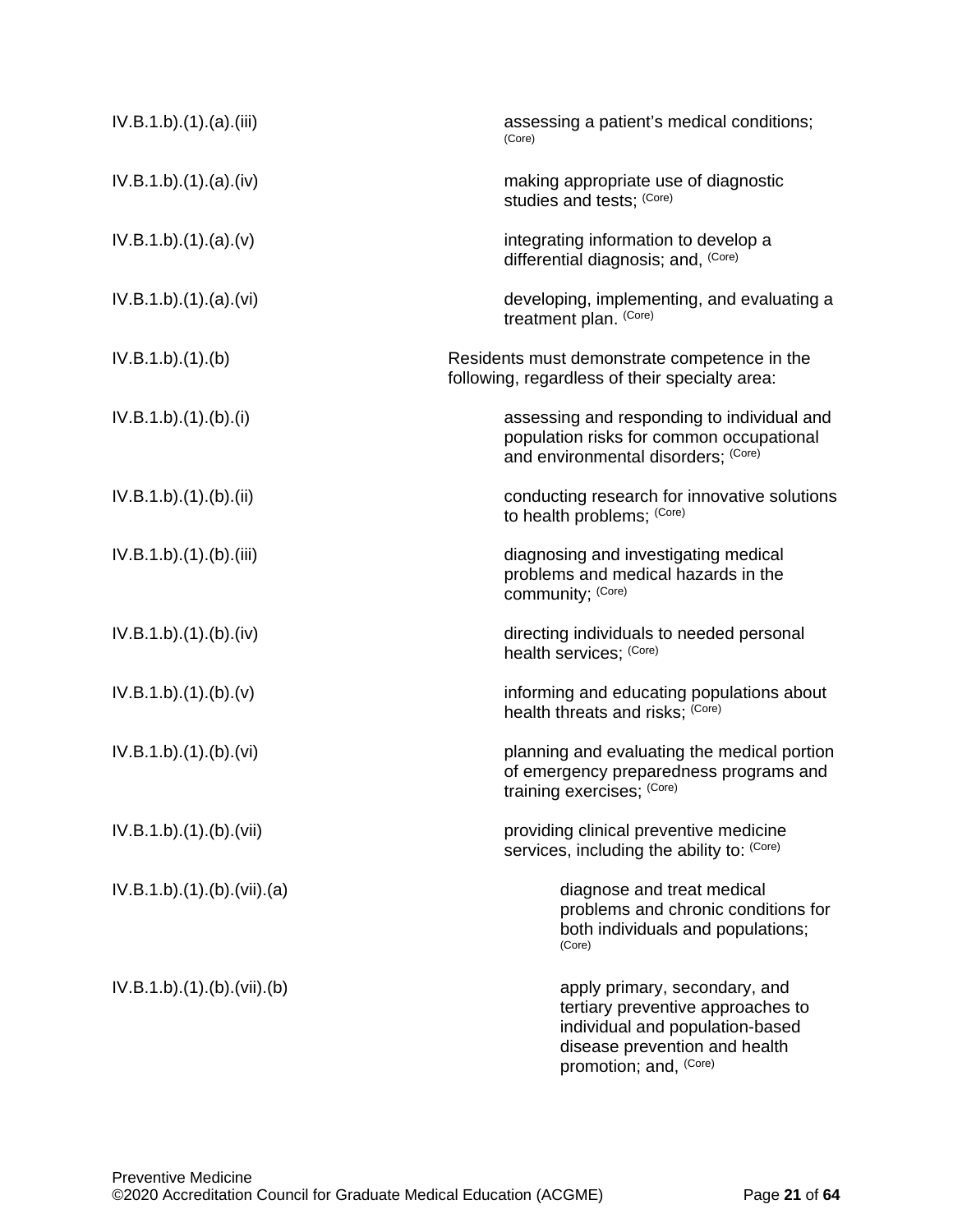| | |
|---|---|
| IV.B.1.b).(1).(a).(iii) | assessing a patient's medical conditions; (Core) |
| IV.B.1.b).(1).(a).(iv) | making appropriate use of diagnostic studies and tests; (Core) |
| IV.B.1.b).(1).(a).(v) | integrating information to develop a differential diagnosis; and, (Core) |
| IV.B.1.b).(1).(a).(vi) | developing, implementing, and evaluating a treatment plan. (Core) |
| IV.B.1.b).(1).(b) | Residents must demonstrate competence in the following, regardless of their specialty area: |
| IV.B.1.b).(1).(b).(i) | assessing and responding to individual and population risks for common occupational and environmental disorders; (Core) |
| IV.B.1.b).(1).(b).(ii) | conducting research for innovative solutions to health problems; (Core) |
| IV.B.1.b).(1).(b).(iii) | diagnosing and investigating medical problems and medical hazards in the community; (Core) |
| IV.B.1.b).(1).(b).(iv) | directing individuals to needed personal health services; (Core) |
| IV.B.1.b).(1).(b).(v) | informing and educating populations about health threats and risks; (Core) |
| IV.B.1.b).(1).(b).(vi) | planning and evaluating the medical portion of emergency preparedness programs and training exercises; (Core) |
| IV.B.1.b).(1).(b).(vii) | providing clinical preventive medicine services, including the ability to: (Core) |
| IV.B.1.b).(1).(b).(vii).(a) | diagnose and treat medical problems and chronic conditions for both individuals and populations; (Core) |
| IV.B.1.b).(1).(b).(vii).(b) | apply primary, secondary, and tertiary preventive approaches to individual and population-based disease prevention and health promotion; and, (Core) |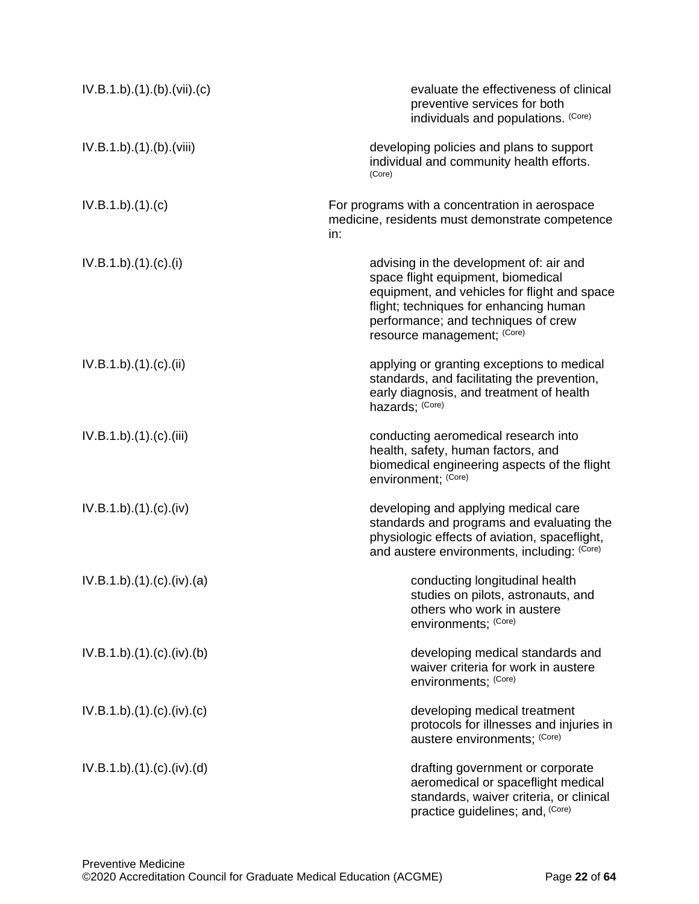IV.B.1.b).(1).(b).(vii).(c) evaluate the effectiveness of clinical preventive services for both individuals and populations. (Core)

IV.B.1.b).(1).(b).(viii) developing policies and plans to support individual and community health efforts. (Core)

IV.B.1.b).(1).(c) For programs with a concentration in aerospace medicine, residents must demonstrate competence in:

IV.B.1.b).(1).(c).(i) advising in the development of: air and space flight equipment, biomedical equipment, and vehicles for flight and space flight; techniques for enhancing human performance; and techniques of crew resource management; (Core)

IV.B.1.b).(1).(c).(ii) applying or granting exceptions to medical standards, and facilitating the prevention, early diagnosis, and treatment of health hazards; (Core)

IV.B.1.b).(1).(c).(iii) conducting aeromedical research into health, safety, human factors, and biomedical engineering aspects of the flight environment; (Core)

IV.B.1.b).(1).(c).(iv) developing and applying medical care standards and programs and evaluating the physiologic effects of aviation, spaceflight, and austere environments, including: (Core)

IV.B.1.b).(1).(c).(iv).(a) conducting longitudinal health studies on pilots, astronauts, and others who work in austere environments; (Core)

IV.B.1.b).(1).(c).(iv).(b) developing medical standards and waiver criteria for work in austere environments; (Core)

IV.B.1.b).(1).(c).(iv).(c) developing medical treatment protocols for illnesses and injuries in austere environments; (Core)

IV.B.1.b).(1).(c).(iv).(d) drafting government or corporate aeromedical or spaceflight medical standards, waiver criteria, or clinical practice guidelines; and, (Core)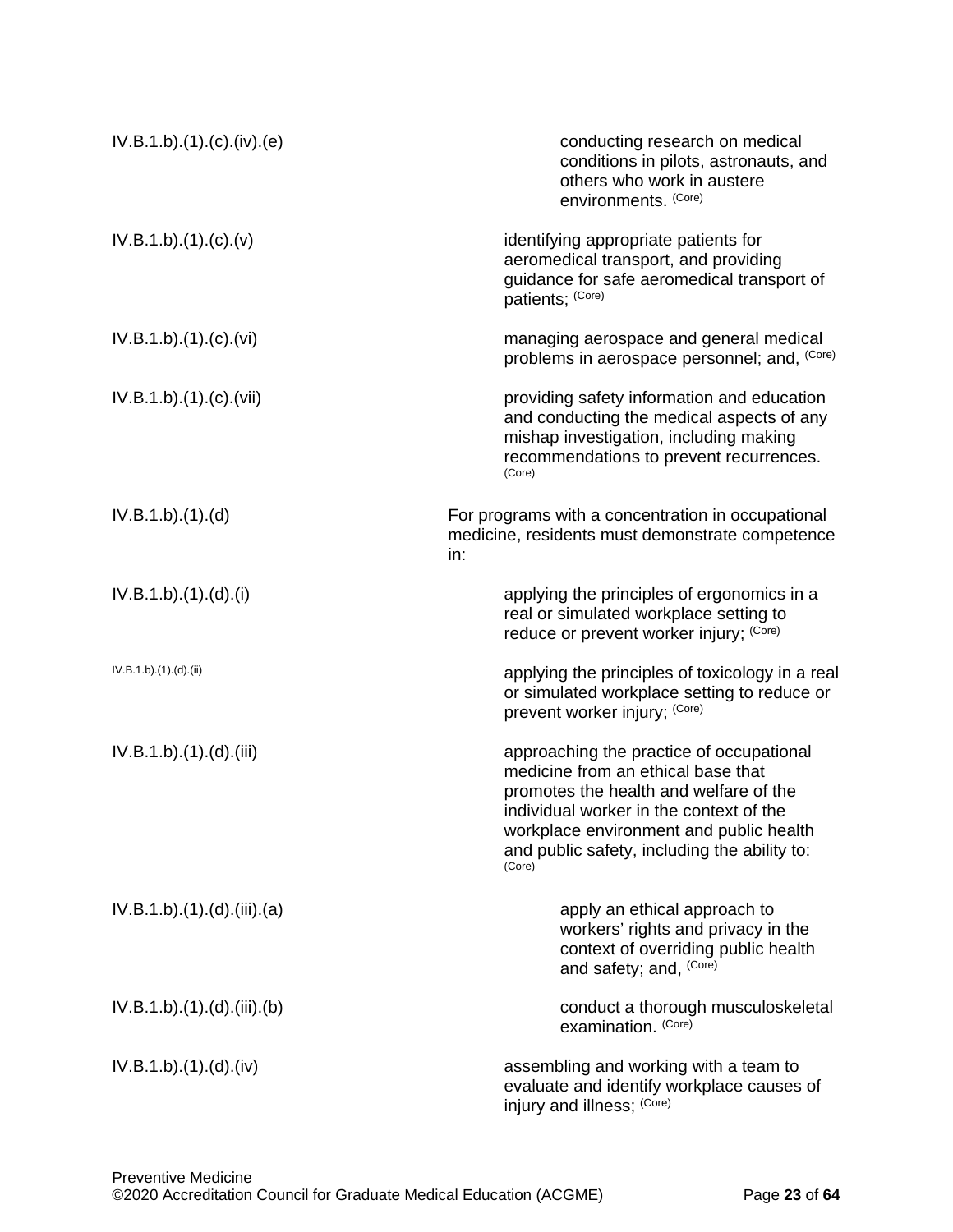| | |
|---|---|
| IV.B.1.b).(1).(c).(iv).(e) | conducting research on medical conditions in pilots, astronauts, and others who work in austere environments. (Core) |
| IV.B.1.b).(1).(c).(v) | identifying appropriate patients for aeromedical transport, and providing guidance for safe aeromedical transport of patients; (Core) |
| IV.B.1.b).(1).(c).(vi) | managing aerospace and general medical problems in aerospace personnel; and, (Core) |
| IV.B.1.b).(1).(c).(vii) | providing safety information and education and conducting the medical aspects of any mishap investigation, including making recommendations to prevent recurrences. (Core) |
| IV.B.1.b).(1).(d) | For programs with a concentration in occupational medicine, residents must demonstrate competence in: |
| IV.B.1.b).(1).(d).(i) | applying the principles of ergonomics in a real or simulated workplace setting to reduce or prevent worker injury; (Core) |
| IV.B.1.b).(1).(d).(ii) | applying the principles of toxicology in a real or simulated workplace setting to reduce or prevent worker injury; (Core) |
| IV.B.1.b).(1).(d).(iii) | approaching the practice of occupational medicine from an ethical base that promotes the health and welfare of the individual worker in the context of the workplace environment and public health and public safety, including the ability to: (Core) |
| IV.B.1.b).(1).(d).(iii).(a) | apply an ethical approach to workers' rights and privacy in the context of overriding public health and safety; and, (Core) |
| IV.B.1.b).(1).(d).(iii).(b) | conduct a thorough musculoskeletal examination. (Core) |
| IV.B.1.b).(1).(d).(iv) | assembling and working with a team to evaluate and identify workplace causes of injury and illness; (Core) |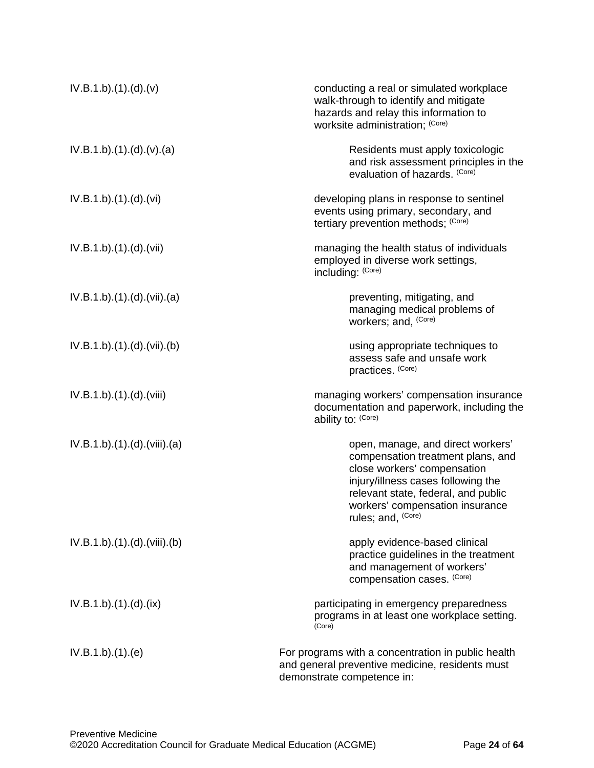IV.B.1.b).(1).(d).(v) conducting a real or simulated workplace walk-through to identify and mitigate hazards and relay this information to worksite administration; (Core)

IV.B.1.b).(1).(d).(v).(a) Residents must apply toxicologic and risk assessment principles in the evaluation of hazards. (Core)

IV.B.1.b).(1).(d).(vi) developing plans in response to sentinel events using primary, secondary, and tertiary prevention methods; (Core)

IV.B.1.b).(1).(d).(vii) managing the health status of individuals employed in diverse work settings, including: (Core)

IV.B.1.b).(1).(d).(vii).(a) preventing, mitigating, and managing medical problems of workers; and, (Core)

IV.B.1.b).(1).(d).(vii).(b) using appropriate techniques to assess safe and unsafe work practices. (Core)

IV.B.1.b).(1).(d).(viii) managing workers' compensation insurance documentation and paperwork, including the ability to: (Core)

IV.B.1.b).(1).(d).(viii).(a) open, manage, and direct workers' compensation treatment plans, and close workers' compensation injury/illness cases following the relevant state, federal, and public workers' compensation insurance rules; and, (Core)

IV.B.1.b).(1).(d).(viii).(b) apply evidence-based clinical practice guidelines in the treatment and management of workers' compensation cases. (Core)

IV.B.1.b).(1).(d).(ix) participating in emergency preparedness programs in at least one workplace setting. (Core)

IV.B.1.b).(1).(e) For programs with a concentration in public health and general preventive medicine, residents must demonstrate competence in: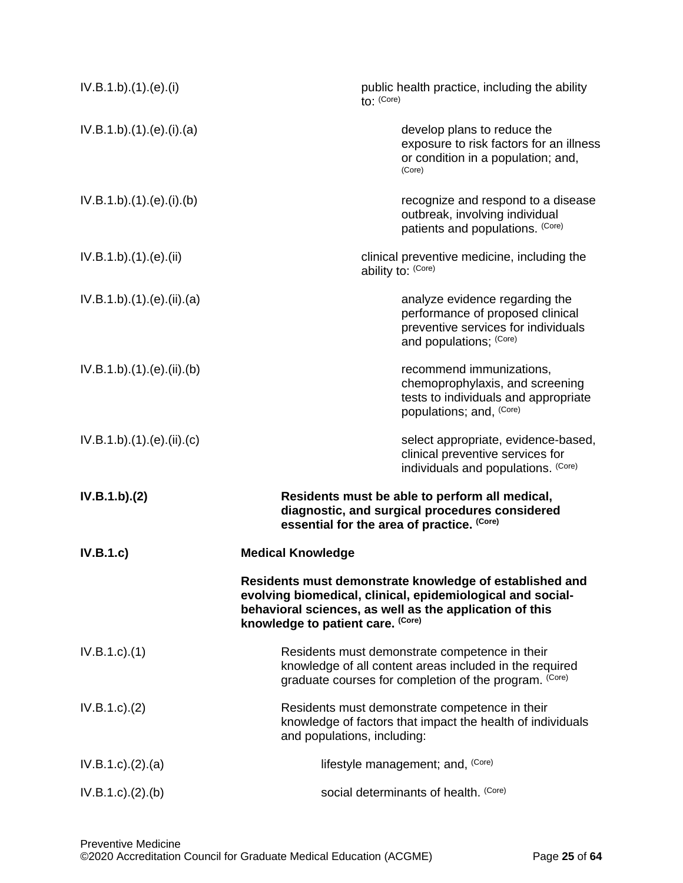IV.B.1.b).(1).(e).(i) public health practice, including the ability to: (Core)

IV.B.1.b).(1).(e).(i).(a) develop plans to reduce the exposure to risk factors for an illness or condition in a population; and, (Core)

IV.B.1.b).(1).(e).(i).(b) recognize and respond to a disease outbreak, involving individual patients and populations. (Core)

IV.B.1.b).(1).(e).(ii) clinical preventive medicine, including the ability to: (Core)

IV.B.1.b).(1).(e).(ii).(a) analyze evidence regarding the performance of proposed clinical preventive services for individuals and populations; (Core)

IV.B.1.b).(1).(e).(ii).(b) recommend immunizations, chemoprophylaxis, and screening tests to individuals and appropriate populations; and, (Core)

IV.B.1.b).(1).(e).(ii).(c) select appropriate, evidence-based, clinical preventive services for individuals and populations. (Core)

**IV.B.1.b).(2) Residents must be able to perform all medical, diagnostic, and surgical procedures considered essential for the area of practice. (Core)**

**IV.B.1.c) Medical Knowledge**

**Residents must demonstrate knowledge of established and evolving biomedical, clinical, epidemiological and social-behavioral sciences, as well as the application of this knowledge to patient care. (Core)**

IV.B.1.c).(1) Residents must demonstrate competence in their knowledge of all content areas included in the required graduate courses for completion of the program. (Core)

IV.B.1.c).(2) Residents must demonstrate competence in their knowledge of factors that impact the health of individuals and populations, including:

IV.B.1.c).(2).(a) lifestyle management; and, (Core)

IV.B.1.c).(2).(b) social determinants of health. (Core)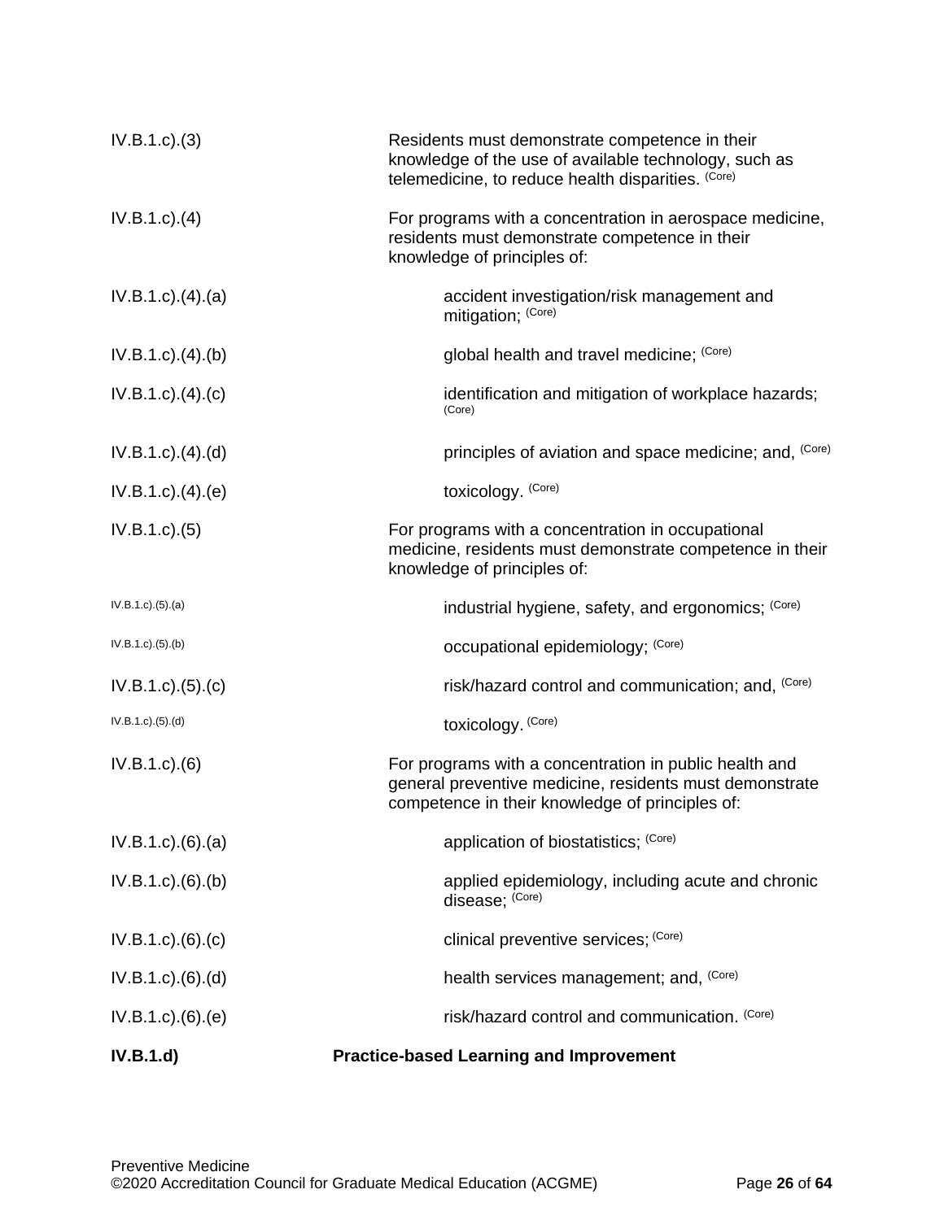| | |
|---|---|
| IV.B.1.c).(3) | Residents must demonstrate competence in their knowledge of the use of available technology, such as telemedicine, to reduce health disparities. (Core) |
| IV.B.1.c).(4) | For programs with a concentration in aerospace medicine, residents must demonstrate competence in their knowledge of principles of: |
| IV.B.1.c).(4).(a) | accident investigation/risk management and mitigation; (Core) |
| IV.B.1.c).(4).(b) | global health and travel medicine; (Core) |
| IV.B.1.c).(4).(c) | identification and mitigation of workplace hazards; (Core) |
| IV.B.1.c).(4).(d) | principles of aviation and space medicine; and, (Core) |
| IV.B.1.c).(4).(e) | toxicology. (Core) |
| IV.B.1.c).(5) | For programs with a concentration in occupational medicine, residents must demonstrate competence in their knowledge of principles of: |
| IV.B.1.c).(5).(a) | industrial hygiene, safety, and ergonomics; (Core) |
| IV.B.1.c).(5).(b) | occupational epidemiology; (Core) |
| IV.B.1.c).(5).(c) | risk/hazard control and communication; and, (Core) |
| IV.B.1.c).(5).(d) | toxicology. (Core) |
| IV.B.1.c).(6) | For programs with a concentration in public health and general preventive medicine, residents must demonstrate competence in their knowledge of principles of: |
| IV.B.1.c).(6).(a) | application of biostatistics; (Core) |
| IV.B.1.c).(6).(b) | applied epidemiology, including acute and chronic disease; (Core) |
| IV.B.1.c).(6).(c) | clinical preventive services; (Core) |
| IV.B.1.c).(6).(d) | health services management; and, (Core) |
| IV.B.1.c).(6).(e) | risk/hazard control and communication. (Core) |
| **IV.B.1.d)** | **Practice-based Learning and Improvement** |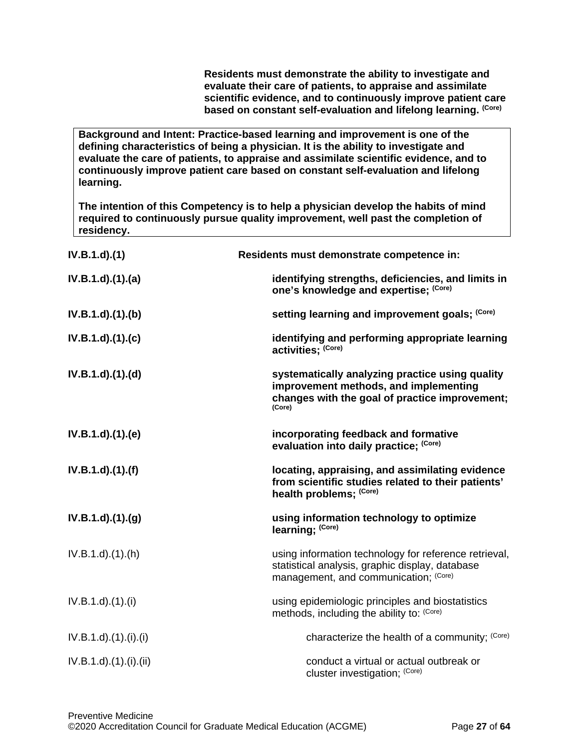**Residents must demonstrate the ability to investigate and evaluate their care of patients, to appraise and assimilate scientific evidence, and to continuously improve patient care based on constant self-evaluation and lifelong learning.** (Core)

> **Background and Intent: Practice-based learning and improvement is one of the defining characteristics of being a physician. It is the ability to investigate and evaluate the care of patients, to appraise and assimilate scientific evidence, and to continuously improve patient care based on constant self-evaluation and lifelong learning.**
>
> **The intention of this Competency is to help a physician develop the habits of mind required to continuously pursue quality improvement, well past the completion of residency.**

**IV.B.1.d).(1)** **Residents must demonstrate competence in:**

**IV.B.1.d).(1).(a)** **identifying strengths, deficiencies, and limits in one's knowledge and expertise;** (Core)

**IV.B.1.d).(1).(b)** **setting learning and improvement goals;** (Core)

**IV.B.1.d).(1).(c)** **identifying and performing appropriate learning activities;** (Core)

**IV.B.1.d).(1).(d)** **systematically analyzing practice using quality improvement methods, and implementing changes with the goal of practice improvement;** (Core)

**IV.B.1.d).(1).(e)** **incorporating feedback and formative evaluation into daily practice;** (Core)

**IV.B.1.d).(1).(f)** **locating, appraising, and assimilating evidence from scientific studies related to their patients' health problems;** (Core)

**IV.B.1.d).(1).(g)** **using information technology to optimize learning;** (Core)

IV.B.1.d).(1).(h) using information technology for reference retrieval, statistical analysis, graphic display, database management, and communication; (Core)

IV.B.1.d).(1).(i) using epidemiologic principles and biostatistics methods, including the ability to: (Core)

IV.B.1.d).(1).(i).(i) characterize the health of a community; (Core)

IV.B.1.d).(1).(i).(ii) conduct a virtual or actual outbreak or cluster investigation; (Core)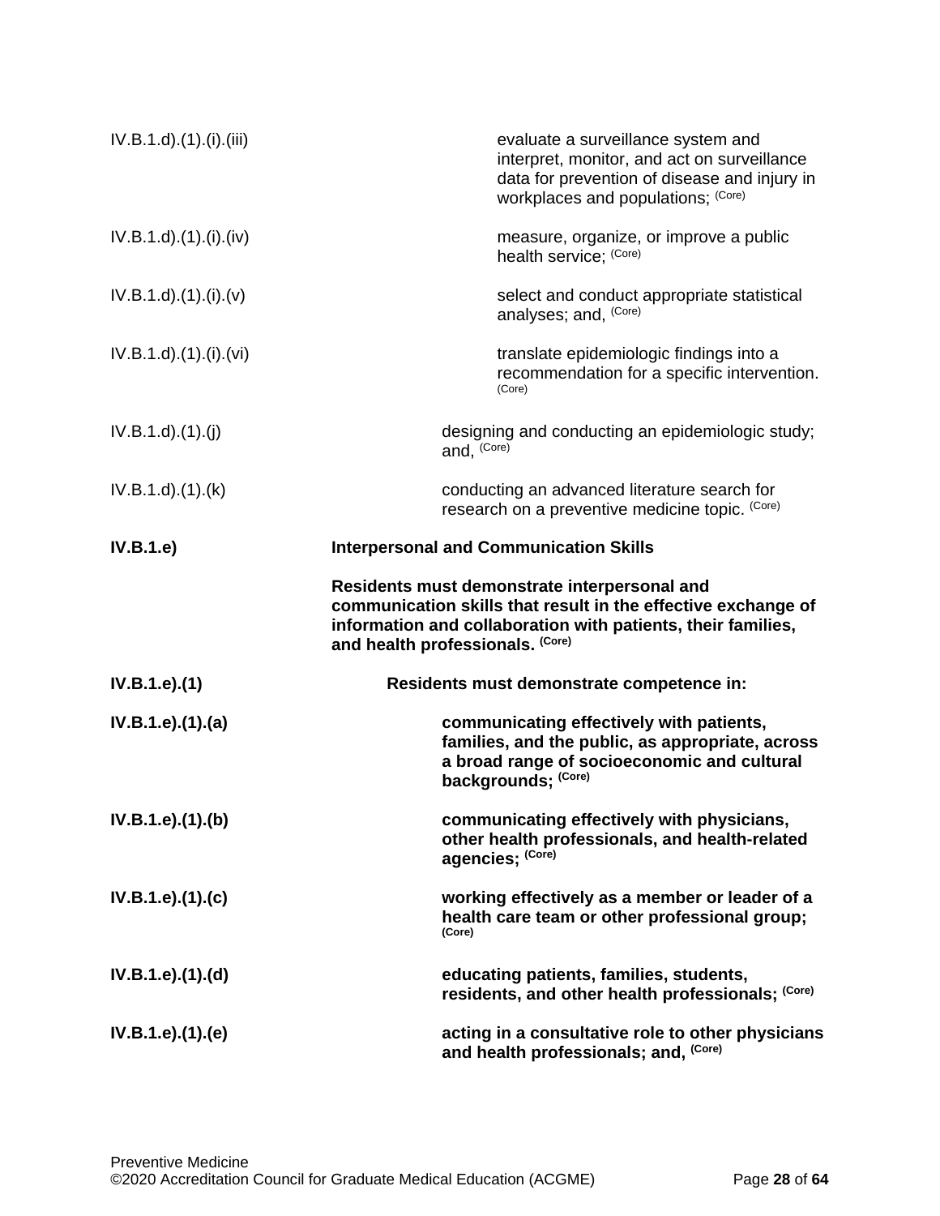IV.B.1.d).(1).(i).(iii) evaluate a surveillance system and interpret, monitor, and act on surveillance data for prevention of disease and injury in workplaces and populations; (Core)

IV.B.1.d).(1).(i).(iv) measure, organize, or improve a public health service; (Core)

IV.B.1.d).(1).(i).(v) select and conduct appropriate statistical analyses; and, (Core)

IV.B.1.d).(1).(i).(vi) translate epidemiologic findings into a recommendation for a specific intervention. (Core)

IV.B.1.d).(1).(j) designing and conducting an epidemiologic study; and, (Core)

IV.B.1.d).(1).(k) conducting an advanced literature search for research on a preventive medicine topic. (Core)

**IV.B.1.e) Interpersonal and Communication Skills**

**Residents must demonstrate interpersonal and communication skills that result in the effective exchange of information and collaboration with patients, their families, and health professionals. (Core)**

**IV.B.1.e).(1) Residents must demonstrate competence in:**

**IV.B.1.e).(1).(a) communicating effectively with patients, families, and the public, as appropriate, across a broad range of socioeconomic and cultural backgrounds; (Core)**

**IV.B.1.e).(1).(b) communicating effectively with physicians, other health professionals, and health-related agencies; (Core)**

**IV.B.1.e).(1).(c) working effectively as a member or leader of a health care team or other professional group; (Core)**

**IV.B.1.e).(1).(d) educating patients, families, students, residents, and other health professionals; (Core)**

**IV.B.1.e).(1).(e) acting in a consultative role to other physicians and health professionals; and, (Core)**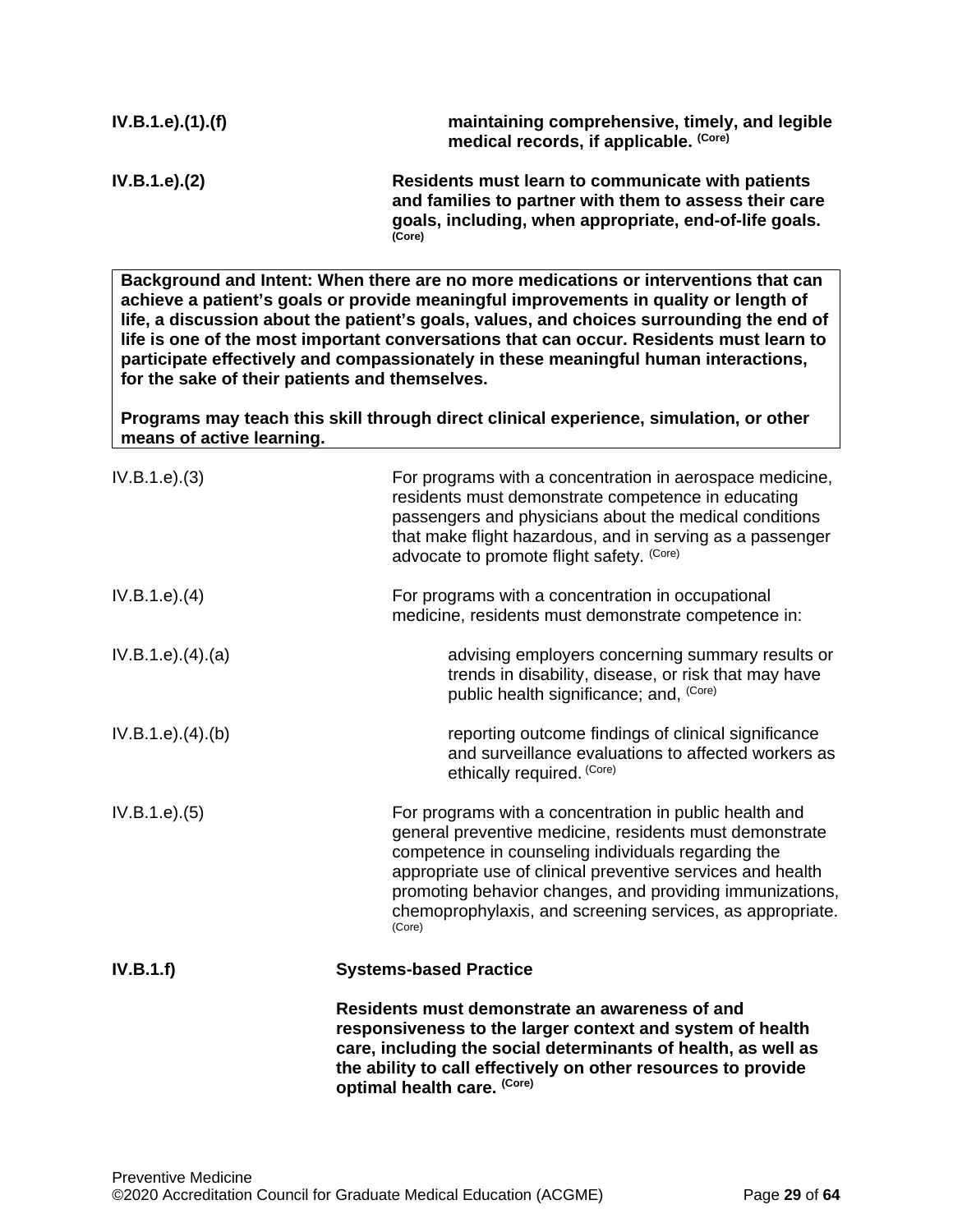**IV.B.1.e).(1).(f)** **maintaining comprehensive, timely, and legible medical records, if applicable.** (Core)

**IV.B.1.e).(2)** **Residents must learn to communicate with patients and families to partner with them to assess their care goals, including, when appropriate, end-of-life goals.** (Core)

> **Background and Intent: When there are no more medications or interventions that can achieve a patient's goals or provide meaningful improvements in quality or length of life, a discussion about the patient's goals, values, and choices surrounding the end of life is one of the most important conversations that can occur. Residents must learn to participate effectively and compassionately in these meaningful human interactions, for the sake of their patients and themselves.**
>
> **Programs may teach this skill through direct clinical experience, simulation, or other means of active learning.**

IV.B.1.e).(3) For programs with a concentration in aerospace medicine, residents must demonstrate competence in educating passengers and physicians about the medical conditions that make flight hazardous, and in serving as a passenger advocate to promote flight safety. (Core)

IV.B.1.e).(4) For programs with a concentration in occupational medicine, residents must demonstrate competence in:

IV.B.1.e).(4).(a) advising employers concerning summary results or trends in disability, disease, or risk that may have public health significance; and, (Core)

IV.B.1.e).(4).(b) reporting outcome findings of clinical significance and surveillance evaluations to affected workers as ethically required. (Core)

IV.B.1.e).(5) For programs with a concentration in public health and general preventive medicine, residents must demonstrate competence in counseling individuals regarding the appropriate use of clinical preventive services and health promoting behavior changes, and providing immunizations, chemoprophylaxis, and screening services, as appropriate. (Core)

**IV.B.1.f)** **Systems-based Practice**

**Residents must demonstrate an awareness of and responsiveness to the larger context and system of health care, including the social determinants of health, as well as the ability to call effectively on other resources to provide optimal health care.** (Core)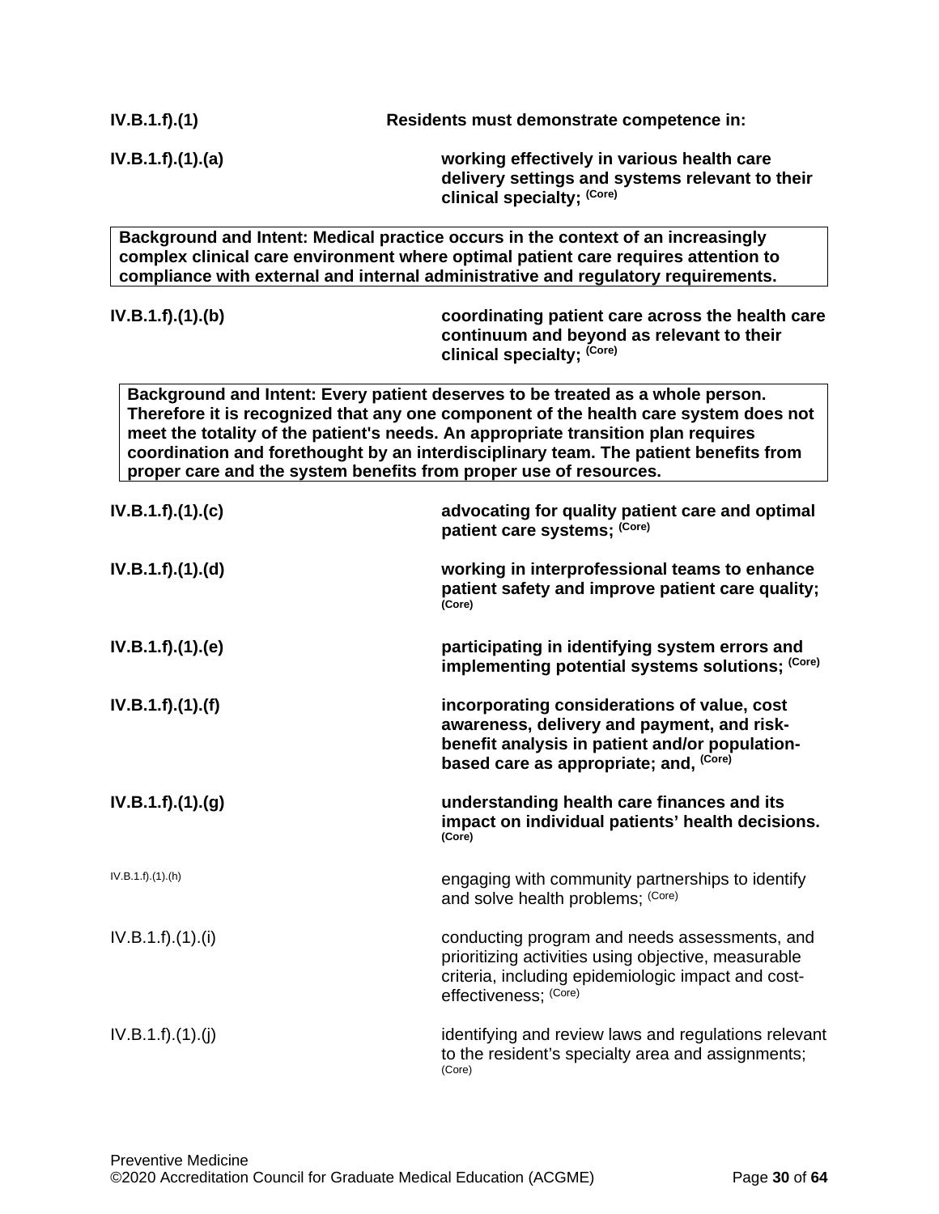**IV.B.1.f).(1)** **Residents must demonstrate competence in:**

**IV.B.1.f).(1).(a)** **working effectively in various health care delivery settings and systems relevant to their clinical specialty;** **(Core)**

> **Background and Intent: Medical practice occurs in the context of an increasingly complex clinical care environment where optimal patient care requires attention to compliance with external and internal administrative and regulatory requirements.**

**IV.B.1.f).(1).(b)** **coordinating patient care across the health care continuum and beyond as relevant to their clinical specialty;** **(Core)**

> **Background and Intent: Every patient deserves to be treated as a whole person. Therefore it is recognized that any one component of the health care system does not meet the totality of the patient's needs. An appropriate transition plan requires coordination and forethought by an interdisciplinary team. The patient benefits from proper care and the system benefits from proper use of resources.**

**IV.B.1.f).(1).(c)** **advocating for quality patient care and optimal patient care systems;** **(Core)**

**IV.B.1.f).(1).(d)** **working in interprofessional teams to enhance patient safety and improve patient care quality;** **(Core)**

**IV.B.1.f).(1).(e)** **participating in identifying system errors and implementing potential systems solutions;** **(Core)**

**IV.B.1.f).(1).(f)** **incorporating considerations of value, cost awareness, delivery and payment, and risk-benefit analysis in patient and/or population-based care as appropriate; and,** **(Core)**

**IV.B.1.f).(1).(g)** **understanding health care finances and its impact on individual patients' health decisions.** **(Core)**

IV.B.1.f).(1).(h) engaging with community partnerships to identify and solve health problems; (Core)

IV.B.1.f).(1).(i) conducting program and needs assessments, and prioritizing activities using objective, measurable criteria, including epidemiologic impact and cost-effectiveness; (Core)

IV.B.1.f).(1).(j) identifying and review laws and regulations relevant to the resident's specialty area and assignments; (Core)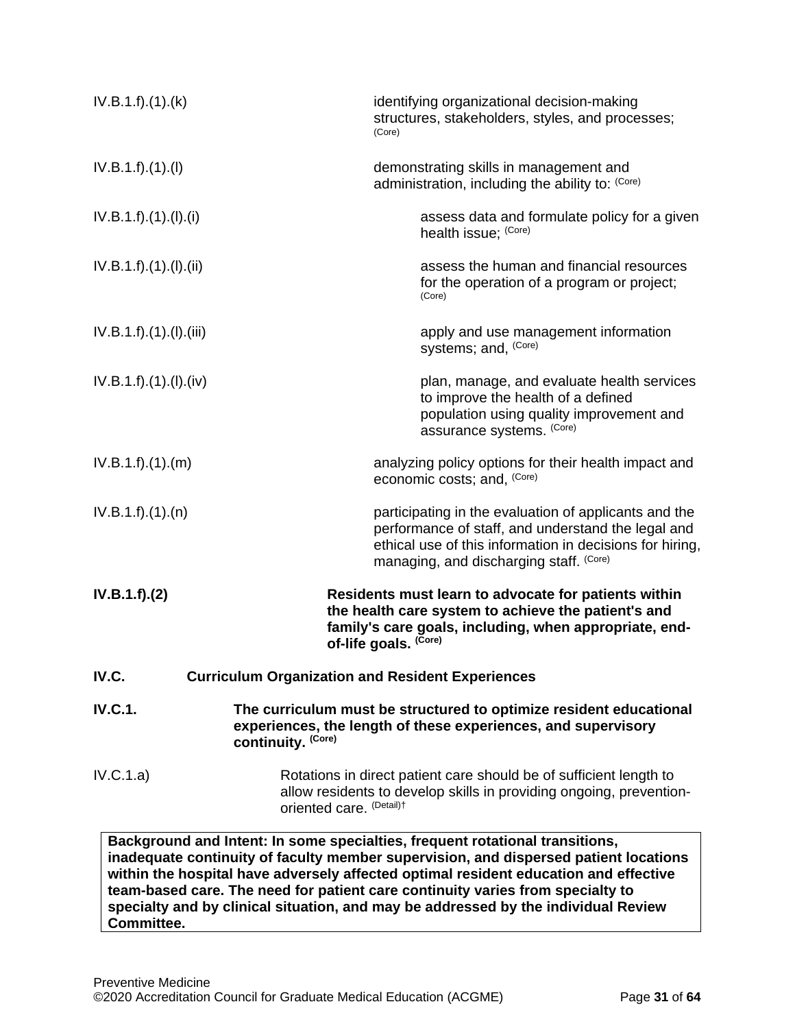IV.B.1.f).(1).(k) identifying organizational decision-making structures, stakeholders, styles, and processes; (Core)

IV.B.1.f).(1).(l) demonstrating skills in management and administration, including the ability to: (Core)

IV.B.1.f).(1).(l).(i) assess data and formulate policy for a given health issue; (Core)

IV.B.1.f).(1).(l).(ii) assess the human and financial resources for the operation of a program or project; (Core)

IV.B.1.f).(1).(l).(iii) apply and use management information systems; and, (Core)

IV.B.1.f).(1).(l).(iv) plan, manage, and evaluate health services to improve the health of a defined population using quality improvement and assurance systems. (Core)

IV.B.1.f).(1).(m) analyzing policy options for their health impact and economic costs; and, (Core)

IV.B.1.f).(1).(n) participating in the evaluation of applicants and the performance of staff, and understand the legal and ethical use of this information in decisions for hiring, managing, and discharging staff. (Core)

**IV.B.1.f).(2) Residents must learn to advocate for patients within the health care system to achieve the patient's and family's care goals, including, when appropriate, end-of-life goals. (Core)**

**IV.C. Curriculum Organization and Resident Experiences**

**IV.C.1. The curriculum must be structured to optimize resident educational experiences, the length of these experiences, and supervisory continuity. (Core)**

IV.C.1.a) Rotations in direct patient care should be of sufficient length to allow residents to develop skills in providing ongoing, prevention-oriented care. (Detail)†

**Background and Intent: In some specialties, frequent rotational transitions, inadequate continuity of faculty member supervision, and dispersed patient locations within the hospital have adversely affected optimal resident education and effective team-based care. The need for patient care continuity varies from specialty to specialty and by clinical situation, and may be addressed by the individual Review Committee.**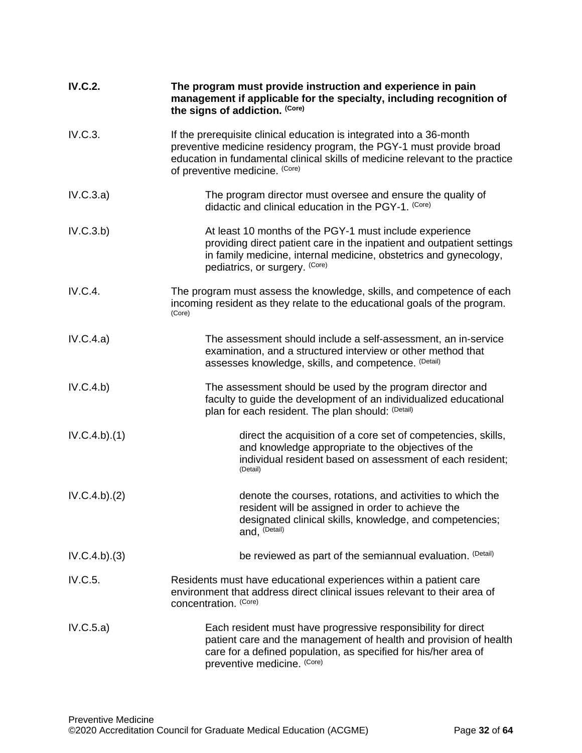**IV.C.2.** **The program must provide instruction and experience in pain management if applicable for the specialty, including recognition of the signs of addiction.** **(Core)**

IV.C.3. If the prerequisite clinical education is integrated into a 36-month preventive medicine residency program, the PGY-1 must provide broad education in fundamental clinical skills of medicine relevant to the practice of preventive medicine. (Core)

IV.C.3.a) The program director must oversee and ensure the quality of didactic and clinical education in the PGY-1. (Core)

IV.C.3.b) At least 10 months of the PGY-1 must include experience providing direct patient care in the inpatient and outpatient settings in family medicine, internal medicine, obstetrics and gynecology, pediatrics, or surgery. (Core)

IV.C.4. The program must assess the knowledge, skills, and competence of each incoming resident as they relate to the educational goals of the program. (Core)

IV.C.4.a) The assessment should include a self-assessment, an in-service examination, and a structured interview or other method that assesses knowledge, skills, and competence. (Detail)

IV.C.4.b) The assessment should be used by the program director and faculty to guide the development of an individualized educational plan for each resident. The plan should: (Detail)

IV.C.4.b).(1) direct the acquisition of a core set of competencies, skills, and knowledge appropriate to the objectives of the individual resident based on assessment of each resident; (Detail)

IV.C.4.b).(2) denote the courses, rotations, and activities to which the resident will be assigned in order to achieve the designated clinical skills, knowledge, and competencies; and, (Detail)

IV.C.4.b).(3) be reviewed as part of the semiannual evaluation. (Detail)

IV.C.5. Residents must have educational experiences within a patient care environment that address direct clinical issues relevant to their area of concentration. (Core)

IV.C.5.a) Each resident must have progressive responsibility for direct patient care and the management of health and provision of health care for a defined population, as specified for his/her area of preventive medicine. (Core)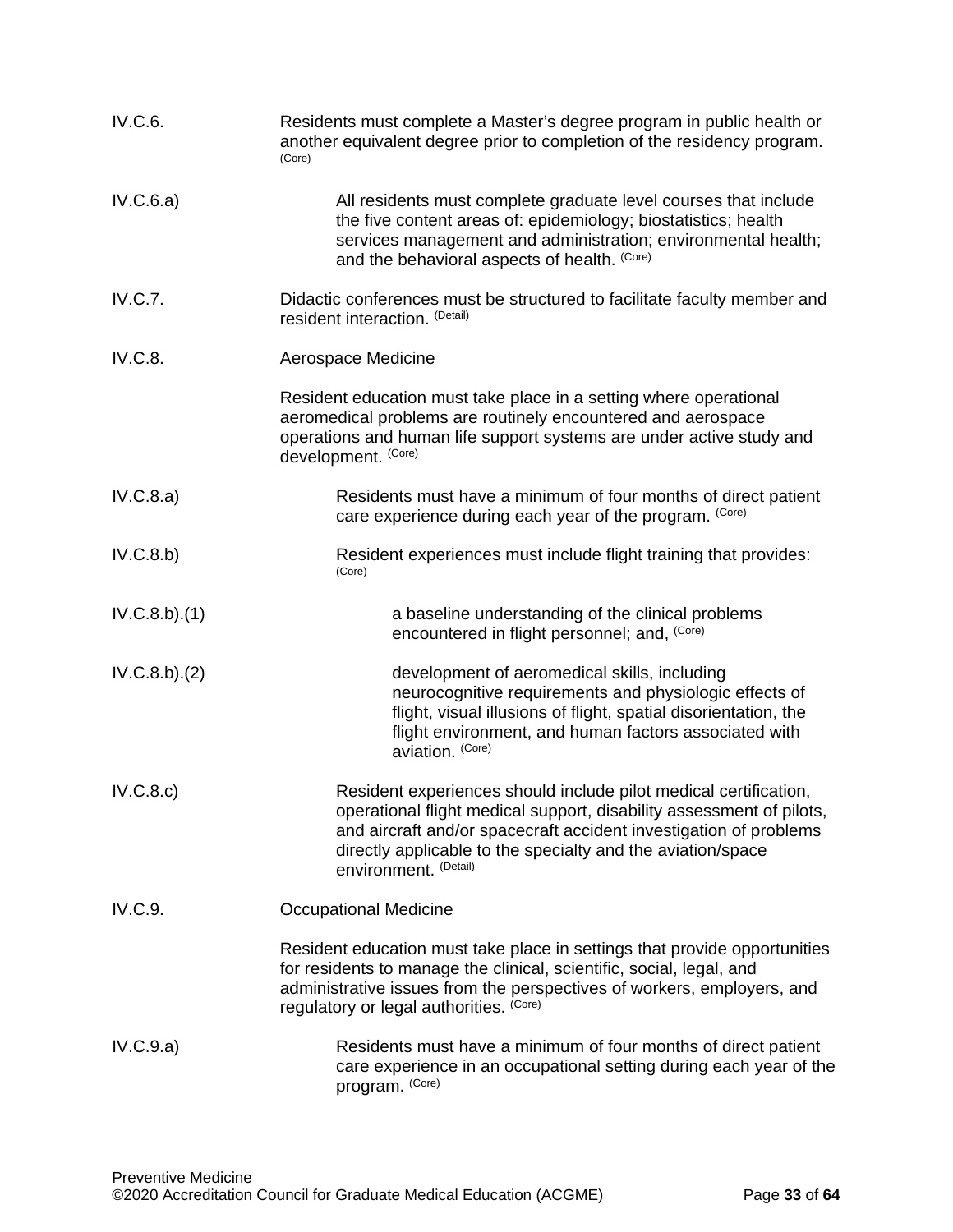IV.C.6. Residents must complete a Master's degree program in public health or another equivalent degree prior to completion of the residency program. (Core)

IV.C.6.a) All residents must complete graduate level courses that include the five content areas of: epidemiology; biostatistics; health services management and administration; environmental health; and the behavioral aspects of health. (Core)

IV.C.7. Didactic conferences must be structured to facilitate faculty member and resident interaction. (Detail)

IV.C.8. Aerospace Medicine

Resident education must take place in a setting where operational aeromedical problems are routinely encountered and aerospace operations and human life support systems are under active study and development. (Core)

IV.C.8.a) Residents must have a minimum of four months of direct patient care experience during each year of the program. (Core)

IV.C.8.b) Resident experiences must include flight training that provides: (Core)

IV.C.8.b).(1) a baseline understanding of the clinical problems encountered in flight personnel; and, (Core)

IV.C.8.b).(2) development of aeromedical skills, including neurocognitive requirements and physiologic effects of flight, visual illusions of flight, spatial disorientation, the flight environment, and human factors associated with aviation. (Core)

IV.C.8.c) Resident experiences should include pilot medical certification, operational flight medical support, disability assessment of pilots, and aircraft and/or spacecraft accident investigation of problems directly applicable to the specialty and the aviation/space environment. (Detail)

IV.C.9. Occupational Medicine

Resident education must take place in settings that provide opportunities for residents to manage the clinical, scientific, social, legal, and administrative issues from the perspectives of workers, employers, and regulatory or legal authorities. (Core)

IV.C.9.a) Residents must have a minimum of four months of direct patient care experience in an occupational setting during each year of the program. (Core)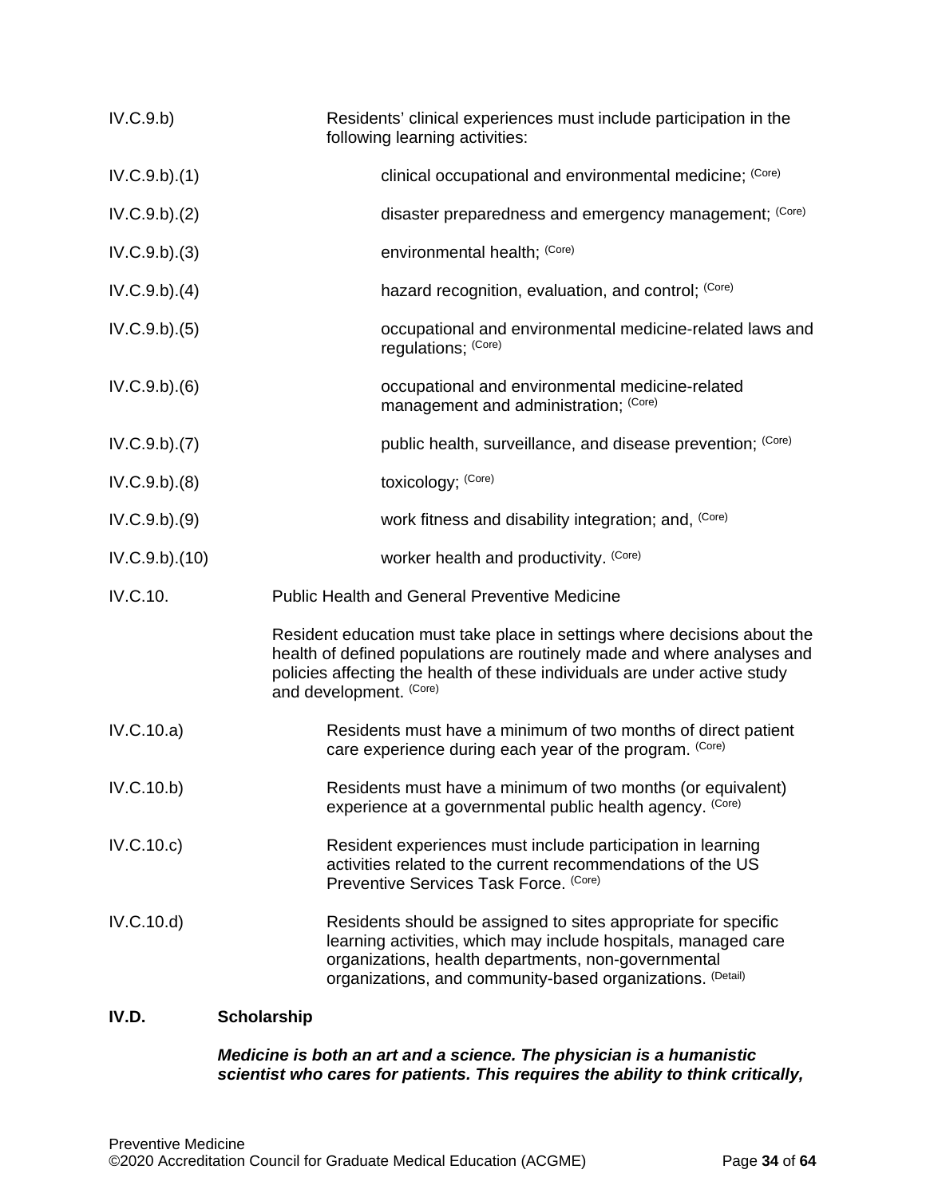IV.C.9.b) Residents' clinical experiences must include participation in the following learning activities:

IV.C.9.b).(1) clinical occupational and environmental medicine; (Core)

IV.C.9.b).(2) disaster preparedness and emergency management; (Core)

IV.C.9.b).(3) environmental health; (Core)

IV.C.9.b).(4) hazard recognition, evaluation, and control; (Core)

IV.C.9.b).(5) occupational and environmental medicine-related laws and regulations; (Core)

IV.C.9.b).(6) occupational and environmental medicine-related management and administration; (Core)

IV.C.9.b).(7) public health, surveillance, and disease prevention; (Core)

IV.C.9.b).(8) toxicology; (Core)

IV.C.9.b).(9) work fitness and disability integration; and, (Core)

IV.C.9.b).(10) worker health and productivity. (Core)

IV.C.10. Public Health and General Preventive Medicine

Resident education must take place in settings where decisions about the health of defined populations are routinely made and where analyses and policies affecting the health of these individuals are under active study and development. (Core)

IV.C.10.a) Residents must have a minimum of two months of direct patient care experience during each year of the program. (Core)

IV.C.10.b) Residents must have a minimum of two months (or equivalent) experience at a governmental public health agency. (Core)

IV.C.10.c) Resident experiences must include participation in learning activities related to the current recommendations of the US Preventive Services Task Force. (Core)

IV.C.10.d) Residents should be assigned to sites appropriate for specific learning activities, which may include hospitals, managed care organizations, health departments, non-governmental organizations, and community-based organizations. (Detail)

**IV.D. Scholarship**

***Medicine is both an art and a science. The physician is a humanistic scientist who cares for patients. This requires the ability to think critically,***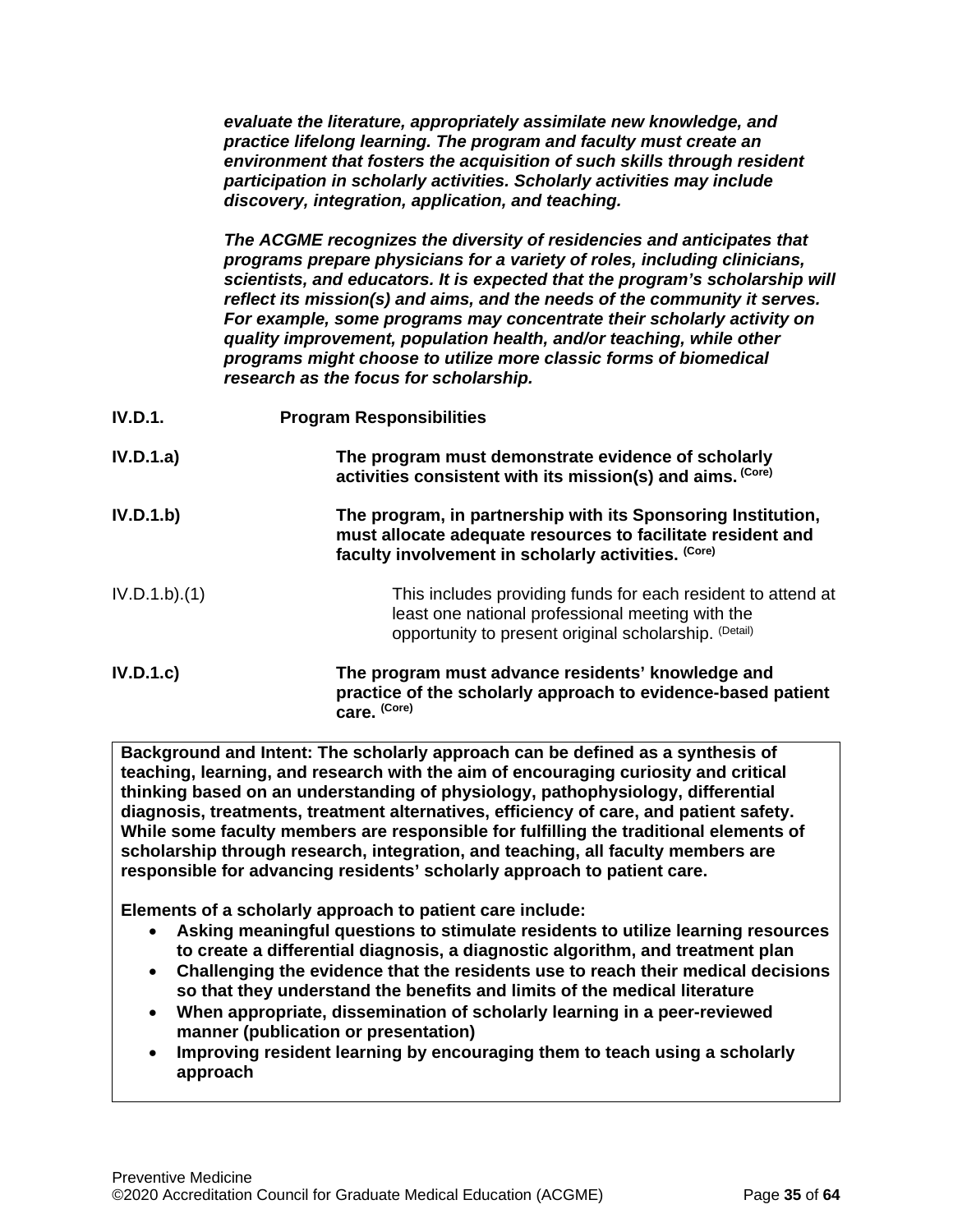***evaluate the literature, appropriately assimilate new knowledge, and practice lifelong learning. The program and faculty must create an environment that fosters the acquisition of such skills through resident participation in scholarly activities. Scholarly activities may include discovery, integration, application, and teaching.***

***The ACGME recognizes the diversity of residencies and anticipates that programs prepare physicians for a variety of roles, including clinicians, scientists, and educators. It is expected that the program's scholarship will reflect its mission(s) and aims, and the needs of the community it serves. For example, some programs may concentrate their scholarly activity on quality improvement, population health, and/or teaching, while other programs might choose to utilize more classic forms of biomedical research as the focus for scholarship.***

**IV.D.1. Program Responsibilities**

**IV.D.1.a) The program must demonstrate evidence of scholarly activities consistent with its mission(s) and aims.** (Core)

**IV.D.1.b) The program, in partnership with its Sponsoring Institution, must allocate adequate resources to facilitate resident and faculty involvement in scholarly activities.** (Core)

IV.D.1.b).(1) This includes providing funds for each resident to attend at least one national professional meeting with the opportunity to present original scholarship. (Detail)

**IV.D.1.c) The program must advance residents' knowledge and practice of the scholarly approach to evidence-based patient care.** (Core)

**Background and Intent: The scholarly approach can be defined as a synthesis of teaching, learning, and research with the aim of encouraging curiosity and critical thinking based on an understanding of physiology, pathophysiology, differential diagnosis, treatments, treatment alternatives, efficiency of care, and patient safety. While some faculty members are responsible for fulfilling the traditional elements of scholarship through research, integration, and teaching, all faculty members are responsible for advancing residents' scholarly approach to patient care.**

**Elements of a scholarly approach to patient care include:**

- **Asking meaningful questions to stimulate residents to utilize learning resources to create a differential diagnosis, a diagnostic algorithm, and treatment plan**
- **Challenging the evidence that the residents use to reach their medical decisions so that they understand the benefits and limits of the medical literature**
- **When appropriate, dissemination of scholarly learning in a peer-reviewed manner (publication or presentation)**
- **Improving resident learning by encouraging them to teach using a scholarly approach**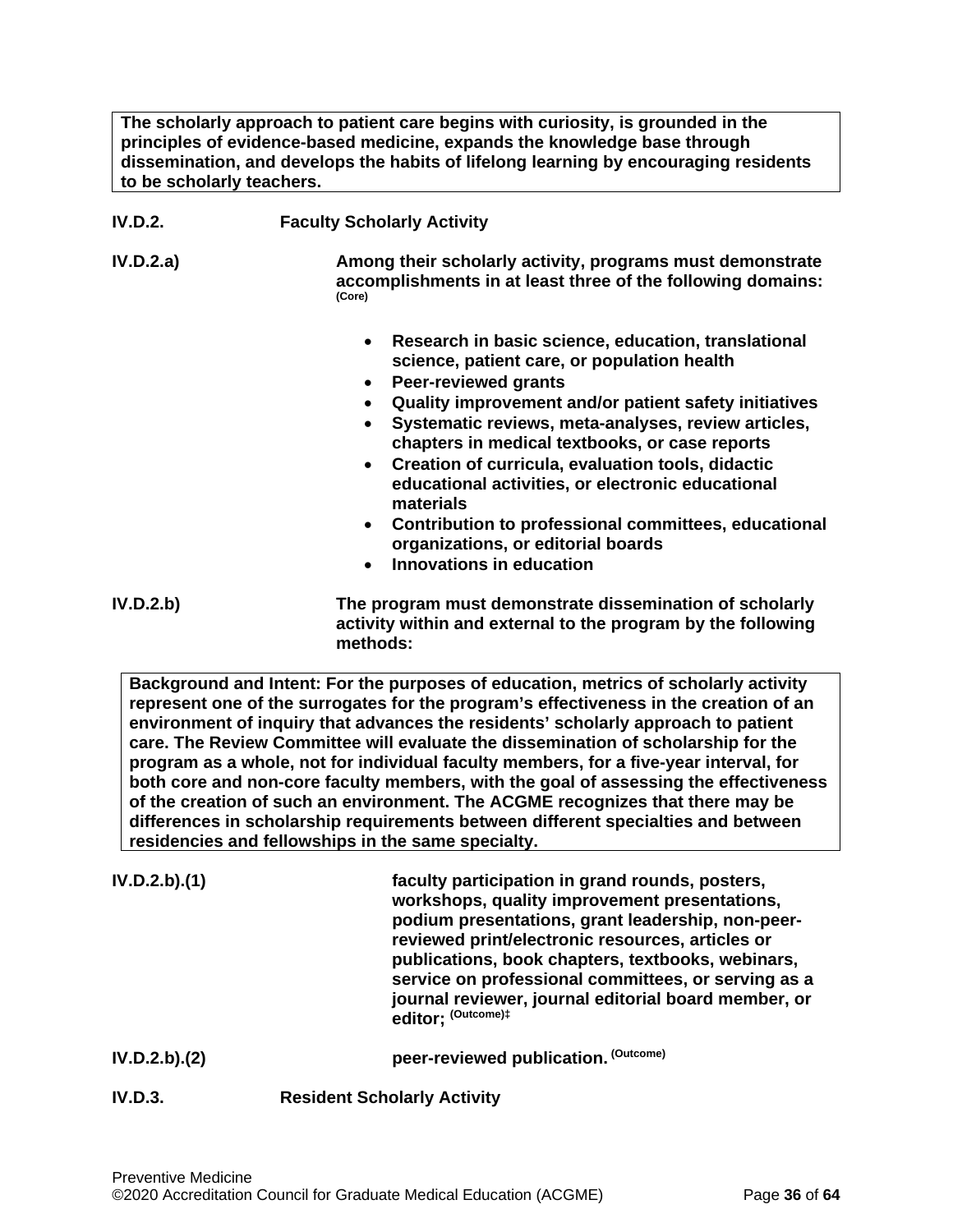**The scholarly approach to patient care begins with curiosity, is grounded in the principles of evidence-based medicine, expands the knowledge base through dissemination, and develops the habits of lifelong learning by encouraging residents to be scholarly teachers.**

**IV.D.2. Faculty Scholarly Activity**

**IV.D.2.a) Among their scholarly activity, programs must demonstrate accomplishments in at least three of the following domains:** **(Core)**

- **Research in basic science, education, translational science, patient care, or population health**
- **Peer-reviewed grants**
- **Quality improvement and/or patient safety initiatives**
- **Systematic reviews, meta-analyses, review articles, chapters in medical textbooks, or case reports**
- **Creation of curricula, evaluation tools, didactic educational activities, or electronic educational materials**
- **Contribution to professional committees, educational organizations, or editorial boards**
- **Innovations in education**

**IV.D.2.b) The program must demonstrate dissemination of scholarly activity within and external to the program by the following methods:**

**Background and Intent: For the purposes of education, metrics of scholarly activity represent one of the surrogates for the program's effectiveness in the creation of an environment of inquiry that advances the residents' scholarly approach to patient care. The Review Committee will evaluate the dissemination of scholarship for the program as a whole, not for individual faculty members, for a five-year interval, for both core and non-core faculty members, with the goal of assessing the effectiveness of the creation of such an environment. The ACGME recognizes that there may be differences in scholarship requirements between different specialties and between residencies and fellowships in the same specialty.**

**IV.D.2.b).(1) faculty participation in grand rounds, posters, workshops, quality improvement presentations, podium presentations, grant leadership, non-peer-reviewed print/electronic resources, articles or publications, book chapters, textbooks, webinars, service on professional committees, or serving as a journal reviewer, journal editorial board member, or editor;** **(Outcome)‡**

**IV.D.2.b).(2) peer-reviewed publication.** **(Outcome)**

**IV.D.3. Resident Scholarly Activity**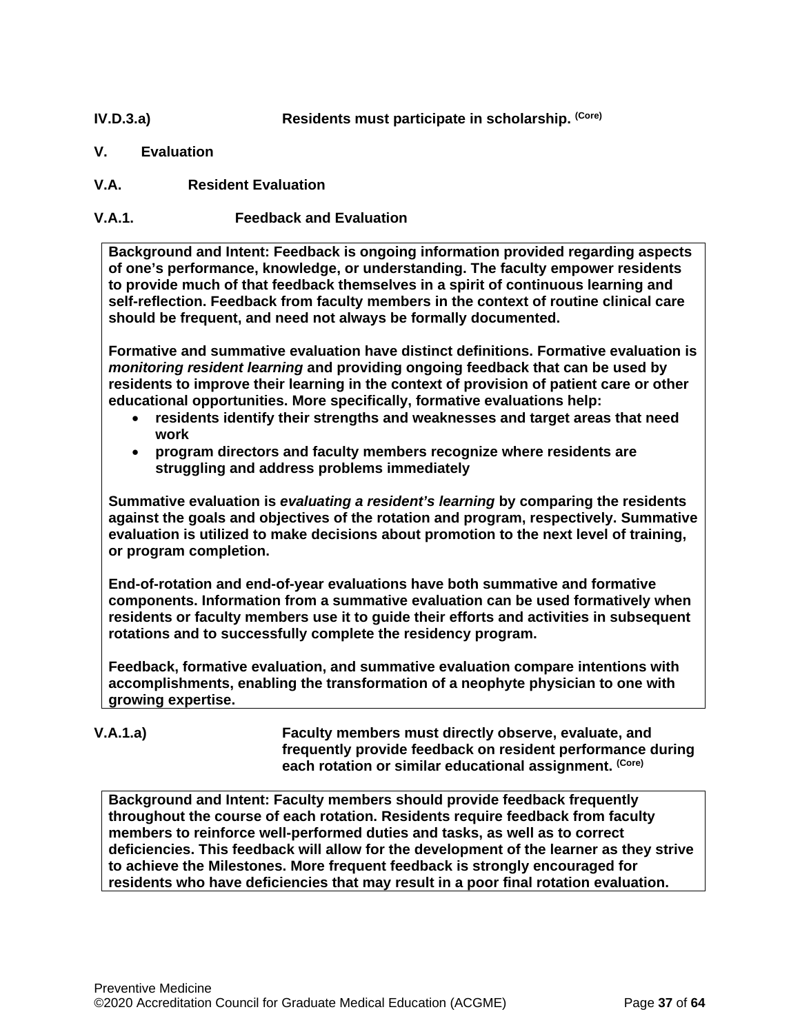**IV.D.3.a)** **Residents must participate in scholarship.** (Core)

## V. Evaluation

### V.A. Resident Evaluation

#### V.A.1. Feedback and Evaluation

> **Background and Intent: Feedback is ongoing information provided regarding aspects of one's performance, knowledge, or understanding. The faculty empower residents to provide much of that feedback themselves in a spirit of continuous learning and self-reflection. Feedback from faculty members in the context of routine clinical care should be frequent, and need not always be formally documented.**
>
> **Formative and summative evaluation have distinct definitions. Formative evaluation is *monitoring resident learning* and providing ongoing feedback that can be used by residents to improve their learning in the context of provision of patient care or other educational opportunities. More specifically, formative evaluations help:**
>
> - **residents identify their strengths and weaknesses and target areas that need work**
> - **program directors and faculty members recognize where residents are struggling and address problems immediately**
>
> **Summative evaluation is *evaluating a resident's learning* by comparing the residents against the goals and objectives of the rotation and program, respectively. Summative evaluation is utilized to make decisions about promotion to the next level of training, or program completion.**
>
> **End-of-rotation and end-of-year evaluations have both summative and formative components. Information from a summative evaluation can be used formatively when residents or faculty members use it to guide their efforts and activities in subsequent rotations and to successfully complete the residency program.**
>
> **Feedback, formative evaluation, and summative evaluation compare intentions with accomplishments, enabling the transformation of a neophyte physician to one with growing expertise.**

**V.A.1.a)** **Faculty members must directly observe, evaluate, and frequently provide feedback on resident performance during each rotation or similar educational assignment.** (Core)

> **Background and Intent: Faculty members should provide feedback frequently throughout the course of each rotation. Residents require feedback from faculty members to reinforce well-performed duties and tasks, as well as to correct deficiencies. This feedback will allow for the development of the learner as they strive to achieve the Milestones. More frequent feedback is strongly encouraged for residents who have deficiencies that may result in a poor final rotation evaluation.**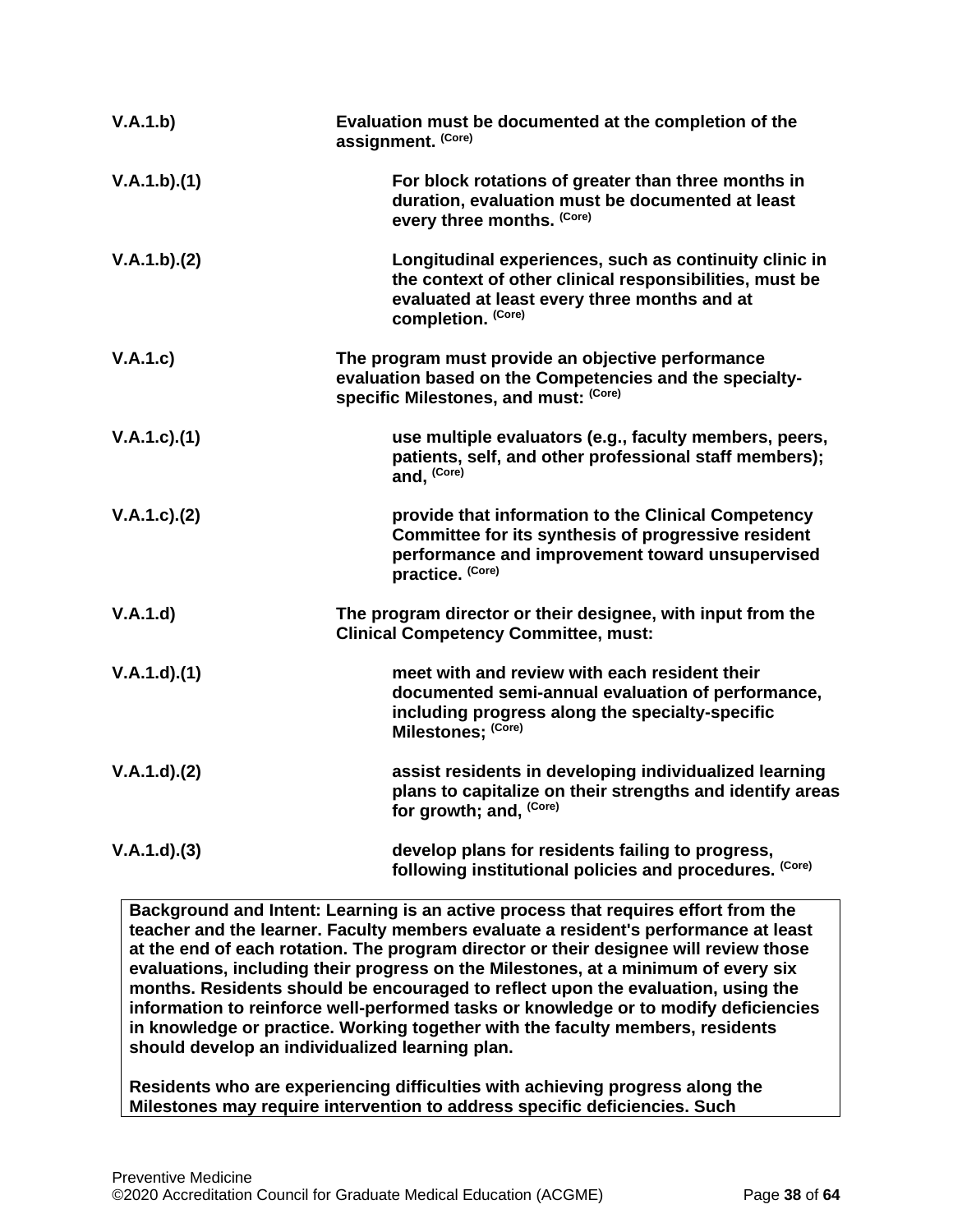| | |
|---|---|
| V.A.1.b) | **Evaluation must be documented at the completion of the assignment.** (Core) |
| V.A.1.b).(1) | **For block rotations of greater than three months in duration, evaluation must be documented at least every three months.** (Core) |
| V.A.1.b).(2) | **Longitudinal experiences, such as continuity clinic in the context of other clinical responsibilities, must be evaluated at least every three months and at completion.** (Core) |
| V.A.1.c) | **The program must provide an objective performance evaluation based on the Competencies and the specialty-specific Milestones, and must:** (Core) |
| V.A.1.c).(1) | **use multiple evaluators (e.g., faculty members, peers, patients, self, and other professional staff members); and,** (Core) |
| V.A.1.c).(2) | **provide that information to the Clinical Competency Committee for its synthesis of progressive resident performance and improvement toward unsupervised practice.** (Core) |
| V.A.1.d) | **The program director or their designee, with input from the Clinical Competency Committee, must:** |
| V.A.1.d).(1) | **meet with and review with each resident their documented semi-annual evaluation of performance, including progress along the specialty-specific Milestones;** (Core) |
| V.A.1.d).(2) | **assist residents in developing individualized learning plans to capitalize on their strengths and identify areas for growth; and,** (Core) |
| V.A.1.d).(3) | **develop plans for residents failing to progress, following institutional policies and procedures.** (Core) |

**Background and Intent: Learning is an active process that requires effort from the teacher and the learner. Faculty members evaluate a resident's performance at least at the end of each rotation. The program director or their designee will review those evaluations, including their progress on the Milestones, at a minimum of every six months. Residents should be encouraged to reflect upon the evaluation, using the information to reinforce well-performed tasks or knowledge or to modify deficiencies in knowledge or practice. Working together with the faculty members, residents should develop an individualized learning plan.**

**Residents who are experiencing difficulties with achieving progress along the Milestones may require intervention to address specific deficiencies. Such**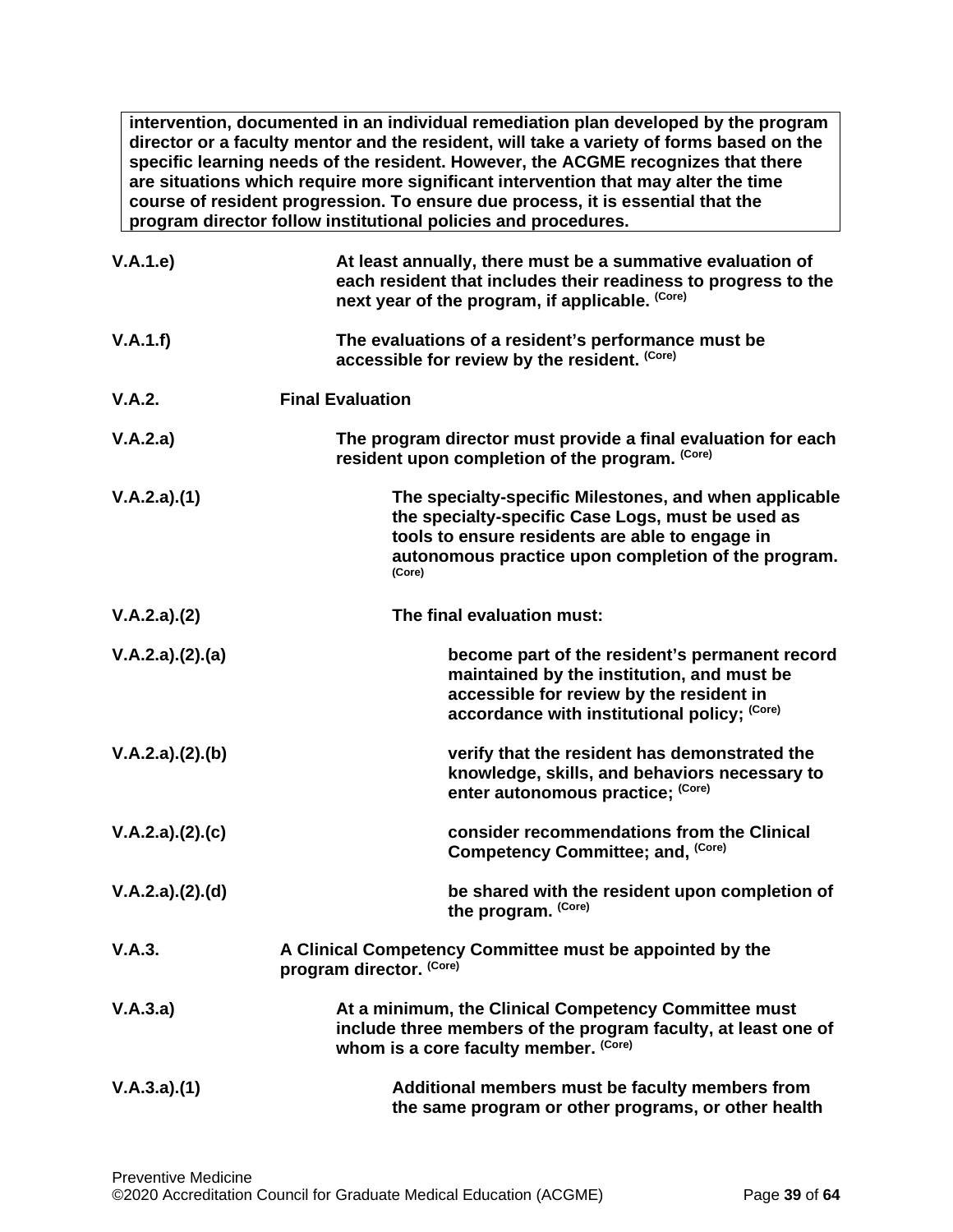> **intervention, documented in an individual remediation plan developed by the program director or a faculty mentor and the resident, will take a variety of forms based on the specific learning needs of the resident. However, the ACGME recognizes that there are situations which require more significant intervention that may alter the time course of resident progression. To ensure due process, it is essential that the program director follow institutional policies and procedures.**

**V.A.1.e)** **At least annually, there must be a summative evaluation of each resident that includes their readiness to progress to the next year of the program, if applicable.** **(Core)**

**V.A.1.f)** **The evaluations of a resident's performance must be accessible for review by the resident.** **(Core)**

**V.A.2.** **Final Evaluation**

**V.A.2.a)** **The program director must provide a final evaluation for each resident upon completion of the program.** **(Core)**

**V.A.2.a).(1)** **The specialty-specific Milestones, and when applicable the specialty-specific Case Logs, must be used as tools to ensure residents are able to engage in autonomous practice upon completion of the program.** **(Core)**

**V.A.2.a).(2)** **The final evaluation must:**

**V.A.2.a).(2).(a)** **become part of the resident's permanent record maintained by the institution, and must be accessible for review by the resident in accordance with institutional policy;** **(Core)**

**V.A.2.a).(2).(b)** **verify that the resident has demonstrated the knowledge, skills, and behaviors necessary to enter autonomous practice;** **(Core)**

**V.A.2.a).(2).(c)** **consider recommendations from the Clinical Competency Committee; and,** **(Core)**

**V.A.2.a).(2).(d)** **be shared with the resident upon completion of the program.** **(Core)**

**V.A.3.** **A Clinical Competency Committee must be appointed by the program director.** **(Core)**

**V.A.3.a)** **At a minimum, the Clinical Competency Committee must include three members of the program faculty, at least one of whom is a core faculty member.** **(Core)**

**V.A.3.a).(1)** **Additional members must be faculty members from the same program or other programs, or other health**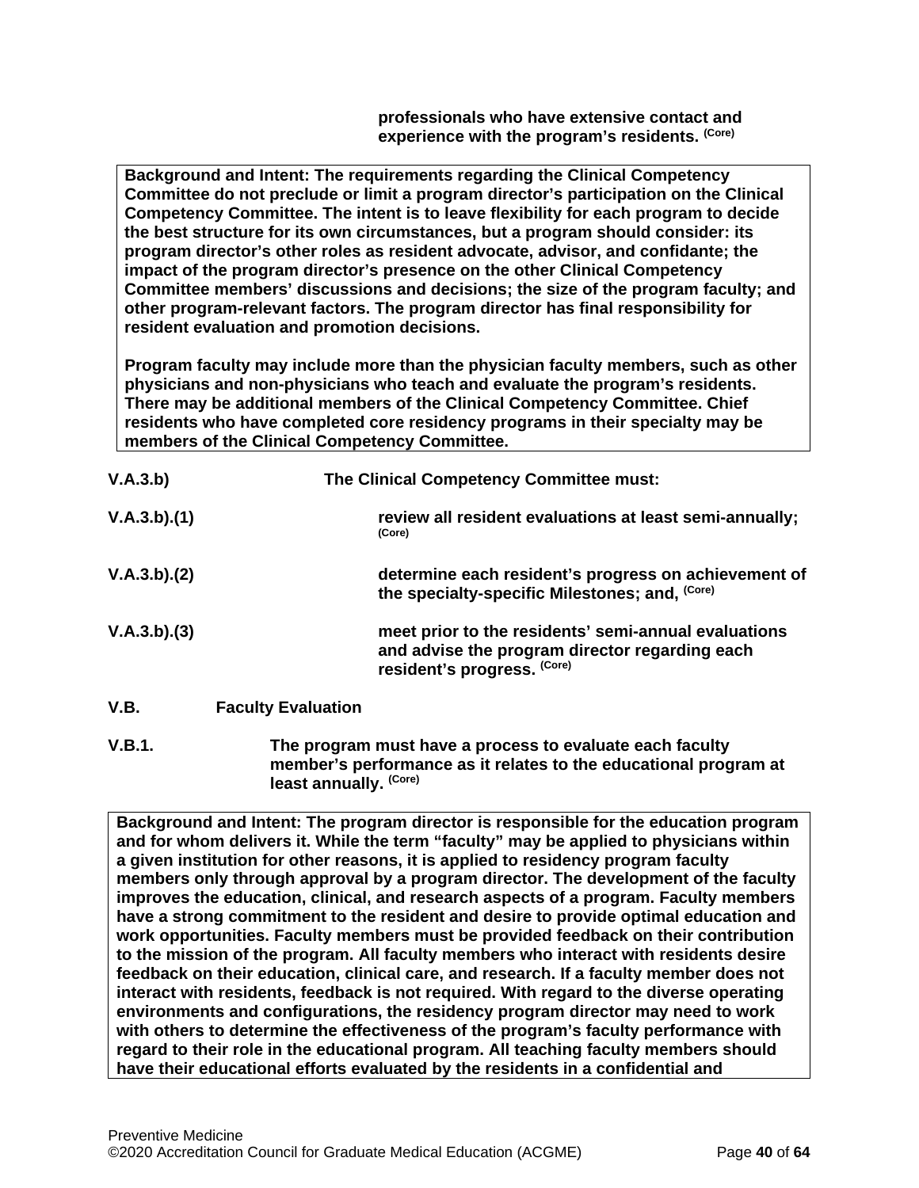**professionals who have extensive contact and experience with the program's residents.** (Core)

**Background and Intent: The requirements regarding the Clinical Competency Committee do not preclude or limit a program director's participation on the Clinical Competency Committee. The intent is to leave flexibility for each program to decide the best structure for its own circumstances, but a program should consider: its program director's other roles as resident advocate, advisor, and confidante; the impact of the program director's presence on the other Clinical Competency Committee members' discussions and decisions; the size of the program faculty; and other program-relevant factors. The program director has final responsibility for resident evaluation and promotion decisions.**

**Program faculty may include more than the physician faculty members, such as other physicians and non-physicians who teach and evaluate the program's residents. There may be additional members of the Clinical Competency Committee. Chief residents who have completed core residency programs in their specialty may be members of the Clinical Competency Committee.**

**V.A.3.b)** **The Clinical Competency Committee must:**

**V.A.3.b).(1)** **review all resident evaluations at least semi-annually;** (Core)

**V.A.3.b).(2)** **determine each resident's progress on achievement of the specialty-specific Milestones; and,** (Core)

**V.A.3.b).(3)** **meet prior to the residents' semi-annual evaluations and advise the program director regarding each resident's progress.** (Core)

**V.B.** **Faculty Evaluation**

**V.B.1.** **The program must have a process to evaluate each faculty member's performance as it relates to the educational program at least annually.** (Core)

**Background and Intent: The program director is responsible for the education program and for whom delivers it. While the term "faculty" may be applied to physicians within a given institution for other reasons, it is applied to residency program faculty members only through approval by a program director. The development of the faculty improves the education, clinical, and research aspects of a program. Faculty members have a strong commitment to the resident and desire to provide optimal education and work opportunities. Faculty members must be provided feedback on their contribution to the mission of the program. All faculty members who interact with residents desire feedback on their education, clinical care, and research. If a faculty member does not interact with residents, feedback is not required. With regard to the diverse operating environments and configurations, the residency program director may need to work with others to determine the effectiveness of the program's faculty performance with regard to their role in the educational program. All teaching faculty members should have their educational efforts evaluated by the residents in a confidential and**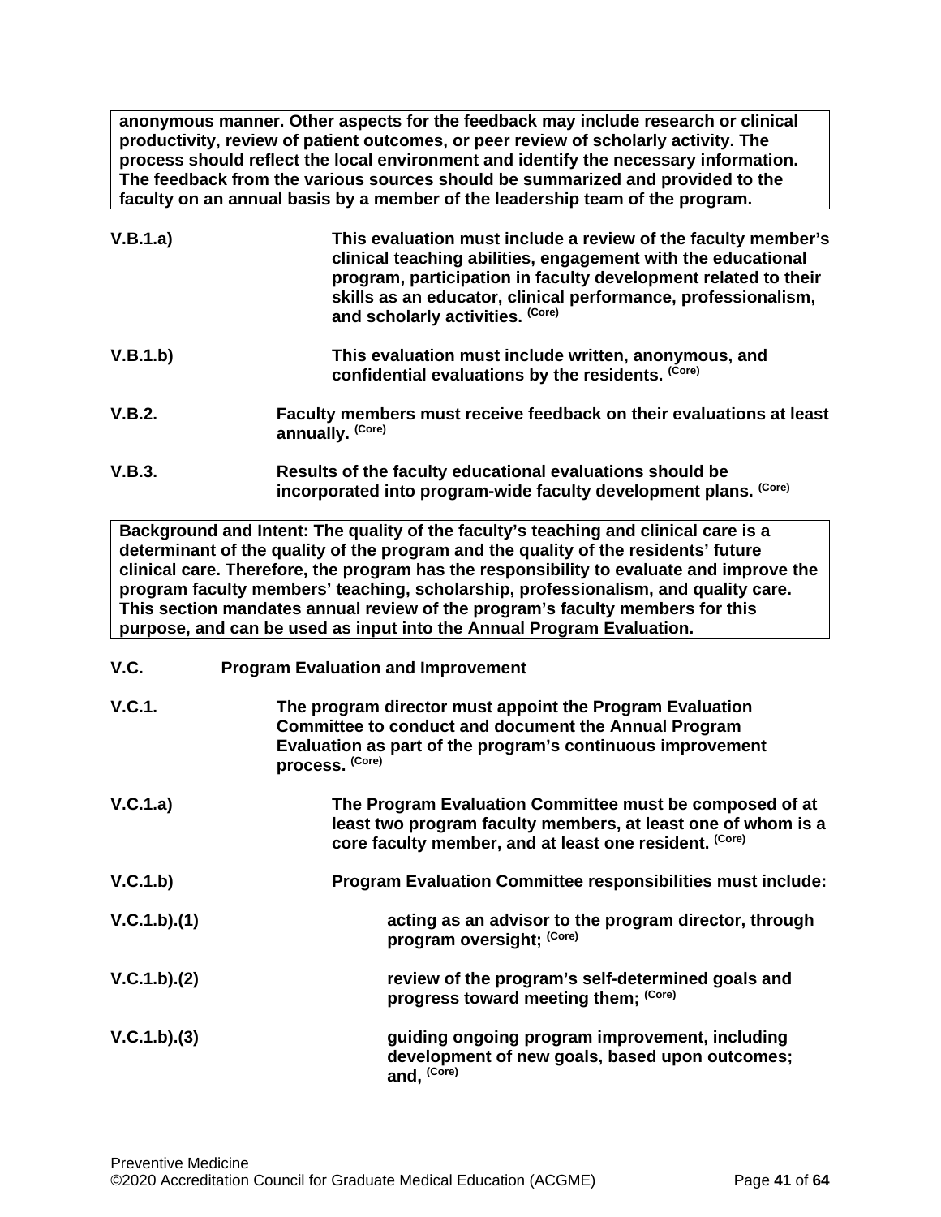**anonymous manner. Other aspects for the feedback may include research or clinical productivity, review of patient outcomes, or peer review of scholarly activity. The process should reflect the local environment and identify the necessary information. The feedback from the various sources should be summarized and provided to the faculty on an annual basis by a member of the leadership team of the program.**

**V.B.1.a)** **This evaluation must include a review of the faculty member's clinical teaching abilities, engagement with the educational program, participation in faculty development related to their skills as an educator, clinical performance, professionalism, and scholarly activities.** (Core)

**V.B.1.b)** **This evaluation must include written, anonymous, and confidential evaluations by the residents.** (Core)

**V.B.2.** **Faculty members must receive feedback on their evaluations at least annually.** (Core)

**V.B.3.** **Results of the faculty educational evaluations should be incorporated into program-wide faculty development plans.** (Core)

**Background and Intent: The quality of the faculty's teaching and clinical care is a determinant of the quality of the program and the quality of the residents' future clinical care. Therefore, the program has the responsibility to evaluate and improve the program faculty members' teaching, scholarship, professionalism, and quality care. This section mandates annual review of the program's faculty members for this purpose, and can be used as input into the Annual Program Evaluation.**

**V.C.** **Program Evaluation and Improvement**

**V.C.1.** **The program director must appoint the Program Evaluation Committee to conduct and document the Annual Program Evaluation as part of the program's continuous improvement process.** (Core)

**V.C.1.a)** **The Program Evaluation Committee must be composed of at least two program faculty members, at least one of whom is a core faculty member, and at least one resident.** (Core)

**V.C.1.b)** **Program Evaluation Committee responsibilities must include:**

**V.C.1.b).(1)** **acting as an advisor to the program director, through program oversight;** (Core)

**V.C.1.b).(2)** **review of the program's self-determined goals and progress toward meeting them;** (Core)

**V.C.1.b).(3)** **guiding ongoing program improvement, including development of new goals, based upon outcomes; and,** (Core)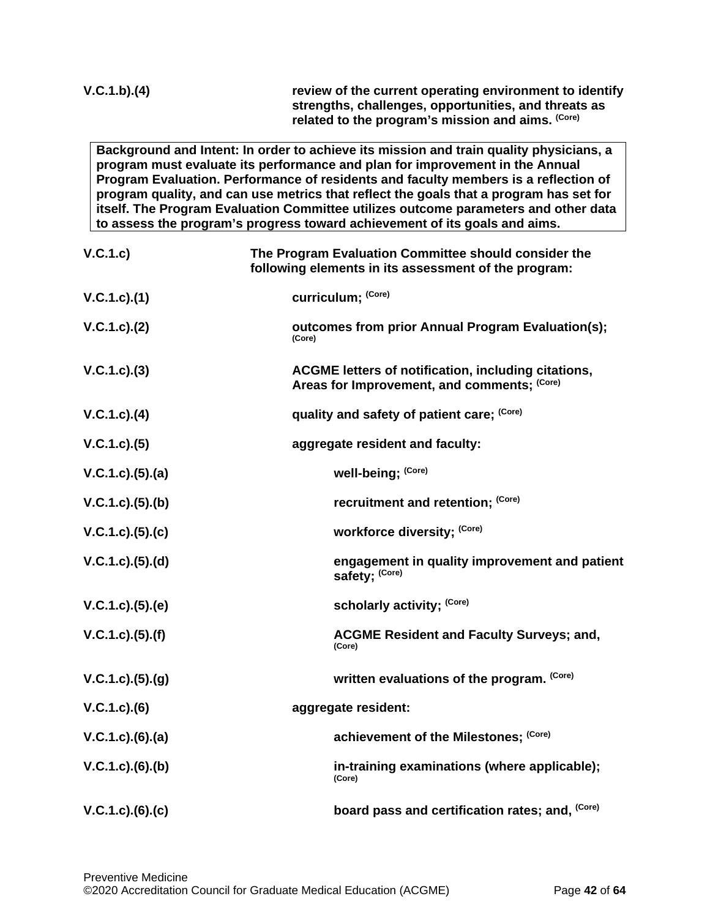| | |
|---|---|
| **V.C.1.b).(4)** | **review of the current operating environment to identify strengths, challenges, opportunities, and threats as related to the program's mission and aims.** (Core) |

> **Background and Intent: In order to achieve its mission and train quality physicians, a program must evaluate its performance and plan for improvement in the Annual Program Evaluation. Performance of residents and faculty members is a reflection of program quality, and can use metrics that reflect the goals that a program has set for itself. The Program Evaluation Committee utilizes outcome parameters and other data to assess the program's progress toward achievement of its goals and aims.**

| | |
|---|---|
| **V.C.1.c)** | **The Program Evaluation Committee should consider the following elements in its assessment of the program:** |
| **V.C.1.c).(1)** | **curriculum;** (Core) |
| **V.C.1.c).(2)** | **outcomes from prior Annual Program Evaluation(s);** (Core) |
| **V.C.1.c).(3)** | **ACGME letters of notification, including citations, Areas for Improvement, and comments;** (Core) |
| **V.C.1.c).(4)** | **quality and safety of patient care;** (Core) |
| **V.C.1.c).(5)** | **aggregate resident and faculty:** |
| **V.C.1.c).(5).(a)** | **well-being;** (Core) |
| **V.C.1.c).(5).(b)** | **recruitment and retention;** (Core) |
| **V.C.1.c).(5).(c)** | **workforce diversity;** (Core) |
| **V.C.1.c).(5).(d)** | **engagement in quality improvement and patient safety;** (Core) |
| **V.C.1.c).(5).(e)** | **scholarly activity;** (Core) |
| **V.C.1.c).(5).(f)** | **ACGME Resident and Faculty Surveys; and,** (Core) |
| **V.C.1.c).(5).(g)** | **written evaluations of the program.** (Core) |
| **V.C.1.c).(6)** | **aggregate resident:** |
| **V.C.1.c).(6).(a)** | **achievement of the Milestones;** (Core) |
| **V.C.1.c).(6).(b)** | **in-training examinations (where applicable);** (Core) |
| **V.C.1.c).(6).(c)** | **board pass and certification rates; and,** (Core) |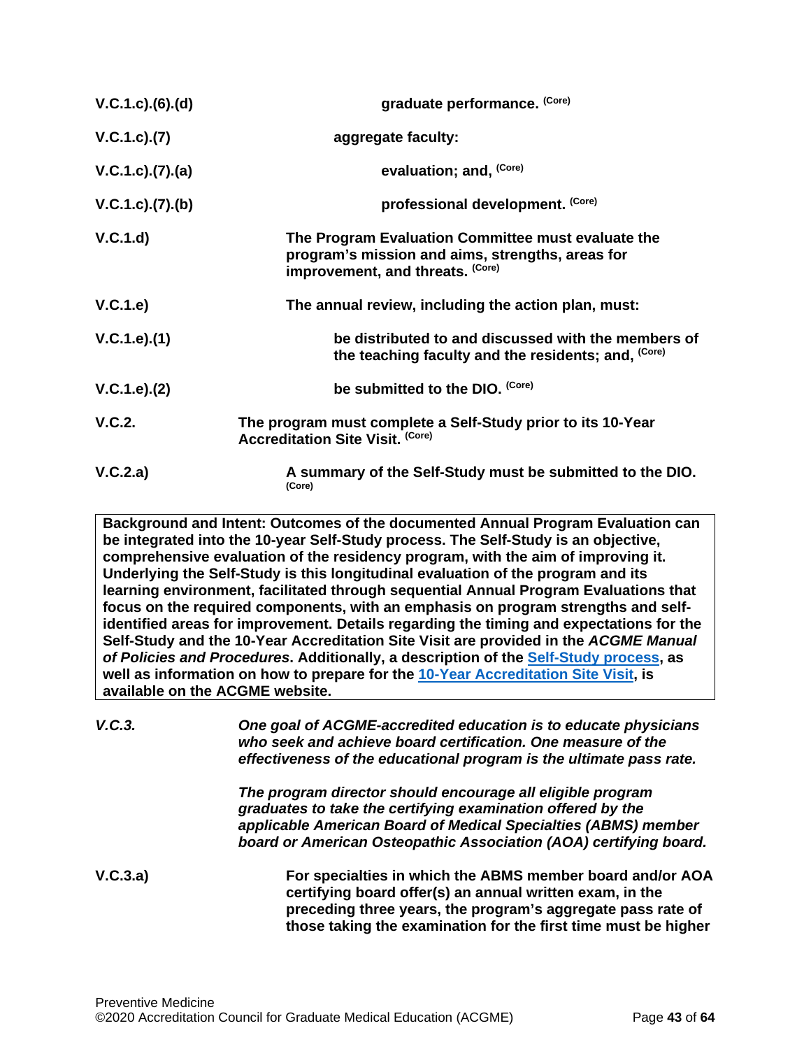| | |
|---|---|
| V.C.1.c).(6).(d) | **graduate performance.** (Core) |
| V.C.1.c).(7) | **aggregate faculty:** |
| V.C.1.c).(7).(a) | **evaluation; and,** (Core) |
| V.C.1.c).(7).(b) | **professional development.** (Core) |
| V.C.1.d) | **The Program Evaluation Committee must evaluate the program's mission and aims, strengths, areas for improvement, and threats.** (Core) |
| V.C.1.e) | **The annual review, including the action plan, must:** |
| V.C.1.e).(1) | **be distributed to and discussed with the members of the teaching faculty and the residents; and,** (Core) |
| V.C.1.e).(2) | **be submitted to the DIO.** (Core) |
| V.C.2. | **The program must complete a Self-Study prior to its 10-Year Accreditation Site Visit.** (Core) |
| V.C.2.a) | **A summary of the Self-Study must be submitted to the DIO.** (Core) |

> **Background and Intent: Outcomes of the documented Annual Program Evaluation can be integrated into the 10-year Self-Study process. The Self-Study is an objective, comprehensive evaluation of the residency program, with the aim of improving it. Underlying the Self-Study is this longitudinal evaluation of the program and its learning environment, facilitated through sequential Annual Program Evaluations that focus on the required components, with an emphasis on program strengths and self-identified areas for improvement. Details regarding the timing and expectations for the Self-Study and the 10-Year Accreditation Site Visit are provided in the *ACGME Manual of Policies and Procedures*. Additionally, a description of the Self-Study process, as well as information on how to prepare for the 10-Year Accreditation Site Visit, is available on the ACGME website.**

| | |
|---|---|
| *V.C.3.* | *One goal of ACGME-accredited education is to educate physicians who seek and achieve board certification. One measure of the effectiveness of the educational program is the ultimate pass rate.*<br><br>*The program director should encourage all eligible program graduates to take the certifying examination offered by the applicable American Board of Medical Specialties (ABMS) member board or American Osteopathic Association (AOA) certifying board.* |
| V.C.3.a) | **For specialties in which the ABMS member board and/or AOA certifying board offer(s) an annual written exam, in the preceding three years, the program's aggregate pass rate of those taking the examination for the first time must be higher** |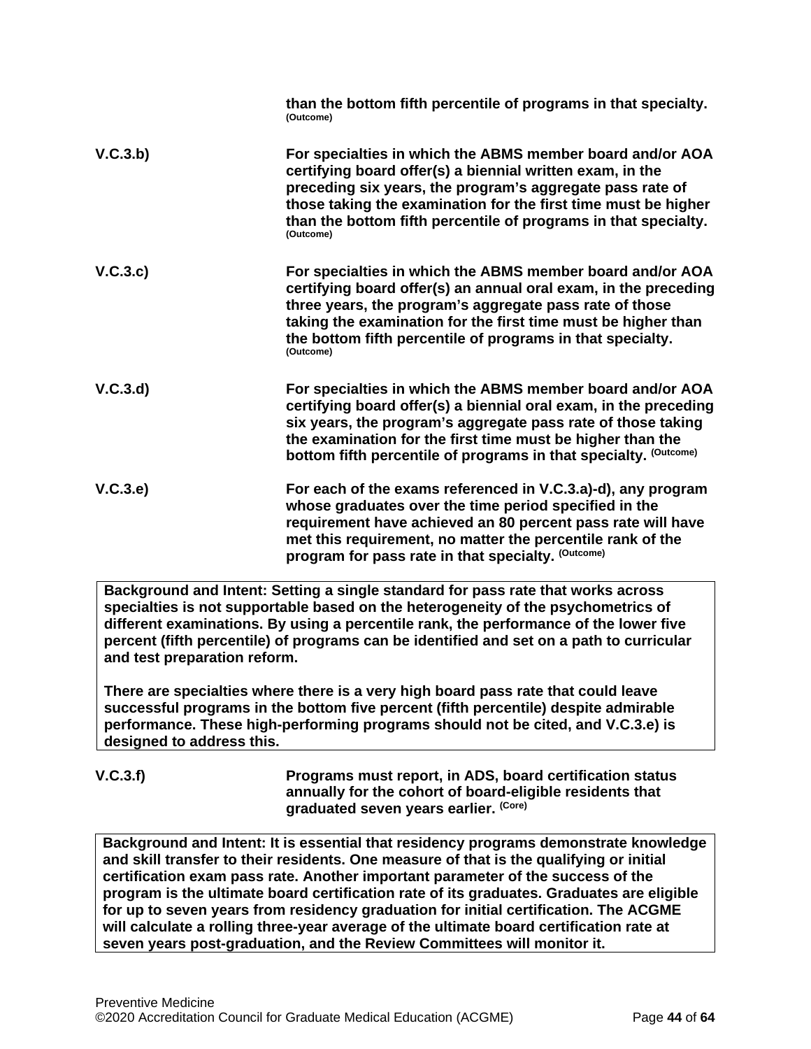**than the bottom fifth percentile of programs in that specialty.** (Outcome)

V.C.3.b) **For specialties in which the ABMS member board and/or AOA certifying board offer(s) a biennial written exam, in the preceding six years, the program's aggregate pass rate of those taking the examination for the first time must be higher than the bottom fifth percentile of programs in that specialty.** (Outcome)

V.C.3.c) **For specialties in which the ABMS member board and/or AOA certifying board offer(s) an annual oral exam, in the preceding three years, the program's aggregate pass rate of those taking the examination for the first time must be higher than the bottom fifth percentile of programs in that specialty.** (Outcome)

V.C.3.d) **For specialties in which the ABMS member board and/or AOA certifying board offer(s) a biennial oral exam, in the preceding six years, the program's aggregate pass rate of those taking the examination for the first time must be higher than the bottom fifth percentile of programs in that specialty.** (Outcome)

V.C.3.e) **For each of the exams referenced in V.C.3.a)-d), any program whose graduates over the time period specified in the requirement have achieved an 80 percent pass rate will have met this requirement, no matter the percentile rank of the program for pass rate in that specialty.** (Outcome)

**Background and Intent: Setting a single standard for pass rate that works across specialties is not supportable based on the heterogeneity of the psychometrics of different examinations. By using a percentile rank, the performance of the lower five percent (fifth percentile) of programs can be identified and set on a path to curricular and test preparation reform.**

**There are specialties where there is a very high board pass rate that could leave successful programs in the bottom five percent (fifth percentile) despite admirable performance. These high-performing programs should not be cited, and V.C.3.e) is designed to address this.**

V.C.3.f) **Programs must report, in ADS, board certification status annually for the cohort of board-eligible residents that graduated seven years earlier.** (Core)

**Background and Intent: It is essential that residency programs demonstrate knowledge and skill transfer to their residents. One measure of that is the qualifying or initial certification exam pass rate. Another important parameter of the success of the program is the ultimate board certification rate of its graduates. Graduates are eligible for up to seven years from residency graduation for initial certification. The ACGME will calculate a rolling three-year average of the ultimate board certification rate at seven years post-graduation, and the Review Committees will monitor it.**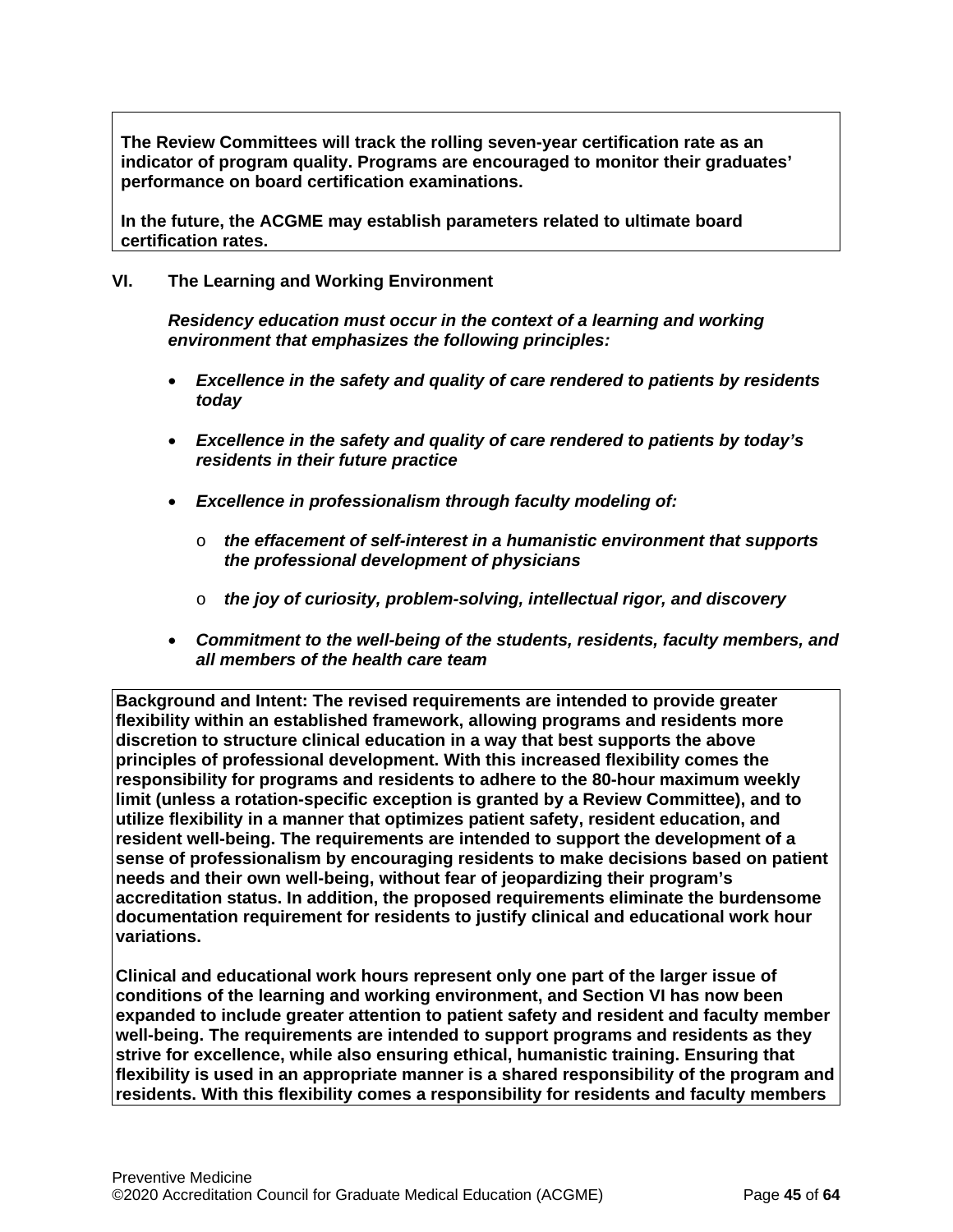**The Review Committees will track the rolling seven-year certification rate as an indicator of program quality. Programs are encouraged to monitor their graduates' performance on board certification examinations.**

**In the future, the ACGME may establish parameters related to ultimate board certification rates.**

**VI. The Learning and Working Environment**

***Residency education must occur in the context of a learning and working environment that emphasizes the following principles:***

- ***Excellence in the safety and quality of care rendered to patients by residents today***
- ***Excellence in the safety and quality of care rendered to patients by today's residents in their future practice***
- ***Excellence in professionalism through faculty modeling of:***
  - ***the effacement of self-interest in a humanistic environment that supports the professional development of physicians***
  - ***the joy of curiosity, problem-solving, intellectual rigor, and discovery***
- ***Commitment to the well-being of the students, residents, faculty members, and all members of the health care team***

**Background and Intent: The revised requirements are intended to provide greater flexibility within an established framework, allowing programs and residents more discretion to structure clinical education in a way that best supports the above principles of professional development. With this increased flexibility comes the responsibility for programs and residents to adhere to the 80-hour maximum weekly limit (unless a rotation-specific exception is granted by a Review Committee), and to utilize flexibility in a manner that optimizes patient safety, resident education, and resident well-being. The requirements are intended to support the development of a sense of professionalism by encouraging residents to make decisions based on patient needs and their own well-being, without fear of jeopardizing their program's accreditation status. In addition, the proposed requirements eliminate the burdensome documentation requirement for residents to justify clinical and educational work hour variations.**

**Clinical and educational work hours represent only one part of the larger issue of conditions of the learning and working environment, and Section VI has now been expanded to include greater attention to patient safety and resident and faculty member well-being. The requirements are intended to support programs and residents as they strive for excellence, while also ensuring ethical, humanistic training. Ensuring that flexibility is used in an appropriate manner is a shared responsibility of the program and residents. With this flexibility comes a responsibility for residents and faculty members**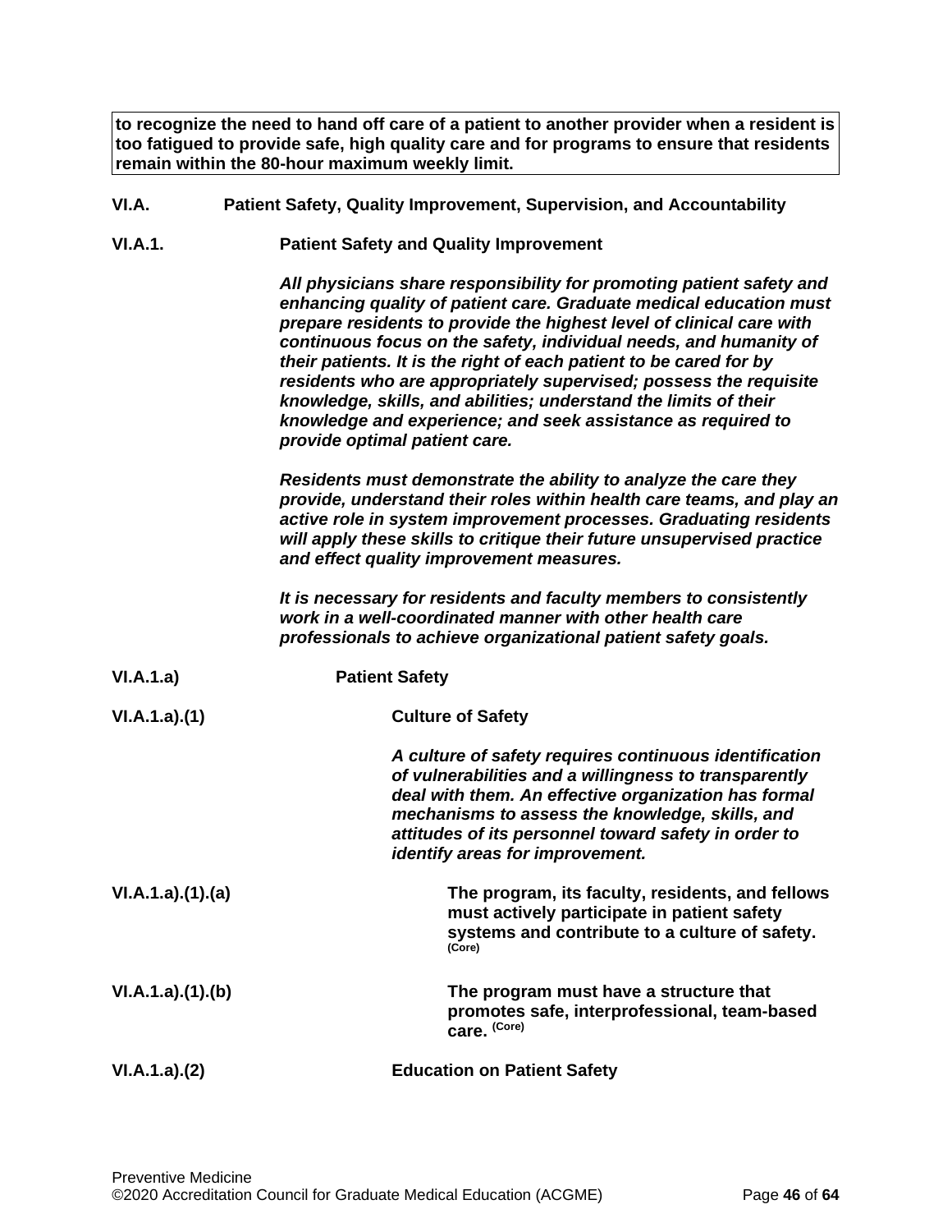**to recognize the need to hand off care of a patient to another provider when a resident is too fatigued to provide safe, high quality care and for programs to ensure that residents remain within the 80-hour maximum weekly limit.**

**VI.A. Patient Safety, Quality Improvement, Supervision, and Accountability**

**VI.A.1. Patient Safety and Quality Improvement**

***All physicians share responsibility for promoting patient safety and enhancing quality of patient care. Graduate medical education must prepare residents to provide the highest level of clinical care with continuous focus on the safety, individual needs, and humanity of their patients. It is the right of each patient to be cared for by residents who are appropriately supervised; possess the requisite knowledge, skills, and abilities; understand the limits of their knowledge and experience; and seek assistance as required to provide optimal patient care.***

***Residents must demonstrate the ability to analyze the care they provide, understand their roles within health care teams, and play an active role in system improvement processes. Graduating residents will apply these skills to critique their future unsupervised practice and effect quality improvement measures.***

***It is necessary for residents and faculty members to consistently work in a well-coordinated manner with other health care professionals to achieve organizational patient safety goals.***

**VI.A.1.a) Patient Safety**

**VI.A.1.a).(1) Culture of Safety**

***A culture of safety requires continuous identification of vulnerabilities and a willingness to transparently deal with them. An effective organization has formal mechanisms to assess the knowledge, skills, and attitudes of its personnel toward safety in order to identify areas for improvement.***

**VI.A.1.a).(1).(a)** **The program, its faculty, residents, and fellows must actively participate in patient safety systems and contribute to a culture of safety.** (Core)

**VI.A.1.a).(1).(b)** **The program must have a structure that promotes safe, interprofessional, team-based care.** (Core)

**VI.A.1.a).(2) Education on Patient Safety**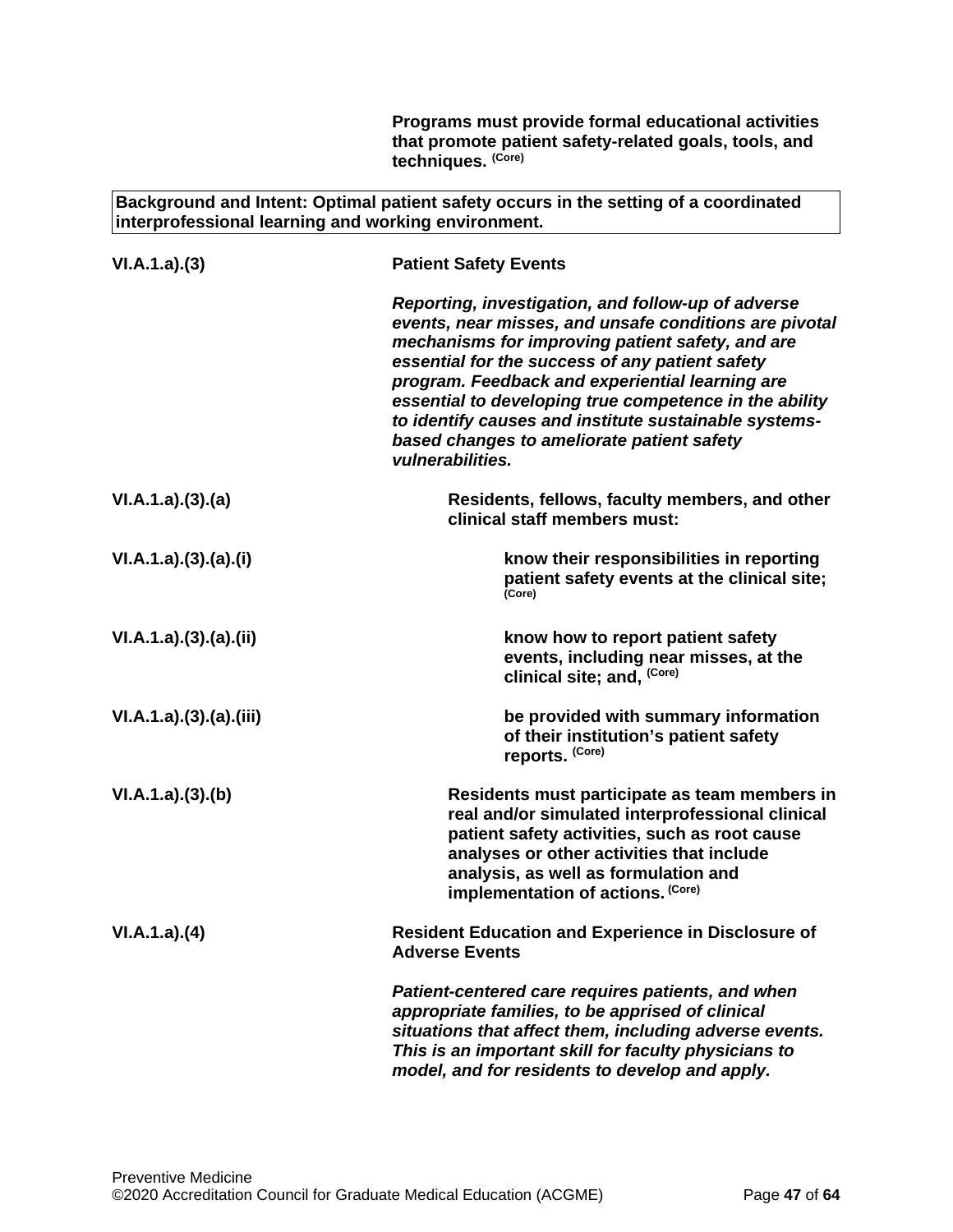**Programs must provide formal educational activities that promote patient safety-related goals, tools, and techniques.** **(Core)**

**Background and Intent: Optimal patient safety occurs in the setting of a coordinated interprofessional learning and working environment.**

VI.A.1.a).(3) **Patient Safety Events**

***Reporting, investigation, and follow-up of adverse events, near misses, and unsafe conditions are pivotal mechanisms for improving patient safety, and are essential for the success of any patient safety program. Feedback and experiential learning are essential to developing true competence in the ability to identify causes and institute sustainable systems-based changes to ameliorate patient safety vulnerabilities.***

VI.A.1.a).(3).(a) **Residents, fellows, faculty members, and other clinical staff members must:**

VI.A.1.a).(3).(a).(i) **know their responsibilities in reporting patient safety events at the clinical site;** **(Core)**

VI.A.1.a).(3).(a).(ii) **know how to report patient safety events, including near misses, at the clinical site; and,** **(Core)**

VI.A.1.a).(3).(a).(iii) **be provided with summary information of their institution's patient safety reports.** **(Core)**

VI.A.1.a).(3).(b) **Residents must participate as team members in real and/or simulated interprofessional clinical patient safety activities, such as root cause analyses or other activities that include analysis, as well as formulation and implementation of actions.** **(Core)**

VI.A.1.a).(4) **Resident Education and Experience in Disclosure of Adverse Events**

***Patient-centered care requires patients, and when appropriate families, to be apprised of clinical situations that affect them, including adverse events. This is an important skill for faculty physicians to model, and for residents to develop and apply.***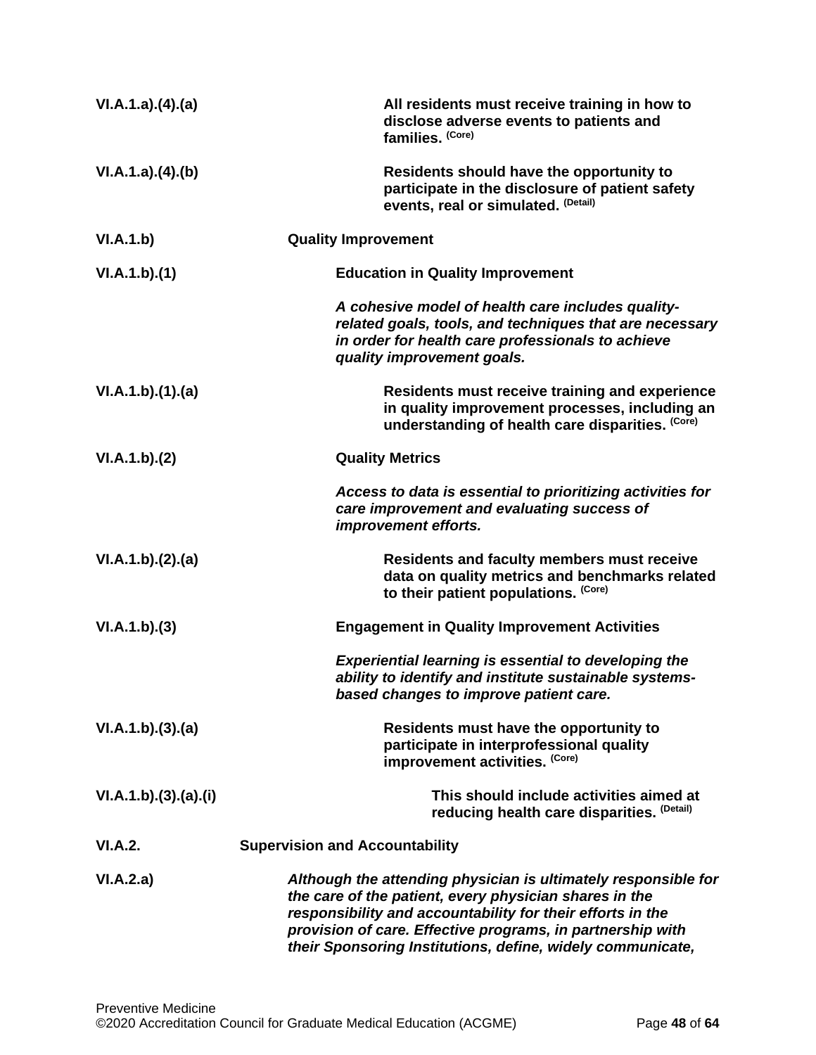| | |
|---|---|
| VI.A.1.a).(4).(a) | **All residents must receive training in how to disclose adverse events to patients and families.** (Core) |
| VI.A.1.a).(4).(b) | **Residents should have the opportunity to participate in the disclosure of patient safety events, real or simulated.** (Detail) |
| VI.A.1.b) | **Quality Improvement** |
| VI.A.1.b).(1) | **Education in Quality Improvement** |
| | ***A cohesive model of health care includes quality-related goals, tools, and techniques that are necessary in order for health care professionals to achieve quality improvement goals.*** |
| VI.A.1.b).(1).(a) | **Residents must receive training and experience in quality improvement processes, including an understanding of health care disparities.** (Core) |
| VI.A.1.b).(2) | **Quality Metrics** |
| | ***Access to data is essential to prioritizing activities for care improvement and evaluating success of improvement efforts.*** |
| VI.A.1.b).(2).(a) | **Residents and faculty members must receive data on quality metrics and benchmarks related to their patient populations.** (Core) |
| VI.A.1.b).(3) | **Engagement in Quality Improvement Activities** |
| | ***Experiential learning is essential to developing the ability to identify and institute sustainable systems-based changes to improve patient care.*** |
| VI.A.1.b).(3).(a) | **Residents must have the opportunity to participate in interprofessional quality improvement activities.** (Core) |
| VI.A.1.b).(3).(a).(i) | **This should include activities aimed at reducing health care disparities.** (Detail) |
| VI.A.2. | **Supervision and Accountability** |
| VI.A.2.a) | ***Although the attending physician is ultimately responsible for the care of the patient, every physician shares in the responsibility and accountability for their efforts in the provision of care. Effective programs, in partnership with their Sponsoring Institutions, define, widely communicate,*** |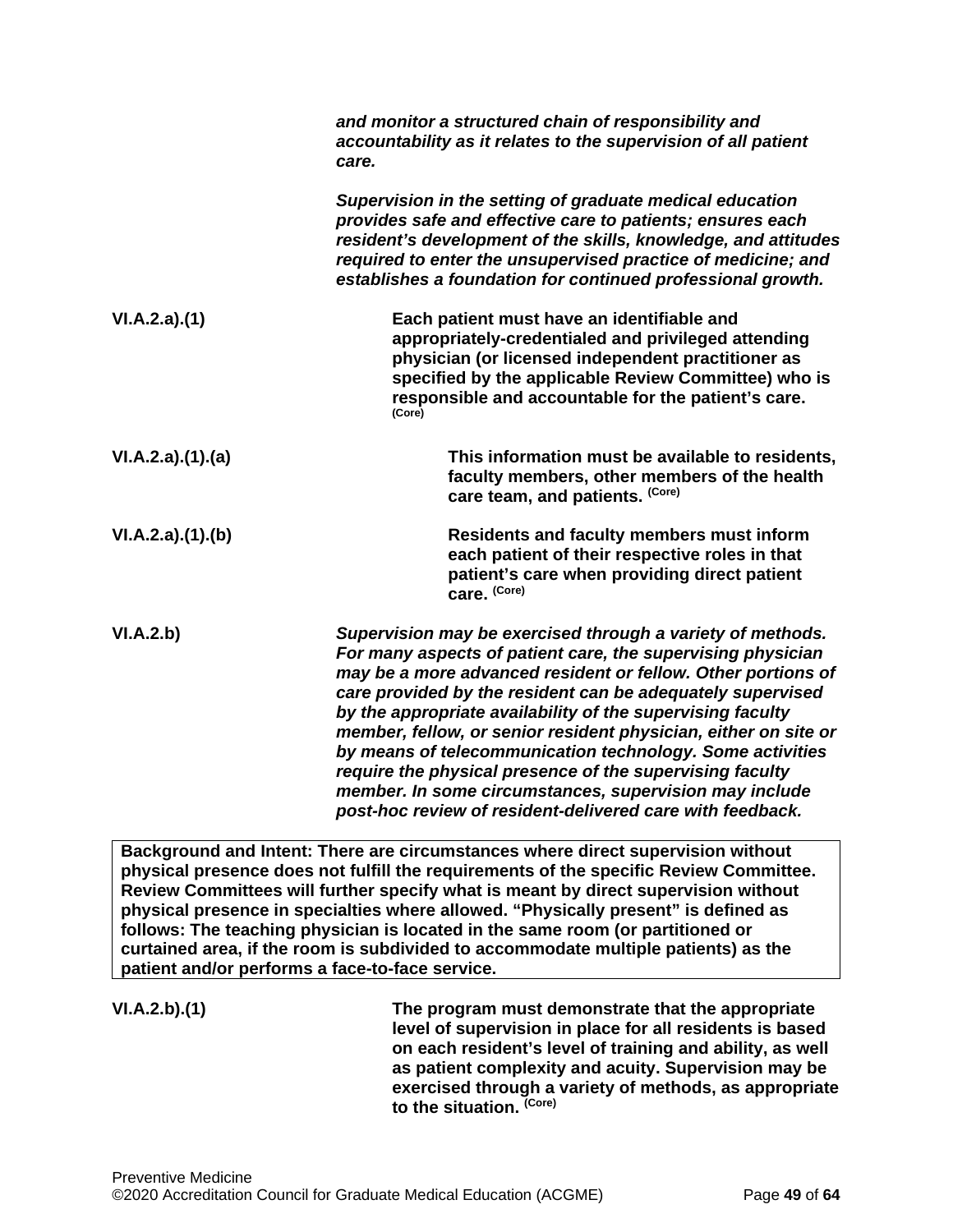***and monitor a structured chain of responsibility and accountability as it relates to the supervision of all patient care.***

***Supervision in the setting of graduate medical education provides safe and effective care to patients; ensures each resident's development of the skills, knowledge, and attitudes required to enter the unsupervised practice of medicine; and establishes a foundation for continued professional growth.***

**VI.A.2.a).(1)** **Each patient must have an identifiable and appropriately-credentialed and privileged attending physician (or licensed independent practitioner as specified by the applicable Review Committee) who is responsible and accountable for the patient's care.** **(Core)**

**VI.A.2.a).(1).(a)** **This information must be available to residents, faculty members, other members of the health care team, and patients.** **(Core)**

**VI.A.2.a).(1).(b)** **Residents and faculty members must inform each patient of their respective roles in that patient's care when providing direct patient care.** **(Core)**

**VI.A.2.b)** ***Supervision may be exercised through a variety of methods. For many aspects of patient care, the supervising physician may be a more advanced resident or fellow. Other portions of care provided by the resident can be adequately supervised by the appropriate availability of the supervising faculty member, fellow, or senior resident physician, either on site or by means of telecommunication technology. Some activities require the physical presence of the supervising faculty member. In some circumstances, supervision may include post-hoc review of resident-delivered care with feedback.***

**Background and Intent: There are circumstances where direct supervision without physical presence does not fulfill the requirements of the specific Review Committee. Review Committees will further specify what is meant by direct supervision without physical presence in specialties where allowed. "Physically present" is defined as follows: The teaching physician is located in the same room (or partitioned or curtained area, if the room is subdivided to accommodate multiple patients) as the patient and/or performs a face-to-face service.**

**VI.A.2.b).(1)** **The program must demonstrate that the appropriate level of supervision in place for all residents is based on each resident's level of training and ability, as well as patient complexity and acuity. Supervision may be exercised through a variety of methods, as appropriate to the situation.** **(Core)**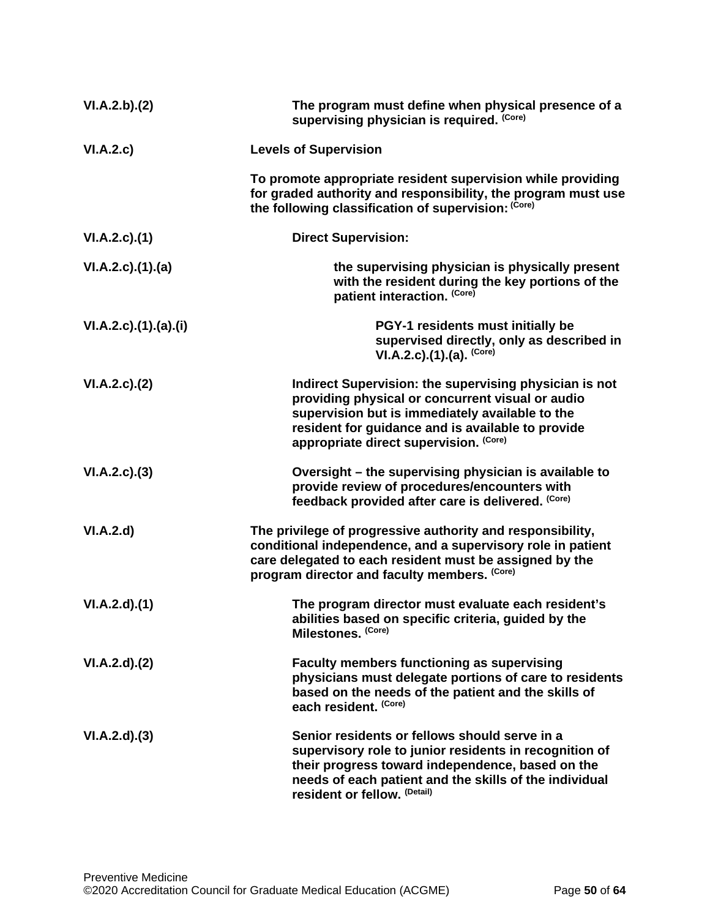| | |
|---|---|
| **VI.A.2.b).(2)** | **The program must define when physical presence of a supervising physician is required.** **(Core)** |
| **VI.A.2.c)** | **Levels of Supervision** |
| | **To promote appropriate resident supervision while providing for graded authority and responsibility, the program must use the following classification of supervision:** **(Core)** |
| **VI.A.2.c).(1)** | **Direct Supervision:** |
| **VI.A.2.c).(1).(a)** | **the supervising physician is physically present with the resident during the key portions of the patient interaction.** **(Core)** |
| **VI.A.2.c).(1).(a).(i)** | **PGY-1 residents must initially be supervised directly, only as described in VI.A.2.c).(1).(a).** **(Core)** |
| **VI.A.2.c).(2)** | **Indirect Supervision: the supervising physician is not providing physical or concurrent visual or audio supervision but is immediately available to the resident for guidance and is available to provide appropriate direct supervision.** **(Core)** |
| **VI.A.2.c).(3)** | **Oversight – the supervising physician is available to provide review of procedures/encounters with feedback provided after care is delivered.** **(Core)** |
| **VI.A.2.d)** | **The privilege of progressive authority and responsibility, conditional independence, and a supervisory role in patient care delegated to each resident must be assigned by the program director and faculty members.** **(Core)** |
| **VI.A.2.d).(1)** | **The program director must evaluate each resident's abilities based on specific criteria, guided by the Milestones.** **(Core)** |
| **VI.A.2.d).(2)** | **Faculty members functioning as supervising physicians must delegate portions of care to residents based on the needs of the patient and the skills of each resident.** **(Core)** |
| **VI.A.2.d).(3)** | **Senior residents or fellows should serve in a supervisory role to junior residents in recognition of their progress toward independence, based on the needs of each patient and the skills of the individual resident or fellow.** **(Detail)** |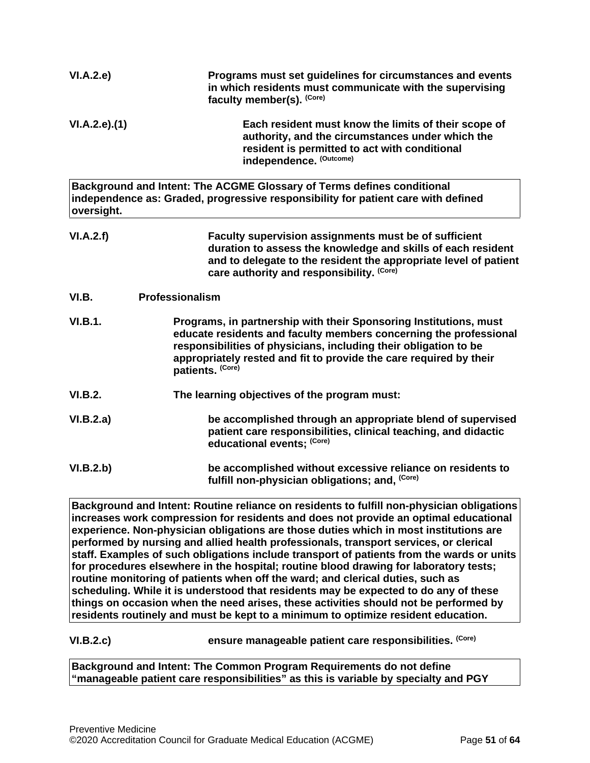**VI.A.2.e)** **Programs must set guidelines for circumstances and events in which residents must communicate with the supervising faculty member(s).** (Core)

**VI.A.2.e).(1)** **Each resident must know the limits of their scope of authority, and the circumstances under which the resident is permitted to act with conditional independence.** (Outcome)

> **Background and Intent: The ACGME Glossary of Terms defines conditional independence as: Graded, progressive responsibility for patient care with defined oversight.**

**VI.A.2.f)** **Faculty supervision assignments must be of sufficient duration to assess the knowledge and skills of each resident and to delegate to the resident the appropriate level of patient care authority and responsibility.** (Core)

**VI.B.** **Professionalism**

**VI.B.1.** **Programs, in partnership with their Sponsoring Institutions, must educate residents and faculty members concerning the professional responsibilities of physicians, including their obligation to be appropriately rested and fit to provide the care required by their patients.** (Core)

**VI.B.2.** **The learning objectives of the program must:**

**VI.B.2.a)** **be accomplished through an appropriate blend of supervised patient care responsibilities, clinical teaching, and didactic educational events;** (Core)

**VI.B.2.b)** **be accomplished without excessive reliance on residents to fulfill non-physician obligations; and,** (Core)

> **Background and Intent: Routine reliance on residents to fulfill non-physician obligations increases work compression for residents and does not provide an optimal educational experience. Non-physician obligations are those duties which in most institutions are performed by nursing and allied health professionals, transport services, or clerical staff. Examples of such obligations include transport of patients from the wards or units for procedures elsewhere in the hospital; routine blood drawing for laboratory tests; routine monitoring of patients when off the ward; and clerical duties, such as scheduling. While it is understood that residents may be expected to do any of these things on occasion when the need arises, these activities should not be performed by residents routinely and must be kept to a minimum to optimize resident education.**

**VI.B.2.c)** **ensure manageable patient care responsibilities.** (Core)

> **Background and Intent: The Common Program Requirements do not define "manageable patient care responsibilities" as this is variable by specialty and PGY**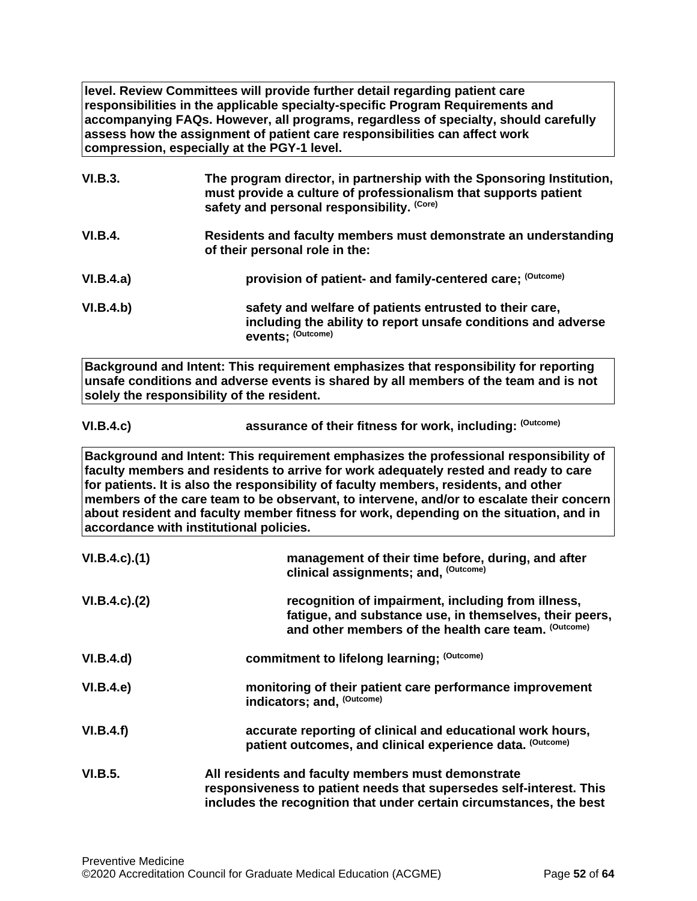**level. Review Committees will provide further detail regarding patient care responsibilities in the applicable specialty-specific Program Requirements and accompanying FAQs. However, all programs, regardless of specialty, should carefully assess how the assignment of patient care responsibilities can affect work compression, especially at the PGY-1 level.**

**VI.B.3.** **The program director, in partnership with the Sponsoring Institution, must provide a culture of professionalism that supports patient safety and personal responsibility.** (Core)

**VI.B.4.** **Residents and faculty members must demonstrate an understanding of their personal role in the:**

**VI.B.4.a)** **provision of patient- and family-centered care;** (Outcome)

**VI.B.4.b)** **safety and welfare of patients entrusted to their care, including the ability to report unsafe conditions and adverse events;** (Outcome)

**Background and Intent: This requirement emphasizes that responsibility for reporting unsafe conditions and adverse events is shared by all members of the team and is not solely the responsibility of the resident.**

**VI.B.4.c)** **assurance of their fitness for work, including:** (Outcome)

**Background and Intent: This requirement emphasizes the professional responsibility of faculty members and residents to arrive for work adequately rested and ready to care for patients. It is also the responsibility of faculty members, residents, and other members of the care team to be observant, to intervene, and/or to escalate their concern about resident and faculty member fitness for work, depending on the situation, and in accordance with institutional policies.**

**VI.B.4.c).(1)** **management of their time before, during, and after clinical assignments; and,** (Outcome)

**VI.B.4.c).(2)** **recognition of impairment, including from illness, fatigue, and substance use, in themselves, their peers, and other members of the health care team.** (Outcome)

**VI.B.4.d)** **commitment to lifelong learning;** (Outcome)

**VI.B.4.e)** **monitoring of their patient care performance improvement indicators; and,** (Outcome)

**VI.B.4.f)** **accurate reporting of clinical and educational work hours, patient outcomes, and clinical experience data.** (Outcome)

**VI.B.5.** **All residents and faculty members must demonstrate responsiveness to patient needs that supersedes self-interest. This includes the recognition that under certain circumstances, the best**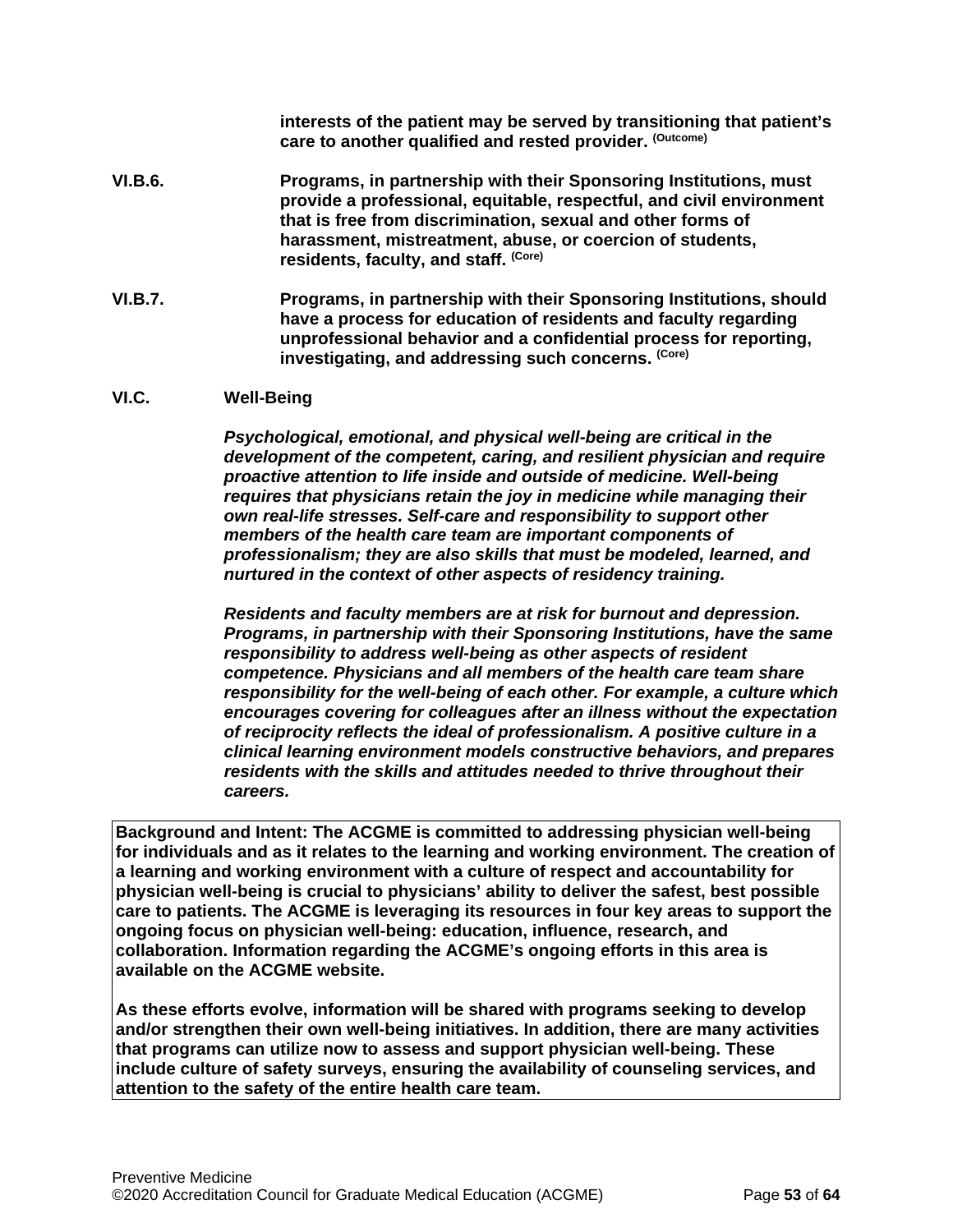**interests of the patient may be served by transitioning that patient's care to another qualified and rested provider.** **(Outcome)**

**VI.B.6.** **Programs, in partnership with their Sponsoring Institutions, must provide a professional, equitable, respectful, and civil environment that is free from discrimination, sexual and other forms of harassment, mistreatment, abuse, or coercion of students, residents, faculty, and staff.** **(Core)**

**VI.B.7.** **Programs, in partnership with their Sponsoring Institutions, should have a process for education of residents and faculty regarding unprofessional behavior and a confidential process for reporting, investigating, and addressing such concerns.** **(Core)**

**VI.C. Well-Being**

***Psychological, emotional, and physical well-being are critical in the development of the competent, caring, and resilient physician and require proactive attention to life inside and outside of medicine. Well-being requires that physicians retain the joy in medicine while managing their own real-life stresses. Self-care and responsibility to support other members of the health care team are important components of professionalism; they are also skills that must be modeled, learned, and nurtured in the context of other aspects of residency training.***

***Residents and faculty members are at risk for burnout and depression. Programs, in partnership with their Sponsoring Institutions, have the same responsibility to address well-being as other aspects of resident competence. Physicians and all members of the health care team share responsibility for the well-being of each other. For example, a culture which encourages covering for colleagues after an illness without the expectation of reciprocity reflects the ideal of professionalism. A positive culture in a clinical learning environment models constructive behaviors, and prepares residents with the skills and attitudes needed to thrive throughout their careers.***

**Background and Intent: The ACGME is committed to addressing physician well-being for individuals and as it relates to the learning and working environment. The creation of a learning and working environment with a culture of respect and accountability for physician well-being is crucial to physicians' ability to deliver the safest, best possible care to patients. The ACGME is leveraging its resources in four key areas to support the ongoing focus on physician well-being: education, influence, research, and collaboration. Information regarding the ACGME's ongoing efforts in this area is available on the ACGME website.**

**As these efforts evolve, information will be shared with programs seeking to develop and/or strengthen their own well-being initiatives. In addition, there are many activities that programs can utilize now to assess and support physician well-being. These include culture of safety surveys, ensuring the availability of counseling services, and attention to the safety of the entire health care team.**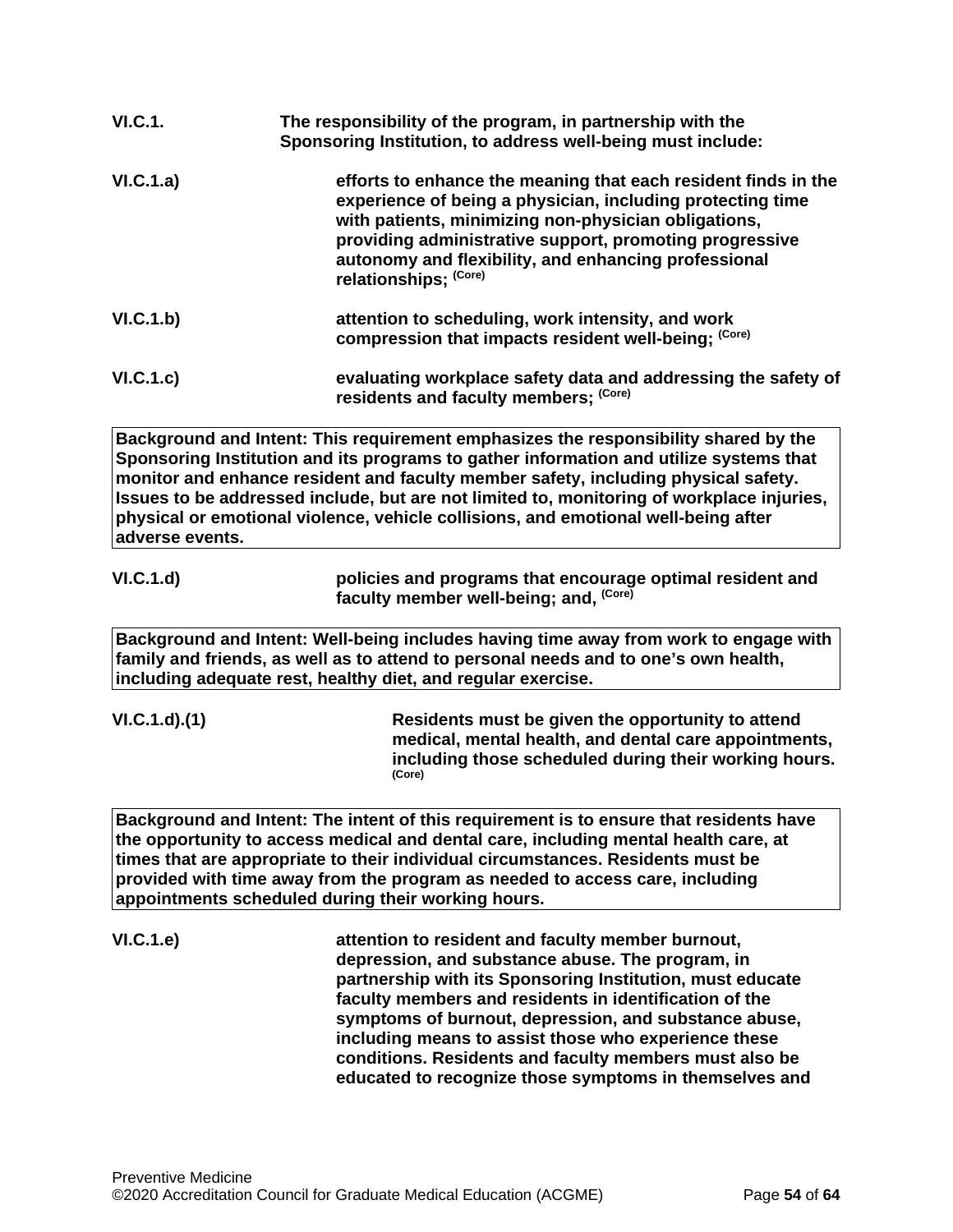**VI.C.1.** **The responsibility of the program, in partnership with the Sponsoring Institution, to address well-being must include:**

**VI.C.1.a)** **efforts to enhance the meaning that each resident finds in the experience of being a physician, including protecting time with patients, minimizing non-physician obligations, providing administrative support, promoting progressive autonomy and flexibility, and enhancing professional relationships;** **(Core)**

**VI.C.1.b)** **attention to scheduling, work intensity, and work compression that impacts resident well-being;** **(Core)**

**VI.C.1.c)** **evaluating workplace safety data and addressing the safety of residents and faculty members;** **(Core)**

| **Background and Intent: This requirement emphasizes the responsibility shared by the Sponsoring Institution and its programs to gather information and utilize systems that monitor and enhance resident and faculty member safety, including physical safety. Issues to be addressed include, but are not limited to, monitoring of workplace injuries, physical or emotional violence, vehicle collisions, and emotional well-being after adverse events.** |
|---|

**VI.C.1.d)** **policies and programs that encourage optimal resident and faculty member well-being; and,** **(Core)**

| **Background and Intent: Well-being includes having time away from work to engage with family and friends, as well as to attend to personal needs and to one's own health, including adequate rest, healthy diet, and regular exercise.** |
|---|

**VI.C.1.d).(1)** **Residents must be given the opportunity to attend medical, mental health, and dental care appointments, including those scheduled during their working hours.** **(Core)**

| **Background and Intent: The intent of this requirement is to ensure that residents have the opportunity to access medical and dental care, including mental health care, at times that are appropriate to their individual circumstances. Residents must be provided with time away from the program as needed to access care, including appointments scheduled during their working hours.** |
|---|

**VI.C.1.e)** **attention to resident and faculty member burnout, depression, and substance abuse. The program, in partnership with its Sponsoring Institution, must educate faculty members and residents in identification of the symptoms of burnout, depression, and substance abuse, including means to assist those who experience these conditions. Residents and faculty members must also be educated to recognize those symptoms in themselves and**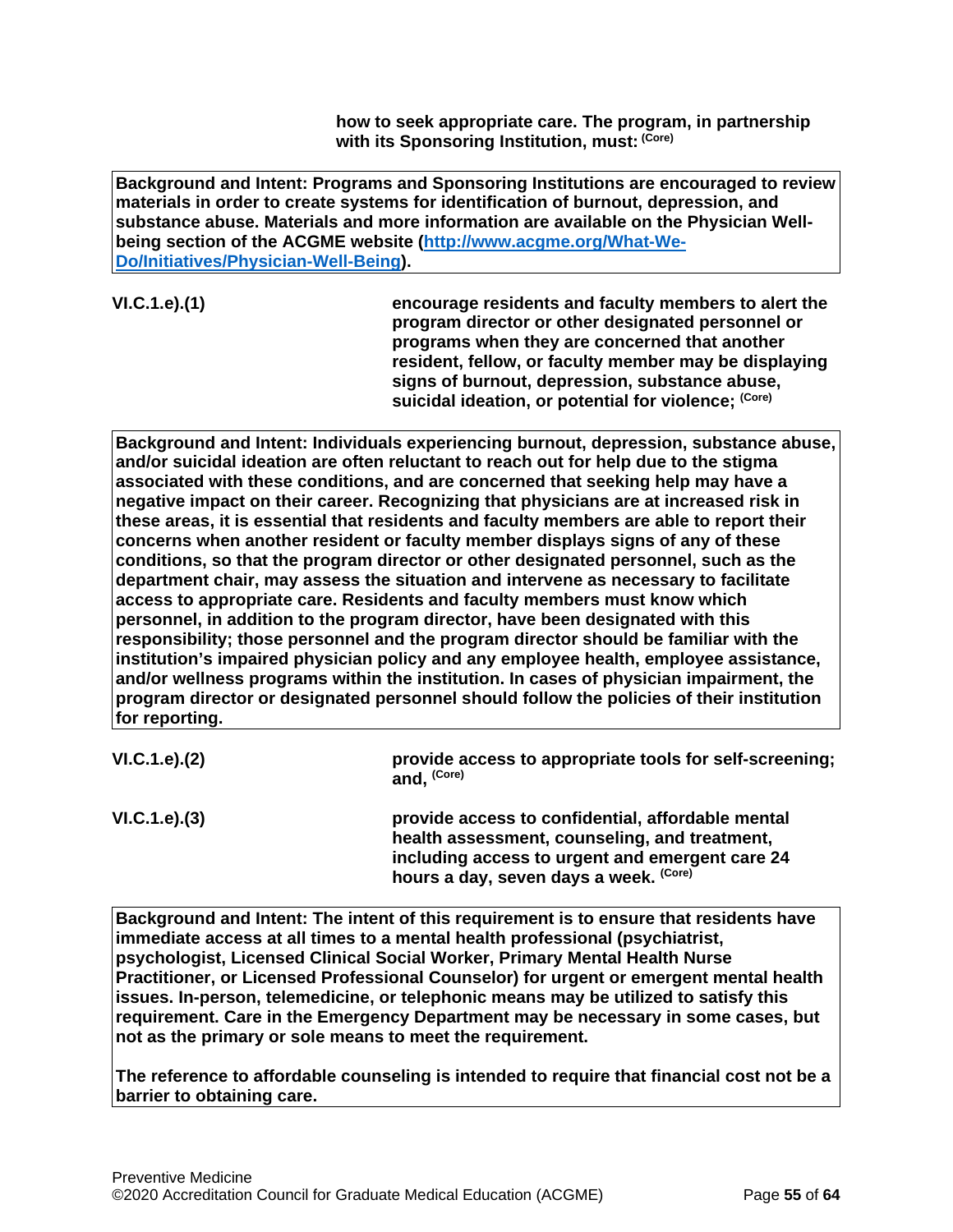**how to seek appropriate care. The program, in partnership with its Sponsoring Institution, must:** (Core)

> **Background and Intent: Programs and Sponsoring Institutions are encouraged to review materials in order to create systems for identification of burnout, depression, and substance abuse. Materials and more information are available on the Physician Well-being section of the ACGME website ([http://www.acgme.org/What-We-Do/Initiatives/Physician-Well-Being](http://www.acgme.org/What-We-Do/Initiatives/Physician-Well-Being)).**

**VI.C.1.e).(1)** **encourage residents and faculty members to alert the program director or other designated personnel or programs when they are concerned that another resident, fellow, or faculty member may be displaying signs of burnout, depression, substance abuse, suicidal ideation, or potential for violence;** (Core)

> **Background and Intent: Individuals experiencing burnout, depression, substance abuse, and/or suicidal ideation are often reluctant to reach out for help due to the stigma associated with these conditions, and are concerned that seeking help may have a negative impact on their career. Recognizing that physicians are at increased risk in these areas, it is essential that residents and faculty members are able to report their concerns when another resident or faculty member displays signs of any of these conditions, so that the program director or other designated personnel, such as the department chair, may assess the situation and intervene as necessary to facilitate access to appropriate care. Residents and faculty members must know which personnel, in addition to the program director, have been designated with this responsibility; those personnel and the program director should be familiar with the institution's impaired physician policy and any employee health, employee assistance, and/or wellness programs within the institution. In cases of physician impairment, the program director or designated personnel should follow the policies of their institution for reporting.**

**VI.C.1.e).(2)** **provide access to appropriate tools for self-screening; and,** (Core)

**VI.C.1.e).(3)** **provide access to confidential, affordable mental health assessment, counseling, and treatment, including access to urgent and emergent care 24 hours a day, seven days a week.** (Core)

> **Background and Intent: The intent of this requirement is to ensure that residents have immediate access at all times to a mental health professional (psychiatrist, psychologist, Licensed Clinical Social Worker, Primary Mental Health Nurse Practitioner, or Licensed Professional Counselor) for urgent or emergent mental health issues. In-person, telemedicine, or telephonic means may be utilized to satisfy this requirement. Care in the Emergency Department may be necessary in some cases, but not as the primary or sole means to meet the requirement.**
>
> **The reference to affordable counseling is intended to require that financial cost not be a barrier to obtaining care.**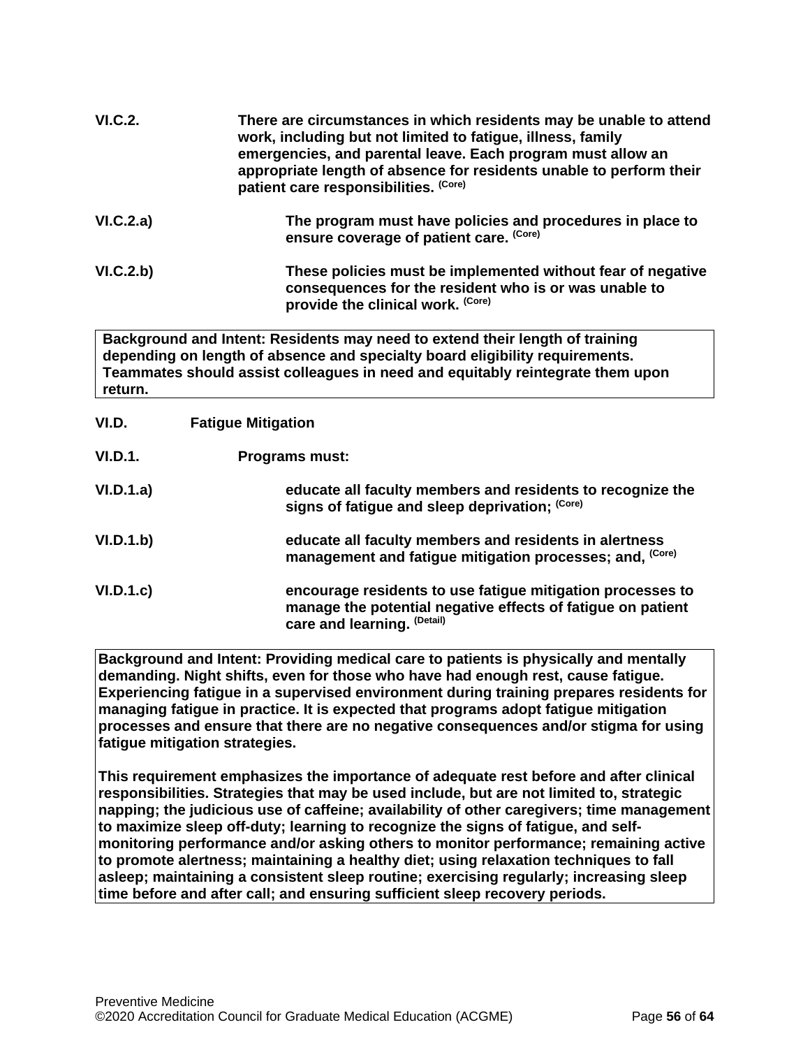**VI.C.2.** There are circumstances in which residents may be unable to attend work, including but not limited to fatigue, illness, family emergencies, and parental leave. Each program must allow an appropriate length of absence for residents unable to perform their patient care responsibilities. (Core)

**VI.C.2.a)** The program must have policies and procedures in place to ensure coverage of patient care. (Core)

**VI.C.2.b)** These policies must be implemented without fear of negative consequences for the resident who is or was unable to provide the clinical work. (Core)

> **Background and Intent:** Residents may need to extend their length of training depending on length of absence and specialty board eligibility requirements. Teammates should assist colleagues in need and equitably reintegrate them upon return.

**VI.D.** **Fatigue Mitigation**

**VI.D.1.** Programs must:

**VI.D.1.a)** educate all faculty members and residents to recognize the signs of fatigue and sleep deprivation; (Core)

**VI.D.1.b)** educate all faculty members and residents in alertness management and fatigue mitigation processes; and, (Core)

**VI.D.1.c)** encourage residents to use fatigue mitigation processes to manage the potential negative effects of fatigue on patient care and learning. (Detail)

> **Background and Intent:** Providing medical care to patients is physically and mentally demanding. Night shifts, even for those who have had enough rest, cause fatigue. Experiencing fatigue in a supervised environment during training prepares residents for managing fatigue in practice. It is expected that programs adopt fatigue mitigation processes and ensure that there are no negative consequences and/or stigma for using fatigue mitigation strategies.
>
> This requirement emphasizes the importance of adequate rest before and after clinical responsibilities. Strategies that may be used include, but are not limited to, strategic napping; the judicious use of caffeine; availability of other caregivers; time management to maximize sleep off-duty; learning to recognize the signs of fatigue, and self-monitoring performance and/or asking others to monitor performance; remaining active to promote alertness; maintaining a healthy diet; using relaxation techniques to fall asleep; maintaining a consistent sleep routine; exercising regularly; increasing sleep time before and after call; and ensuring sufficient sleep recovery periods.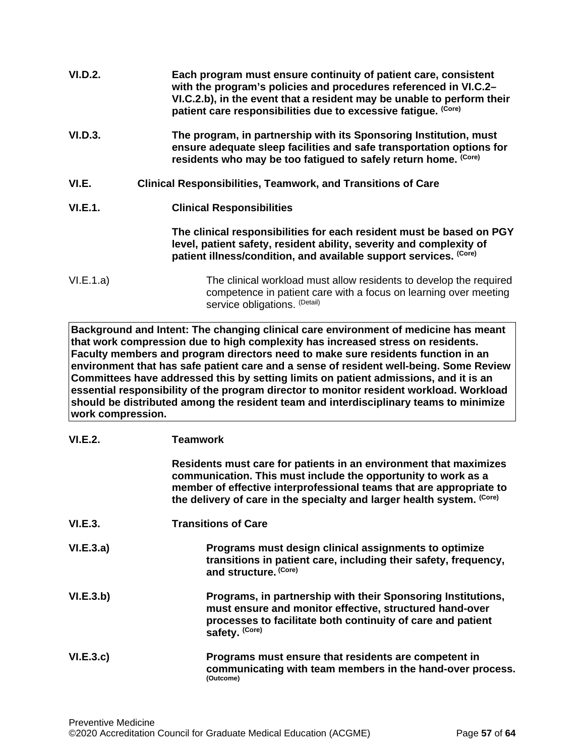**VI.D.2.** **Each program must ensure continuity of patient care, consistent with the program's policies and procedures referenced in VI.C.2–VI.C.2.b), in the event that a resident may be unable to perform their patient care responsibilities due to excessive fatigue.** (Core)

**VI.D.3.** **The program, in partnership with its Sponsoring Institution, must ensure adequate sleep facilities and safe transportation options for residents who may be too fatigued to safely return home.** (Core)

**VI.E.** **Clinical Responsibilities, Teamwork, and Transitions of Care**

**VI.E.1.** **Clinical Responsibilities**

**The clinical responsibilities for each resident must be based on PGY level, patient safety, resident ability, severity and complexity of patient illness/condition, and available support services.** (Core)

VI.E.1.a) The clinical workload must allow residents to develop the required competence in patient care with a focus on learning over meeting service obligations. (Detail)

**Background and Intent: The changing clinical care environment of medicine has meant that work compression due to high complexity has increased stress on residents. Faculty members and program directors need to make sure residents function in an environment that has safe patient care and a sense of resident well-being. Some Review Committees have addressed this by setting limits on patient admissions, and it is an essential responsibility of the program director to monitor resident workload. Workload should be distributed among the resident team and interdisciplinary teams to minimize work compression.**

**VI.E.2.** **Teamwork**

**Residents must care for patients in an environment that maximizes communication. This must include the opportunity to work as a member of effective interprofessional teams that are appropriate to the delivery of care in the specialty and larger health system.** (Core)

**VI.E.3.** **Transitions of Care**

**VI.E.3.a)** **Programs must design clinical assignments to optimize transitions in patient care, including their safety, frequency, and structure.** (Core)

**VI.E.3.b)** **Programs, in partnership with their Sponsoring Institutions, must ensure and monitor effective, structured hand-over processes to facilitate both continuity of care and patient safety.** (Core)

**VI.E.3.c)** **Programs must ensure that residents are competent in communicating with team members in the hand-over process.** (Outcome)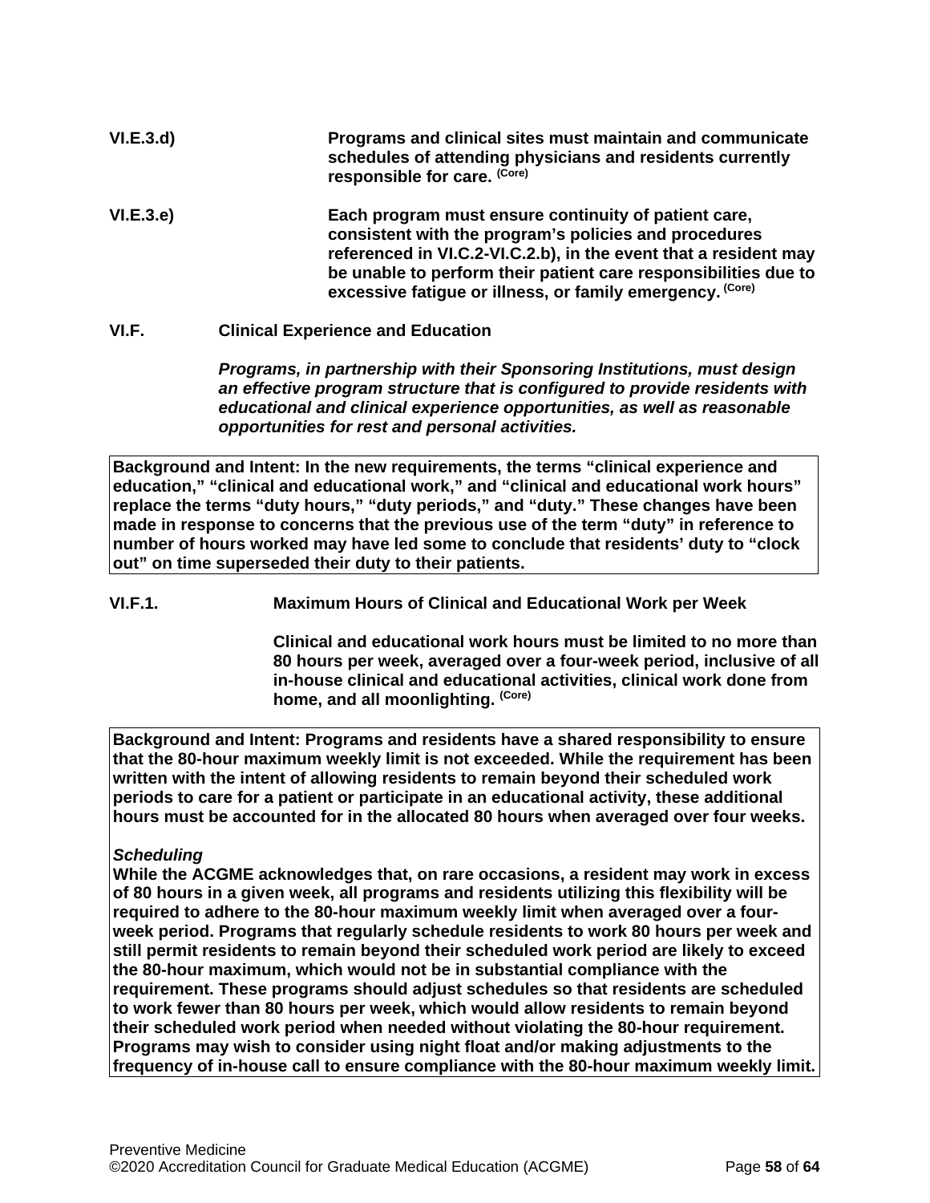**VI.E.3.d)** **Programs and clinical sites must maintain and communicate schedules of attending physicians and residents currently responsible for care.** **(Core)**

**VI.E.3.e)** **Each program must ensure continuity of patient care, consistent with the program's policies and procedures referenced in VI.C.2-VI.C.2.b), in the event that a resident may be unable to perform their patient care responsibilities due to excessive fatigue or illness, or family emergency.** **(Core)**

**VI.F.** **Clinical Experience and Education**

***Programs, in partnership with their Sponsoring Institutions, must design an effective program structure that is configured to provide residents with educational and clinical experience opportunities, as well as reasonable opportunities for rest and personal activities.***

> **Background and Intent: In the new requirements, the terms "clinical experience and education," "clinical and educational work," and "clinical and educational work hours" replace the terms "duty hours," "duty periods," and "duty." These changes have been made in response to concerns that the previous use of the term "duty" in reference to number of hours worked may have led some to conclude that residents' duty to "clock out" on time superseded their duty to their patients.**

**VI.F.1.** **Maximum Hours of Clinical and Educational Work per Week**

**Clinical and educational work hours must be limited to no more than 80 hours per week, averaged over a four-week period, inclusive of all in-house clinical and educational activities, clinical work done from home, and all moonlighting.** **(Core)**

> **Background and Intent: Programs and residents have a shared responsibility to ensure that the 80-hour maximum weekly limit is not exceeded. While the requirement has been written with the intent of allowing residents to remain beyond their scheduled work periods to care for a patient or participate in an educational activity, these additional hours must be accounted for in the allocated 80 hours when averaged over four weeks.**
>
> ***Scheduling***
> **While the ACGME acknowledges that, on rare occasions, a resident may work in excess of 80 hours in a given week, all programs and residents utilizing this flexibility will be required to adhere to the 80-hour maximum weekly limit when averaged over a four-week period. Programs that regularly schedule residents to work 80 hours per week and still permit residents to remain beyond their scheduled work period are likely to exceed the 80-hour maximum, which would not be in substantial compliance with the requirement. These programs should adjust schedules so that residents are scheduled to work fewer than 80 hours per week, which would allow residents to remain beyond their scheduled work period when needed without violating the 80-hour requirement. Programs may wish to consider using night float and/or making adjustments to the frequency of in-house call to ensure compliance with the 80-hour maximum weekly limit.**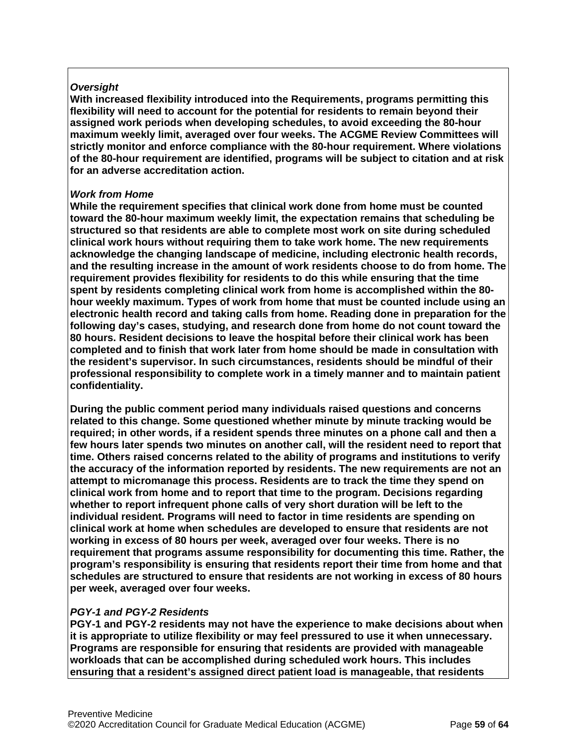***Oversight***
**With increased flexibility introduced into the Requirements, programs permitting this flexibility will need to account for the potential for residents to remain beyond their assigned work periods when developing schedules, to avoid exceeding the 80-hour maximum weekly limit, averaged over four weeks. The ACGME Review Committees will strictly monitor and enforce compliance with the 80-hour requirement. Where violations of the 80-hour requirement are identified, programs will be subject to citation and at risk for an adverse accreditation action.**

***Work from Home***
**While the requirement specifies that clinical work done from home must be counted toward the 80-hour maximum weekly limit, the expectation remains that scheduling be structured so that residents are able to complete most work on site during scheduled clinical work hours without requiring them to take work home. The new requirements acknowledge the changing landscape of medicine, including electronic health records, and the resulting increase in the amount of work residents choose to do from home. The requirement provides flexibility for residents to do this while ensuring that the time spent by residents completing clinical work from home is accomplished within the 80-hour weekly maximum. Types of work from home that must be counted include using an electronic health record and taking calls from home. Reading done in preparation for the following day's cases, studying, and research done from home do not count toward the 80 hours. Resident decisions to leave the hospital before their clinical work has been completed and to finish that work later from home should be made in consultation with the resident's supervisor. In such circumstances, residents should be mindful of their professional responsibility to complete work in a timely manner and to maintain patient confidentiality.**

**During the public comment period many individuals raised questions and concerns related to this change. Some questioned whether minute by minute tracking would be required; in other words, if a resident spends three minutes on a phone call and then a few hours later spends two minutes on another call, will the resident need to report that time. Others raised concerns related to the ability of programs and institutions to verify the accuracy of the information reported by residents. The new requirements are not an attempt to micromanage this process. Residents are to track the time they spend on clinical work from home and to report that time to the program. Decisions regarding whether to report infrequent phone calls of very short duration will be left to the individual resident. Programs will need to factor in time residents are spending on clinical work at home when schedules are developed to ensure that residents are not working in excess of 80 hours per week, averaged over four weeks. There is no requirement that programs assume responsibility for documenting this time. Rather, the program's responsibility is ensuring that residents report their time from home and that schedules are structured to ensure that residents are not working in excess of 80 hours per week, averaged over four weeks.**

***PGY-1 and PGY-2 Residents***
**PGY-1 and PGY-2 residents may not have the experience to make decisions about when it is appropriate to utilize flexibility or may feel pressured to use it when unnecessary. Programs are responsible for ensuring that residents are provided with manageable workloads that can be accomplished during scheduled work hours. This includes ensuring that a resident's assigned direct patient load is manageable, that residents**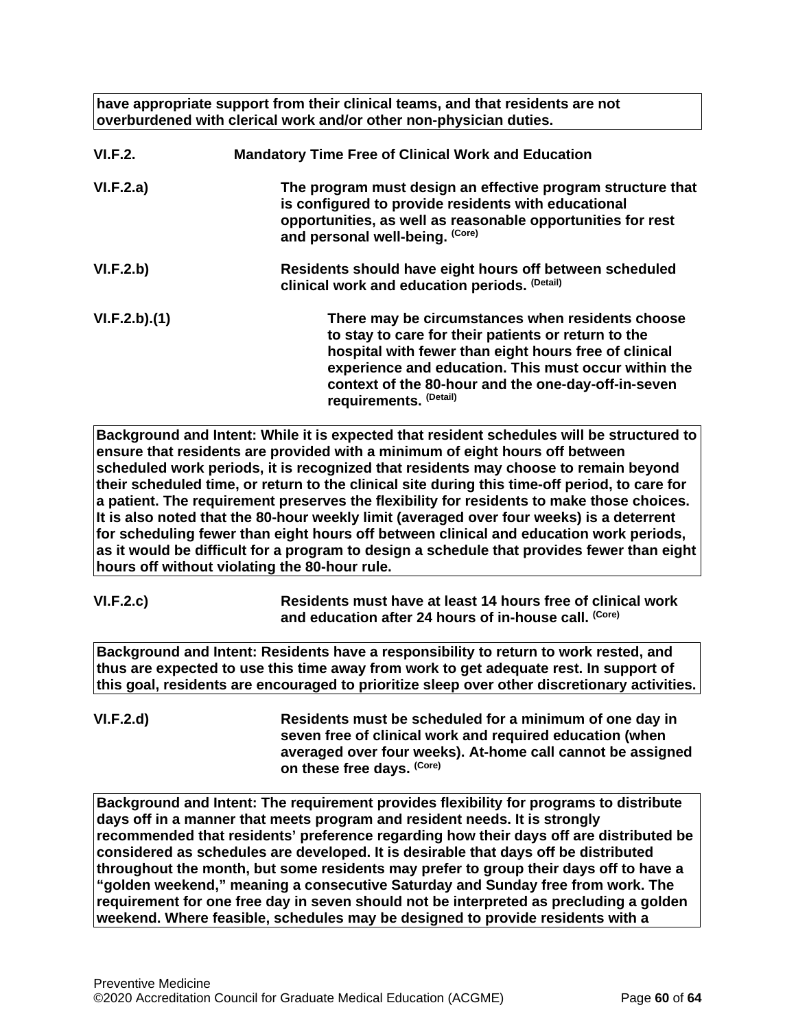**have appropriate support from their clinical teams, and that residents are not overburdened with clerical work and/or other non-physician duties.**

**VI.F.2. Mandatory Time Free of Clinical Work and Education**

**VI.F.2.a) The program must design an effective program structure that is configured to provide residents with educational opportunities, as well as reasonable opportunities for rest and personal well-being.** (Core)

**VI.F.2.b) Residents should have eight hours off between scheduled clinical work and education periods.** (Detail)

**VI.F.2.b).(1) There may be circumstances when residents choose to stay to care for their patients or return to the hospital with fewer than eight hours free of clinical experience and education. This must occur within the context of the 80-hour and the one-day-off-in-seven requirements.** (Detail)

**Background and Intent: While it is expected that resident schedules will be structured to ensure that residents are provided with a minimum of eight hours off between scheduled work periods, it is recognized that residents may choose to remain beyond their scheduled time, or return to the clinical site during this time-off period, to care for a patient. The requirement preserves the flexibility for residents to make those choices. It is also noted that the 80-hour weekly limit (averaged over four weeks) is a deterrent for scheduling fewer than eight hours off between clinical and education work periods, as it would be difficult for a program to design a schedule that provides fewer than eight hours off without violating the 80-hour rule.**

**VI.F.2.c) Residents must have at least 14 hours free of clinical work and education after 24 hours of in-house call.** (Core)

**Background and Intent: Residents have a responsibility to return to work rested, and thus are expected to use this time away from work to get adequate rest. In support of this goal, residents are encouraged to prioritize sleep over other discretionary activities.**

**VI.F.2.d) Residents must be scheduled for a minimum of one day in seven free of clinical work and required education (when averaged over four weeks). At-home call cannot be assigned on these free days.** (Core)

**Background and Intent: The requirement provides flexibility for programs to distribute days off in a manner that meets program and resident needs. It is strongly recommended that residents' preference regarding how their days off are distributed be considered as schedules are developed. It is desirable that days off be distributed throughout the month, but some residents may prefer to group their days off to have a "golden weekend," meaning a consecutive Saturday and Sunday free from work. The requirement for one free day in seven should not be interpreted as precluding a golden weekend. Where feasible, schedules may be designed to provide residents with a**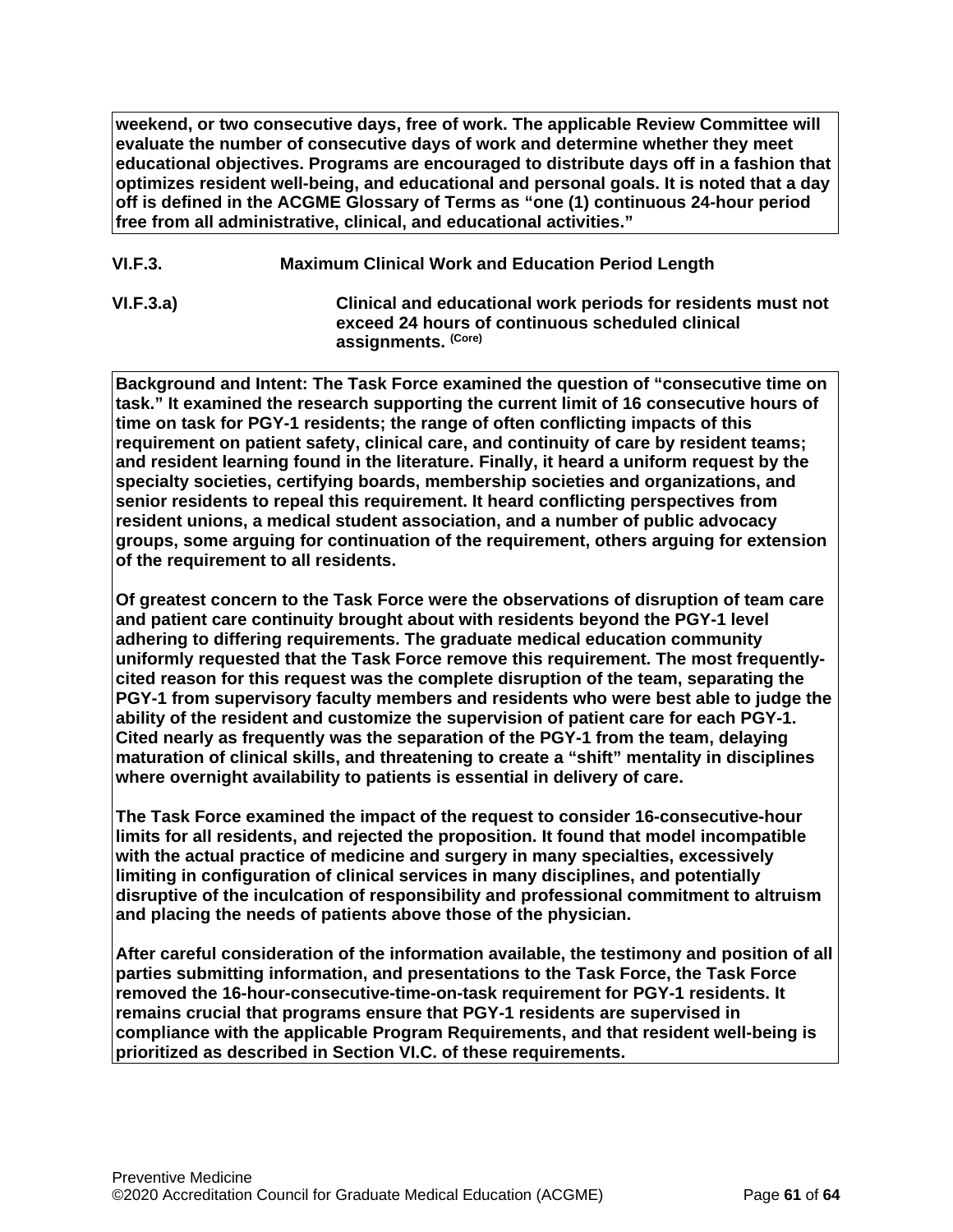**weekend, or two consecutive days, free of work. The applicable Review Committee will evaluate the number of consecutive days of work and determine whether they meet educational objectives. Programs are encouraged to distribute days off in a fashion that optimizes resident well-being, and educational and personal goals. It is noted that a day off is defined in the ACGME Glossary of Terms as “one (1) continuous 24-hour period free from all administrative, clinical, and educational activities.”**

**VI.F.3. Maximum Clinical Work and Education Period Length**

**VI.F.3.a) Clinical and educational work periods for residents must not exceed 24 hours of continuous scheduled clinical assignments.** (Core)

**Background and Intent: The Task Force examined the question of “consecutive time on task.” It examined the research supporting the current limit of 16 consecutive hours of time on task for PGY-1 residents; the range of often conflicting impacts of this requirement on patient safety, clinical care, and continuity of care by resident teams; and resident learning found in the literature. Finally, it heard a uniform request by the specialty societies, certifying boards, membership societies and organizations, and senior residents to repeal this requirement. It heard conflicting perspectives from resident unions, a medical student association, and a number of public advocacy groups, some arguing for continuation of the requirement, others arguing for extension of the requirement to all residents.**

**Of greatest concern to the Task Force were the observations of disruption of team care and patient care continuity brought about with residents beyond the PGY-1 level adhering to differing requirements. The graduate medical education community uniformly requested that the Task Force remove this requirement. The most frequently-cited reason for this request was the complete disruption of the team, separating the PGY-1 from supervisory faculty members and residents who were best able to judge the ability of the resident and customize the supervision of patient care for each PGY-1. Cited nearly as frequently was the separation of the PGY-1 from the team, delaying maturation of clinical skills, and threatening to create a “shift” mentality in disciplines where overnight availability to patients is essential in delivery of care.**

**The Task Force examined the impact of the request to consider 16-consecutive-hour limits for all residents, and rejected the proposition. It found that model incompatible with the actual practice of medicine and surgery in many specialties, excessively limiting in configuration of clinical services in many disciplines, and potentially disruptive of the inculcation of responsibility and professional commitment to altruism and placing the needs of patients above those of the physician.**

**After careful consideration of the information available, the testimony and position of all parties submitting information, and presentations to the Task Force, the Task Force removed the 16-hour-consecutive-time-on-task requirement for PGY-1 residents. It remains crucial that programs ensure that PGY-1 residents are supervised in compliance with the applicable Program Requirements, and that resident well-being is prioritized as described in Section VI.C. of these requirements.**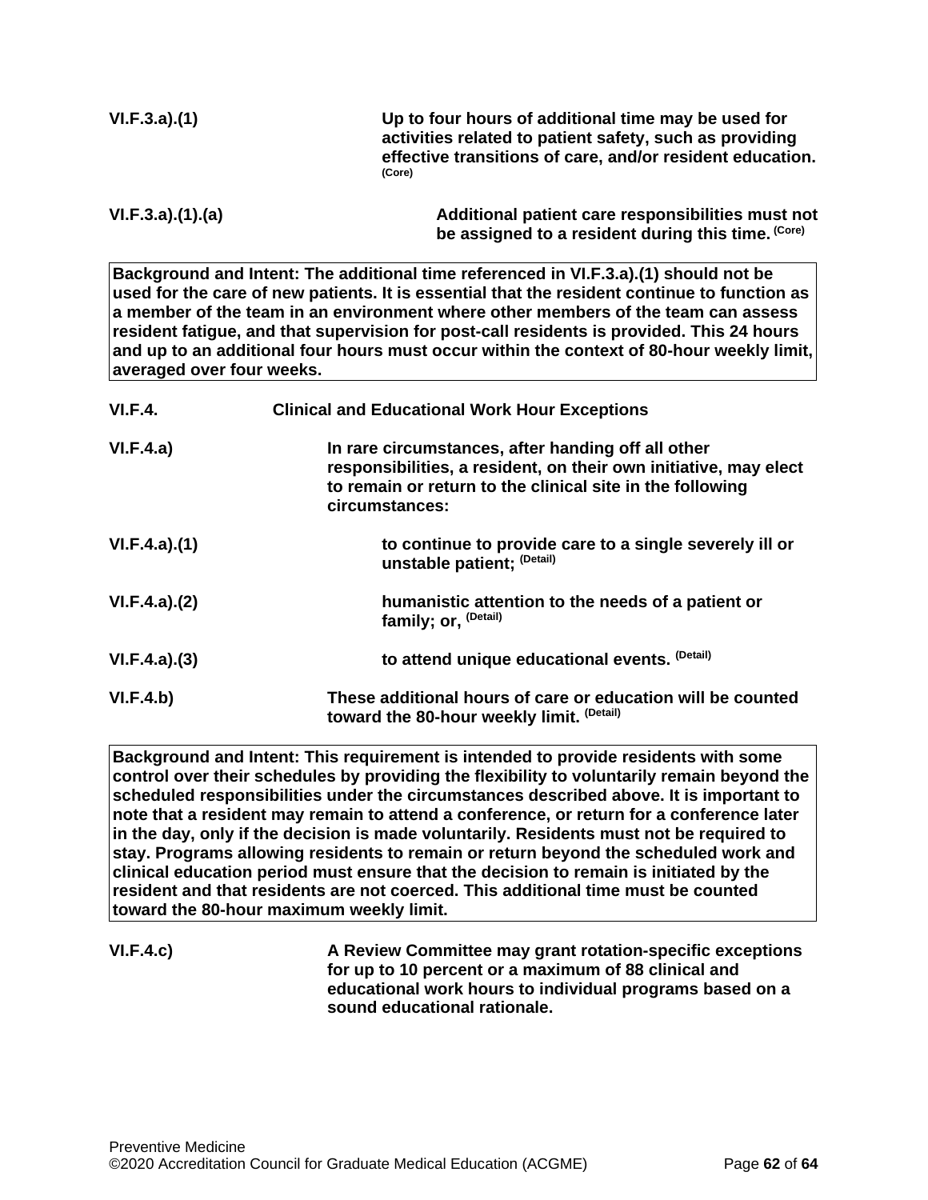**VI.F.3.a).(1)** **Up to four hours of additional time may be used for activities related to patient safety, such as providing effective transitions of care, and/or resident education.** **(Core)**

**VI.F.3.a).(1).(a)** **Additional patient care responsibilities must not be assigned to a resident during this time.** **(Core)**

> **Background and Intent: The additional time referenced in VI.F.3.a).(1) should not be used for the care of new patients. It is essential that the resident continue to function as a member of the team in an environment where other members of the team can assess resident fatigue, and that supervision for post-call residents is provided. This 24 hours and up to an additional four hours must occur within the context of 80-hour weekly limit, averaged over four weeks.**

**VI.F.4.** **Clinical and Educational Work Hour Exceptions**

**VI.F.4.a)** **In rare circumstances, after handing off all other responsibilities, a resident, on their own initiative, may elect to remain or return to the clinical site in the following circumstances:**

**VI.F.4.a).(1)** **to continue to provide care to a single severely ill or unstable patient;** **(Detail)**

**VI.F.4.a).(2)** **humanistic attention to the needs of a patient or family; or,** **(Detail)**

**VI.F.4.a).(3)** **to attend unique educational events.** **(Detail)**

**VI.F.4.b)** **These additional hours of care or education will be counted toward the 80-hour weekly limit.** **(Detail)**

> **Background and Intent: This requirement is intended to provide residents with some control over their schedules by providing the flexibility to voluntarily remain beyond the scheduled responsibilities under the circumstances described above. It is important to note that a resident may remain to attend a conference, or return for a conference later in the day, only if the decision is made voluntarily. Residents must not be required to stay. Programs allowing residents to remain or return beyond the scheduled work and clinical education period must ensure that the decision to remain is initiated by the resident and that residents are not coerced. This additional time must be counted toward the 80-hour maximum weekly limit.**

**VI.F.4.c)** **A Review Committee may grant rotation-specific exceptions for up to 10 percent or a maximum of 88 clinical and educational work hours to individual programs based on a sound educational rationale.**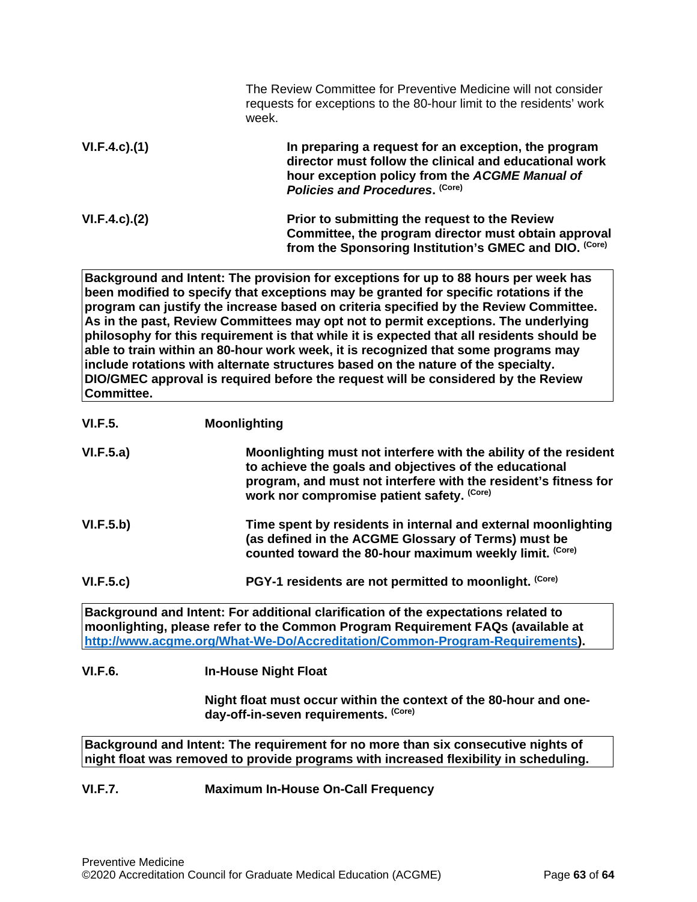The Review Committee for Preventive Medicine will not consider requests for exceptions to the 80-hour limit to the residents' work week.

**VI.F.4.c).(1)** **In preparing a request for an exception, the program director must follow the clinical and educational work hour exception policy from the *ACGME Manual of Policies and Procedures*. (Core)**

**VI.F.4.c).(2)** **Prior to submitting the request to the Review Committee, the program director must obtain approval from the Sponsoring Institution's GMEC and DIO. (Core)**

**Background and Intent: The provision for exceptions for up to 88 hours per week has been modified to specify that exceptions may be granted for specific rotations if the program can justify the increase based on criteria specified by the Review Committee. As in the past, Review Committees may opt not to permit exceptions. The underlying philosophy for this requirement is that while it is expected that all residents should be able to train within an 80-hour work week, it is recognized that some programs may include rotations with alternate structures based on the nature of the specialty. DIO/GMEC approval is required before the request will be considered by the Review Committee.**

**VI.F.5.** **Moonlighting**

**VI.F.5.a)** **Moonlighting must not interfere with the ability of the resident to achieve the goals and objectives of the educational program, and must not interfere with the resident's fitness for work nor compromise patient safety. (Core)**

**VI.F.5.b)** **Time spent by residents in internal and external moonlighting (as defined in the ACGME Glossary of Terms) must be counted toward the 80-hour maximum weekly limit. (Core)**

**VI.F.5.c)** **PGY-1 residents are not permitted to moonlight. (Core)**

**Background and Intent: For additional clarification of the expectations related to moonlighting, please refer to the Common Program Requirement FAQs (available at http://www.acgme.org/What-We-Do/Accreditation/Common-Program-Requirements).**

**VI.F.6.** **In-House Night Float**

**Night float must occur within the context of the 80-hour and one-day-off-in-seven requirements. (Core)**

**Background and Intent: The requirement for no more than six consecutive nights of night float was removed to provide programs with increased flexibility in scheduling.**

**VI.F.7.** **Maximum In-House On-Call Frequency**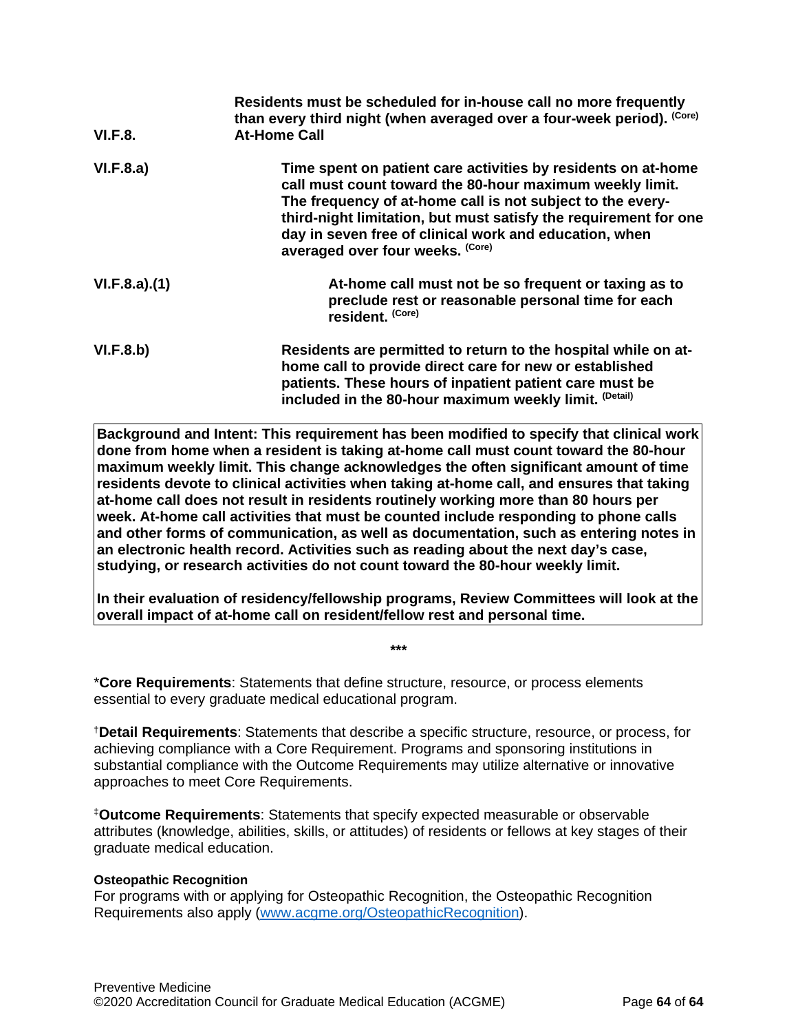**Residents must be scheduled for in-house call no more frequently than every third night (when averaged over a four-week period).** (Core)

**VI.F.8.** **At-Home Call**

**VI.F.8.a)** **Time spent on patient care activities by residents on at-home call must count toward the 80-hour maximum weekly limit. The frequency of at-home call is not subject to the every-third-night limitation, but must satisfy the requirement for one day in seven free of clinical work and education, when averaged over four weeks.** (Core)

**VI.F.8.a).(1)** **At-home call must not be so frequent or taxing as to preclude rest or reasonable personal time for each resident.** (Core)

**VI.F.8.b)** **Residents are permitted to return to the hospital while on at-home call to provide direct care for new or established patients. These hours of inpatient patient care must be included in the 80-hour maximum weekly limit.** (Detail)

> **Background and Intent: This requirement has been modified to specify that clinical work done from home when a resident is taking at-home call must count toward the 80-hour maximum weekly limit. This change acknowledges the often significant amount of time residents devote to clinical activities when taking at-home call, and ensures that taking at-home call does not result in residents routinely working more than 80 hours per week. At-home call activities that must be counted include responding to phone calls and other forms of communication, as well as documentation, such as entering notes in an electronic health record. Activities such as reading about the next day's case, studying, or research activities do not count toward the 80-hour weekly limit.**
>
> **In their evaluation of residency/fellowship programs, Review Committees will look at the overall impact of at-home call on resident/fellow rest and personal time.**

***

*__Core Requirements__: Statements that define structure, resource, or process elements essential to every graduate medical educational program.

†__Detail Requirements__: Statements that describe a specific structure, resource, or process, for achieving compliance with a Core Requirement. Programs and sponsoring institutions in substantial compliance with the Outcome Requirements may utilize alternative or innovative approaches to meet Core Requirements.

‡__Outcome Requirements__: Statements that specify expected measurable or observable attributes (knowledge, abilities, skills, or attitudes) of residents or fellows at key stages of their graduate medical education.

**Osteopathic Recognition**
For programs with or applying for Osteopathic Recognition, the Osteopathic Recognition Requirements also apply (www.acgme.org/OsteopathicRecognition).